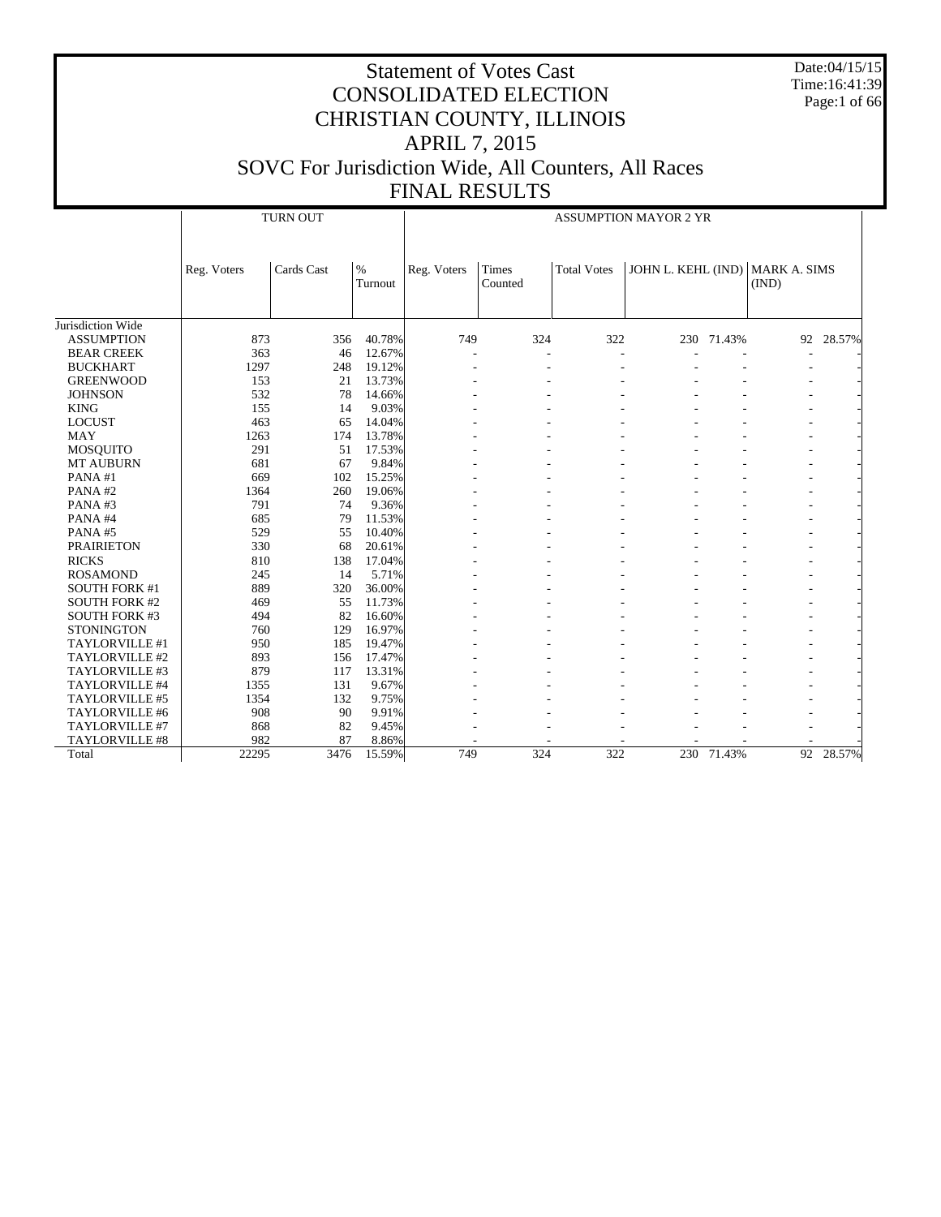# Statement of Votes Cast
# CONSOLIDATED ELECTION
# CHRISTIAN COUNTY, ILLINOIS
# APRIL 7, 2015
# SOVC For Jurisdiction Wide, All Counters, All Races
# FINAL RESULTS

Date:04/15/15
Time:16:41:39

| | TURN OUT | | | ASSUMPTION MAYOR 2 YR | | | | | | |
|---|---|---|---|---|---|---|---|---|---|---|
| | Reg. Voters | Cards Cast | % Turnout | Reg. Voters | Times Counted | Total Votes | JOHN L. KEHL (IND) | | MARK A. SIMS (IND) | |
| Jurisdiction Wide | | | | | | | | | | |
| ASSUMPTION | 873 | 356 | 40.78% | 749 | 324 | 322 | 230 | 71.43% | 92 | 28.57% |
| BEAR CREEK | 363 | 46 | 12.67% | - | - | - | - | - | - | - |
| BUCKHART | 1297 | 248 | 19.12% | - | - | - | - | - | - | - |
| GREENWOOD | 153 | 21 | 13.73% | - | - | - | - | - | - | - |
| JOHNSON | 532 | 78 | 14.66% | - | - | - | - | - | - | - |
| KING | 155 | 14 | 9.03% | - | - | - | - | - | - | - |
| LOCUST | 463 | 65 | 14.04% | - | - | - | - | - | - | - |
| MAY | 1263 | 174 | 13.78% | - | - | - | - | - | - | - |
| MOSQUITO | 291 | 51 | 17.53% | - | - | - | - | - | - | - |
| MT AUBURN | 681 | 67 | 9.84% | - | - | - | - | - | - | - |
| PANA #1 | 669 | 102 | 15.25% | - | - | - | - | - | - | - |
| PANA #2 | 1364 | 260 | 19.06% | - | - | - | - | - | - | - |
| PANA #3 | 791 | 74 | 9.36% | - | - | - | - | - | - | - |
| PANA #4 | 685 | 79 | 11.53% | - | - | - | - | - | - | - |
| PANA #5 | 529 | 55 | 10.40% | - | - | - | - | - | - | - |
| PRAIRIETON | 330 | 68 | 20.61% | - | - | - | - | - | - | - |
| RICKS | 810 | 138 | 17.04% | - | - | - | - | - | - | - |
| ROSAMOND | 245 | 14 | 5.71% | - | - | - | - | - | - | - |
| SOUTH FORK #1 | 889 | 320 | 36.00% | - | - | - | - | - | - | - |
| SOUTH FORK #2 | 469 | 55 | 11.73% | - | - | - | - | - | - | - |
| SOUTH FORK #3 | 494 | 82 | 16.60% | - | - | - | - | - | - | - |
| STONINGTON | 760 | 129 | 16.97% | - | - | - | - | - | - | - |
| TAYLORVILLE #1 | 950 | 185 | 19.47% | - | - | - | - | - | - | - |
| TAYLORVILLE #2 | 893 | 156 | 17.47% | - | - | - | - | - | - | - |
| TAYLORVILLE #3 | 879 | 117 | 13.31% | - | - | - | - | - | - | - |
| TAYLORVILLE #4 | 1355 | 131 | 9.67% | - | - | - | - | - | - | - |
| TAYLORVILLE #5 | 1354 | 132 | 9.75% | - | - | - | - | - | - | - |
| TAYLORVILLE #6 | 908 | 90 | 9.91% | - | - | - | - | - | - | - |
| TAYLORVILLE #7 | 868 | 82 | 9.45% | - | - | - | - | - | - | - |
| TAYLORVILLE #8 | 982 | 87 | 8.86% | - | - | - | - | - | - | - |
| Total | 22295 | 3476 | 15.59% | 749 | 324 | 322 | 230 | 71.43% | 92 | 28.57% |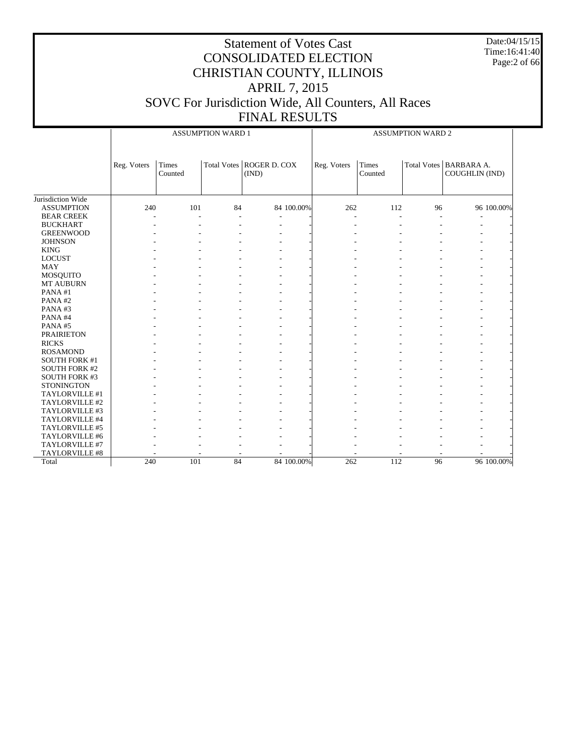# Statement of Votes Cast
## CONSOLIDATED ELECTION
## CHRISTIAN COUNTY, ILLINOIS
## APRIL 7, 2015
## SOVC For Jurisdiction Wide, All Counters, All Races
## FINAL RESULTS

Date:04/15/15
Time:16:41:40

| | ASSUMPTION WARD 1 | | | | | ASSUMPTION WARD 2 | | | | |
|---|---|---|---|---|---|---|---|---|---|---|
| | Reg. Voters | Times Counted | Total Votes | ROGER D. COX (IND) | | Reg. Voters | Times Counted | Total Votes | BARBARA A. COUGHLIN (IND) | |
| Jurisdiction Wide | | | | | | | | | | |
| ASSUMPTION | 240 | 101 | 84 | 84 | 100.00% | 262 | 112 | 96 | 96 | 100.00% |
| BEAR CREEK | - | - | - | - | - | - | - | - | - | - |
| BUCKHART | - | - | - | - | - | - | - | - | - | - |
| GREENWOOD | - | - | - | - | - | - | - | - | - | - |
| JOHNSON | - | - | - | - | - | - | - | - | - | - |
| KING | - | - | - | - | - | - | - | - | - | - |
| LOCUST | - | - | - | - | - | - | - | - | - | - |
| MAY | - | - | - | - | - | - | - | - | - | - |
| MOSQUITO | - | - | - | - | - | - | - | - | - | - |
| MT AUBURN | - | - | - | - | - | - | - | - | - | - |
| PANA #1 | - | - | - | - | - | - | - | - | - | - |
| PANA #2 | - | - | - | - | - | - | - | - | - | - |
| PANA #3 | - | - | - | - | - | - | - | - | - | - |
| PANA #4 | - | - | - | - | - | - | - | - | - | - |
| PANA #5 | - | - | - | - | - | - | - | - | - | - |
| PRAIRIETON | - | - | - | - | - | - | - | - | - | - |
| RICKS | - | - | - | - | - | - | - | - | - | - |
| ROSAMOND | - | - | - | - | - | - | - | - | - | - |
| SOUTH FORK #1 | - | - | - | - | - | - | - | - | - | - |
| SOUTH FORK #2 | - | - | - | - | - | - | - | - | - | - |
| SOUTH FORK #3 | - | - | - | - | - | - | - | - | - | - |
| STONINGTON | - | - | - | - | - | - | - | - | - | - |
| TAYLORVILLE #1 | - | - | - | - | - | - | - | - | - | - |
| TAYLORVILLE #2 | - | - | - | - | - | - | - | - | - | - |
| TAYLORVILLE #3 | - | - | - | - | - | - | - | - | - | - |
| TAYLORVILLE #4 | - | - | - | - | - | - | - | - | - | - |
| TAYLORVILLE #5 | - | - | - | - | - | - | - | - | - | - |
| TAYLORVILLE #6 | - | - | - | - | - | - | - | - | - | - |
| TAYLORVILLE #7 | - | - | - | - | - | - | - | - | - | - |
| TAYLORVILLE #8 | - | - | - | - | - | - | - | - | - | - |
| Total | 240 | 101 | 84 | 84 | 100.00% | 262 | 112 | 96 | 96 | 100.00% |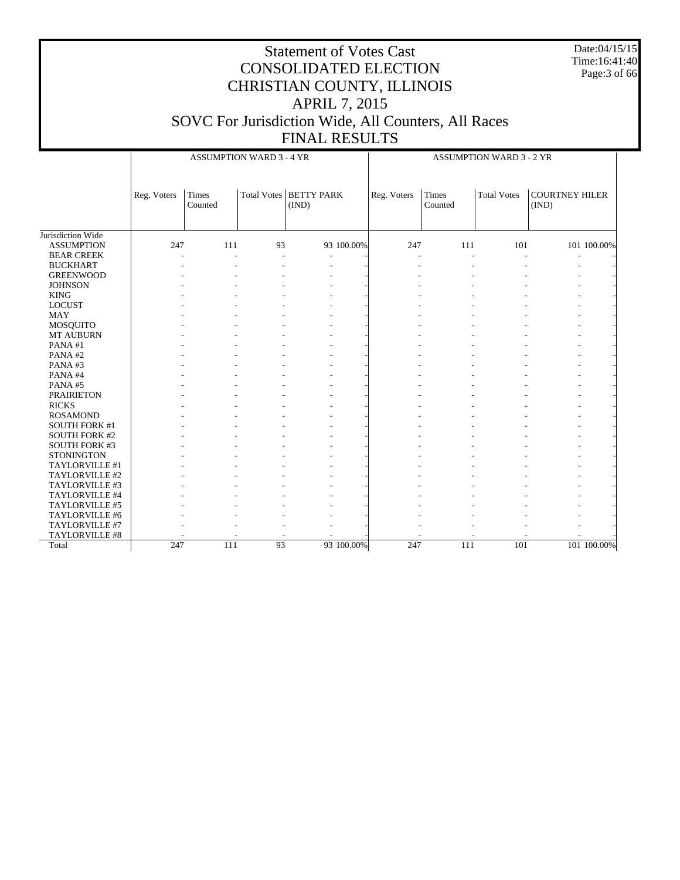# Statement of Votes Cast
# CONSOLIDATED ELECTION
# CHRISTIAN COUNTY, ILLINOIS
# APRIL 7, 2015
# SOVC For Jurisdiction Wide, All Counters, All Races
# FINAL RESULTS

Date:04/15/15
Time:16:41:40

| | ASSUMPTION WARD 3 - 4 YR | | | | | ASSUMPTION WARD 3 - 2 YR | | | | |
|---|---|---|---|---|---|---|---|---|---|---|
| | Reg. Voters | Times Counted | Total Votes | BETTY PARK (IND) | | Reg. Voters | Times Counted | Total Votes | COURTNEY HILER (IND) | |
| Jurisdiction Wide | | | | | | | | | | |
| ASSUMPTION | 247 | 111 | 93 | 93 | 100.00% | 247 | 111 | 101 | 101 | 100.00% |
| BEAR CREEK | - | - | - | - | - | - | - | - | - | - |
| BUCKHART | - | - | - | - | - | - | - | - | - | - |
| GREENWOOD | - | - | - | - | - | - | - | - | - | - |
| JOHNSON | - | - | - | - | - | - | - | - | - | - |
| KING | - | - | - | - | - | - | - | - | - | - |
| LOCUST | - | - | - | - | - | - | - | - | - | - |
| MAY | - | - | - | - | - | - | - | - | - | - |
| MOSQUITO | - | - | - | - | - | - | - | - | - | - |
| MT AUBURN | - | - | - | - | - | - | - | - | - | - |
| PANA #1 | - | - | - | - | - | - | - | - | - | - |
| PANA #2 | - | - | - | - | - | - | - | - | - | - |
| PANA #3 | - | - | - | - | - | - | - | - | - | - |
| PANA #4 | - | - | - | - | - | - | - | - | - | - |
| PANA #5 | - | - | - | - | - | - | - | - | - | - |
| PRAIRIETON | - | - | - | - | - | - | - | - | - | - |
| RICKS | - | - | - | - | - | - | - | - | - | - |
| ROSAMOND | - | - | - | - | - | - | - | - | - | - |
| SOUTH FORK #1 | - | - | - | - | - | - | - | - | - | - |
| SOUTH FORK #2 | - | - | - | - | - | - | - | - | - | - |
| SOUTH FORK #3 | - | - | - | - | - | - | - | - | - | - |
| STONINGTON | - | - | - | - | - | - | - | - | - | - |
| TAYLORVILLE #1 | - | - | - | - | - | - | - | - | - | - |
| TAYLORVILLE #2 | - | - | - | - | - | - | - | - | - | - |
| TAYLORVILLE #3 | - | - | - | - | - | - | - | - | - | - |
| TAYLORVILLE #4 | - | - | - | - | - | - | - | - | - | - |
| TAYLORVILLE #5 | - | - | - | - | - | - | - | - | - | - |
| TAYLORVILLE #6 | - | - | - | - | - | - | - | - | - | - |
| TAYLORVILLE #7 | - | - | - | - | - | - | - | - | - | - |
| TAYLORVILLE #8 | - | - | - | - | - | - | - | - | - | - |
| Total | 247 | 111 | 93 | 93 | 100.00% | 247 | 111 | 101 | 101 | 100.00% |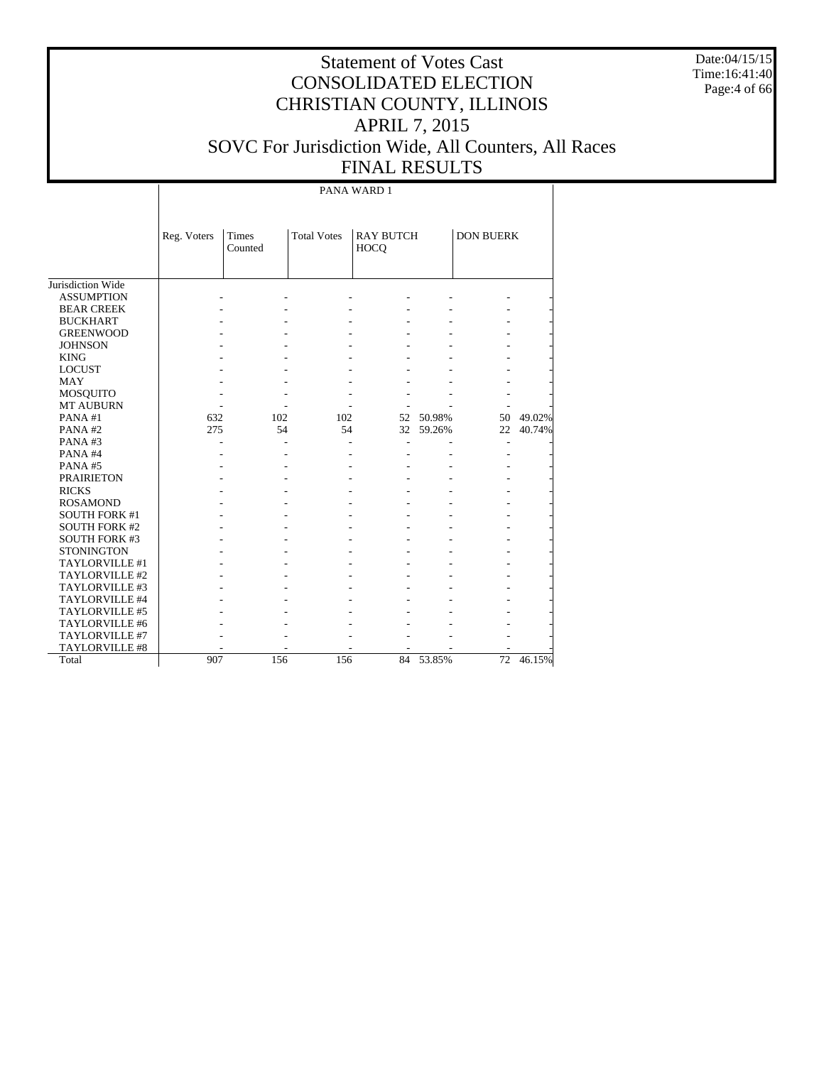# Statement of Votes Cast
# CONSOLIDATED ELECTION
# CHRISTIAN COUNTY, ILLINOIS
# APRIL 7, 2015
# SOVC For Jurisdiction Wide, All Counters, All Races
# FINAL RESULTS

Date:04/15/15
Time:16:41:40

PANA WARD 1

| | Reg. Voters | Times Counted | Total Votes | RAY BUTCH HOCQ | | DON BUERK | |
|---|---|---|---|---|---|---|---|
| Jurisdiction Wide | | | | | | | |
| ASSUMPTION | - | - | - | - | - | - | - |
| BEAR CREEK | - | - | - | - | - | - | - |
| BUCKHART | - | - | - | - | - | - | - |
| GREENWOOD | - | - | - | - | - | - | - |
| JOHNSON | - | - | - | - | - | - | - |
| KING | - | - | - | - | - | - | - |
| LOCUST | - | - | - | - | - | - | - |
| MAY | - | - | - | - | - | - | - |
| MOSQUITO | - | - | - | - | - | - | - |
| MT AUBURN | - | - | - | - | - | - | - |
| PANA #1 | 632 | 102 | 102 | 52 | 50.98% | 50 | 49.02% |
| PANA #2 | 275 | 54 | 54 | 32 | 59.26% | 22 | 40.74% |
| PANA #3 | - | - | - | - | - | - | - |
| PANA #4 | - | - | - | - | - | - | - |
| PANA #5 | - | - | - | - | - | - | - |
| PRAIRIETON | - | - | - | - | - | - | - |
| RICKS | - | - | - | - | - | - | - |
| ROSAMOND | - | - | - | - | - | - | - |
| SOUTH FORK #1 | - | - | - | - | - | - | - |
| SOUTH FORK #2 | - | - | - | - | - | - | - |
| SOUTH FORK #3 | - | - | - | - | - | - | - |
| STONINGTON | - | - | - | - | - | - | - |
| TAYLORVILLE #1 | - | - | - | - | - | - | - |
| TAYLORVILLE #2 | - | - | - | - | - | - | - |
| TAYLORVILLE #3 | - | - | - | - | - | - | - |
| TAYLORVILLE #4 | - | - | - | - | - | - | - |
| TAYLORVILLE #5 | - | - | - | - | - | - | - |
| TAYLORVILLE #6 | - | - | - | - | - | - | - |
| TAYLORVILLE #7 | - | - | - | - | - | - | - |
| TAYLORVILLE #8 | - | - | - | - | - | - | - |
| Total | 907 | 156 | 156 | 84 | 53.85% | 72 | 46.15% |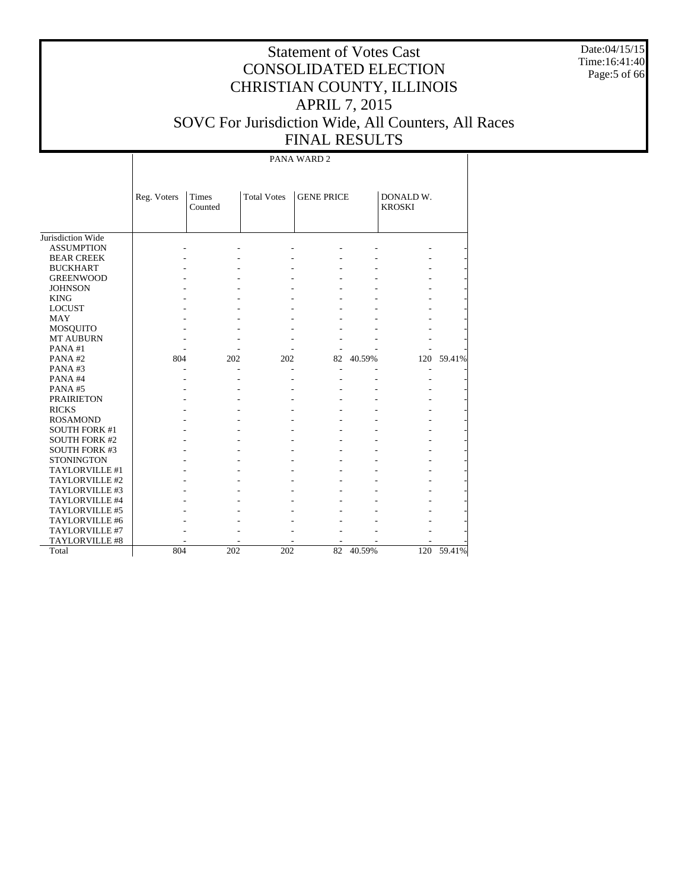# Statement of Votes Cast
# CONSOLIDATED ELECTION
# CHRISTIAN COUNTY, ILLINOIS
# APRIL 7, 2015
# SOVC For Jurisdiction Wide, All Counters, All Races
# FINAL RESULTS

Date:04/15/15
Time:16:41:40

PANA WARD 2

| | Reg. Voters | Times Counted | Total Votes | GENE PRICE | | DONALD W. KROSKI | |
|---|---|---|---|---|---|---|---|
| Jurisdiction Wide | | | | | | | |
| ASSUMPTION | - | - | - | - | - | - | - |
| BEAR CREEK | - | - | - | - | - | - | - |
| BUCKHART | - | - | - | - | - | - | - |
| GREENWOOD | - | - | - | - | - | - | - |
| JOHNSON | - | - | - | - | - | - | - |
| KING | - | - | - | - | - | - | - |
| LOCUST | - | - | - | - | - | - | - |
| MAY | - | - | - | - | - | - | - |
| MOSQUITO | - | - | - | - | - | - | - |
| MT AUBURN | - | - | - | - | - | - | - |
| PANA #1 | - | - | - | - | - | - | - |
| PANA #2 | 804 | 202 | 202 | 82 | 40.59% | 120 | 59.41% |
| PANA #3 | - | - | - | - | - | - | - |
| PANA #4 | - | - | - | - | - | - | - |
| PANA #5 | - | - | - | - | - | - | - |
| PRAIRIETON | - | - | - | - | - | - | - |
| RICKS | - | - | - | - | - | - | - |
| ROSAMOND | - | - | - | - | - | - | - |
| SOUTH FORK #1 | - | - | - | - | - | - | - |
| SOUTH FORK #2 | - | - | - | - | - | - | - |
| SOUTH FORK #3 | - | - | - | - | - | - | - |
| STONINGTON | - | - | - | - | - | - | - |
| TAYLORVILLE #1 | - | - | - | - | - | - | - |
| TAYLORVILLE #2 | - | - | - | - | - | - | - |
| TAYLORVILLE #3 | - | - | - | - | - | - | - |
| TAYLORVILLE #4 | - | - | - | - | - | - | - |
| TAYLORVILLE #5 | - | - | - | - | - | - | - |
| TAYLORVILLE #6 | - | - | - | - | - | - | - |
| TAYLORVILLE #7 | - | - | - | - | - | - | - |
| TAYLORVILLE #8 | - | - | - | - | - | - | - |
| Total | 804 | 202 | 202 | 82 | 40.59% | 120 | 59.41% |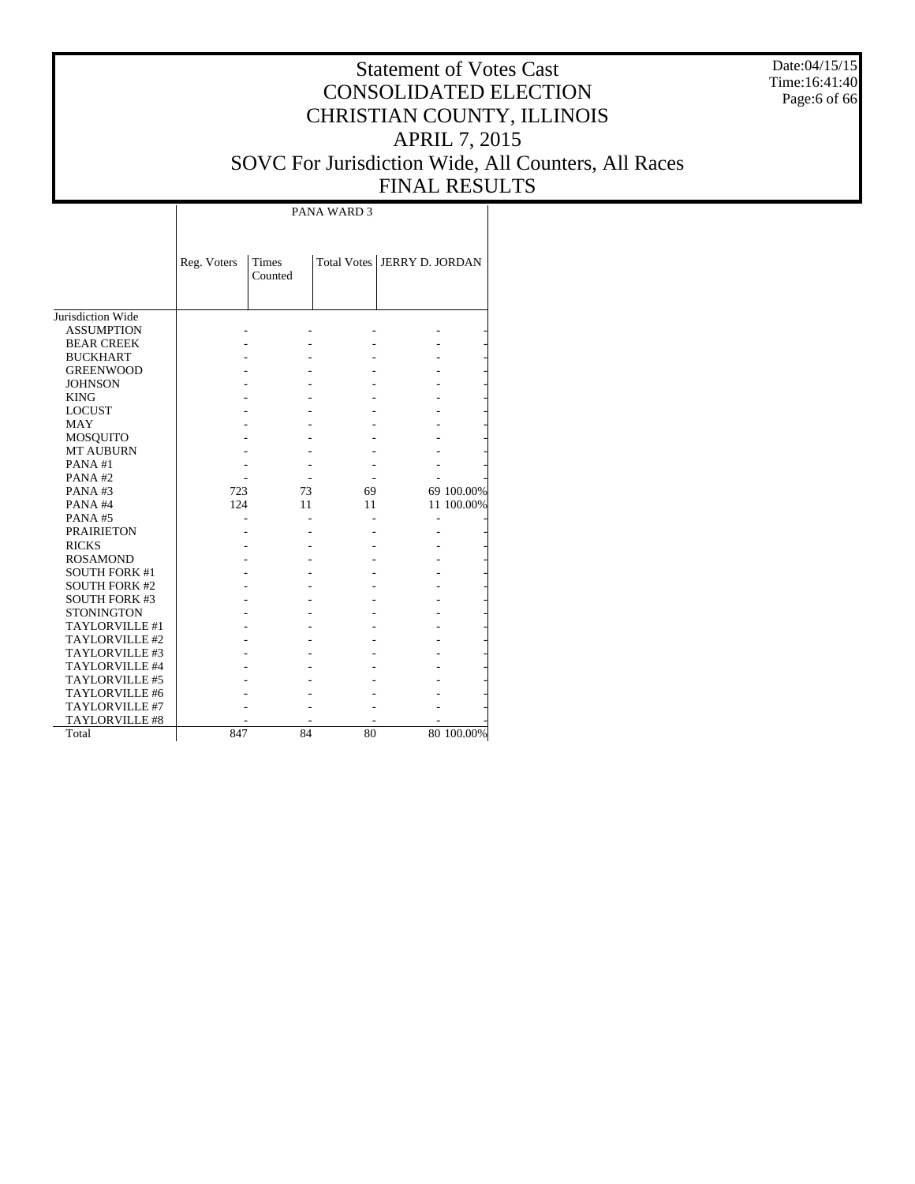# Statement of Votes Cast
# CONSOLIDATED ELECTION
# CHRISTIAN COUNTY, ILLINOIS
# APRIL 7, 2015
# SOVC For Jurisdiction Wide, All Counters, All Races
# FINAL RESULTS

Date:04/15/15
Time:16:41:40

| | PANA WARD 3 | | | | |
|---|---|---|---|---|---|
| | Reg. Voters | Times Counted | Total Votes | JERRY D. JORDAN | |
| Jurisdiction Wide | | | | | |
| ASSUMPTION | - | - | - | - | - |
| BEAR CREEK | - | - | - | - | - |
| BUCKHART | - | - | - | - | - |
| GREENWOOD | - | - | - | - | - |
| JOHNSON | - | - | - | - | - |
| KING | - | - | - | - | - |
| LOCUST | - | - | - | - | - |
| MAY | - | - | - | - | - |
| MOSQUITO | - | - | - | - | - |
| MT AUBURN | - | - | - | - | - |
| PANA #1 | - | - | - | - | - |
| PANA #2 | - | - | - | - | - |
| PANA #3 | 723 | 73 | 69 | 69 | 100.00% |
| PANA #4 | 124 | 11 | 11 | 11 | 100.00% |
| PANA #5 | - | - | - | - | - |
| PRAIRIETON | - | - | - | - | - |
| RICKS | - | - | - | - | - |
| ROSAMOND | - | - | - | - | - |
| SOUTH FORK #1 | - | - | - | - | - |
| SOUTH FORK #2 | - | - | - | - | - |
| SOUTH FORK #3 | - | - | - | - | - |
| STONINGTON | - | - | - | - | - |
| TAYLORVILLE #1 | - | - | - | - | - |
| TAYLORVILLE #2 | - | - | - | - | - |
| TAYLORVILLE #3 | - | - | - | - | - |
| TAYLORVILLE #4 | - | - | - | - | - |
| TAYLORVILLE #5 | - | - | - | - | - |
| TAYLORVILLE #6 | - | - | - | - | - |
| TAYLORVILLE #7 | - | - | - | - | - |
| TAYLORVILLE #8 | - | - | - | - | - |
| Total | 847 | 84 | 80 | 80 | 100.00% |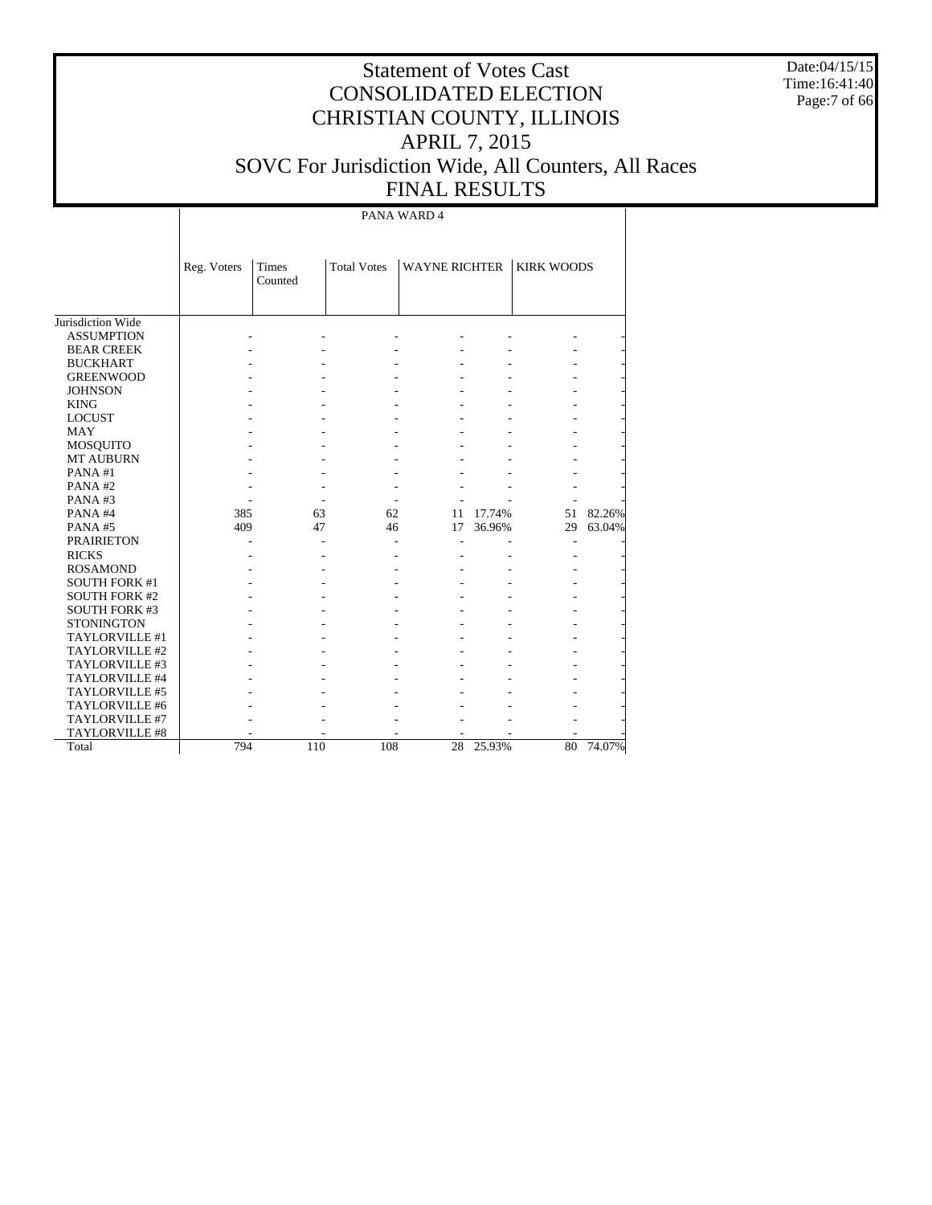# Statement of Votes Cast
# CONSOLIDATED ELECTION
# CHRISTIAN COUNTY, ILLINOIS
# APRIL 7, 2015
# SOVC For Jurisdiction Wide, All Counters, All Races
# FINAL RESULTS

PANA WARD 4

| | Reg. Voters | Times Counted | Total Votes | WAYNE RICHTER | | KIRK WOODS | |
|---|---|---|---|---|---|---|---|
| Jurisdiction Wide | | | | | | | |
| ASSUMPTION | - | - | - | - | - | - | - |
| BEAR CREEK | - | - | - | - | - | - | - |
| BUCKHART | - | - | - | - | - | - | - |
| GREENWOOD | - | - | - | - | - | - | - |
| JOHNSON | - | - | - | - | - | - | - |
| KING | - | - | - | - | - | - | - |
| LOCUST | - | - | - | - | - | - | - |
| MAY | - | - | - | - | - | - | - |
| MOSQUITO | - | - | - | - | - | - | - |
| MT AUBURN | - | - | - | - | - | - | - |
| PANA #1 | - | - | - | - | - | - | - |
| PANA #2 | - | - | - | - | - | - | - |
| PANA #3 | - | - | - | - | - | - | - |
| PANA #4 | 385 | 63 | 62 | 11 | 17.74% | 51 | 82.26% |
| PANA #5 | 409 | 47 | 46 | 17 | 36.96% | 29 | 63.04% |
| PRAIRIETON | - | - | - | - | - | - | - |
| RICKS | - | - | - | - | - | - | - |
| ROSAMOND | - | - | - | - | - | - | - |
| SOUTH FORK #1 | - | - | - | - | - | - | - |
| SOUTH FORK #2 | - | - | - | - | - | - | - |
| SOUTH FORK #3 | - | - | - | - | - | - | - |
| STONINGTON | - | - | - | - | - | - | - |
| TAYLORVILLE #1 | - | - | - | - | - | - | - |
| TAYLORVILLE #2 | - | - | - | - | - | - | - |
| TAYLORVILLE #3 | - | - | - | - | - | - | - |
| TAYLORVILLE #4 | - | - | - | - | - | - | - |
| TAYLORVILLE #5 | - | - | - | - | - | - | - |
| TAYLORVILLE #6 | - | - | - | - | - | - | - |
| TAYLORVILLE #7 | - | - | - | - | - | - | - |
| TAYLORVILLE #8 | - | - | - | - | - | - | - |
| Total | 794 | 110 | 108 | 28 | 25.93% | 80 | 74.07% |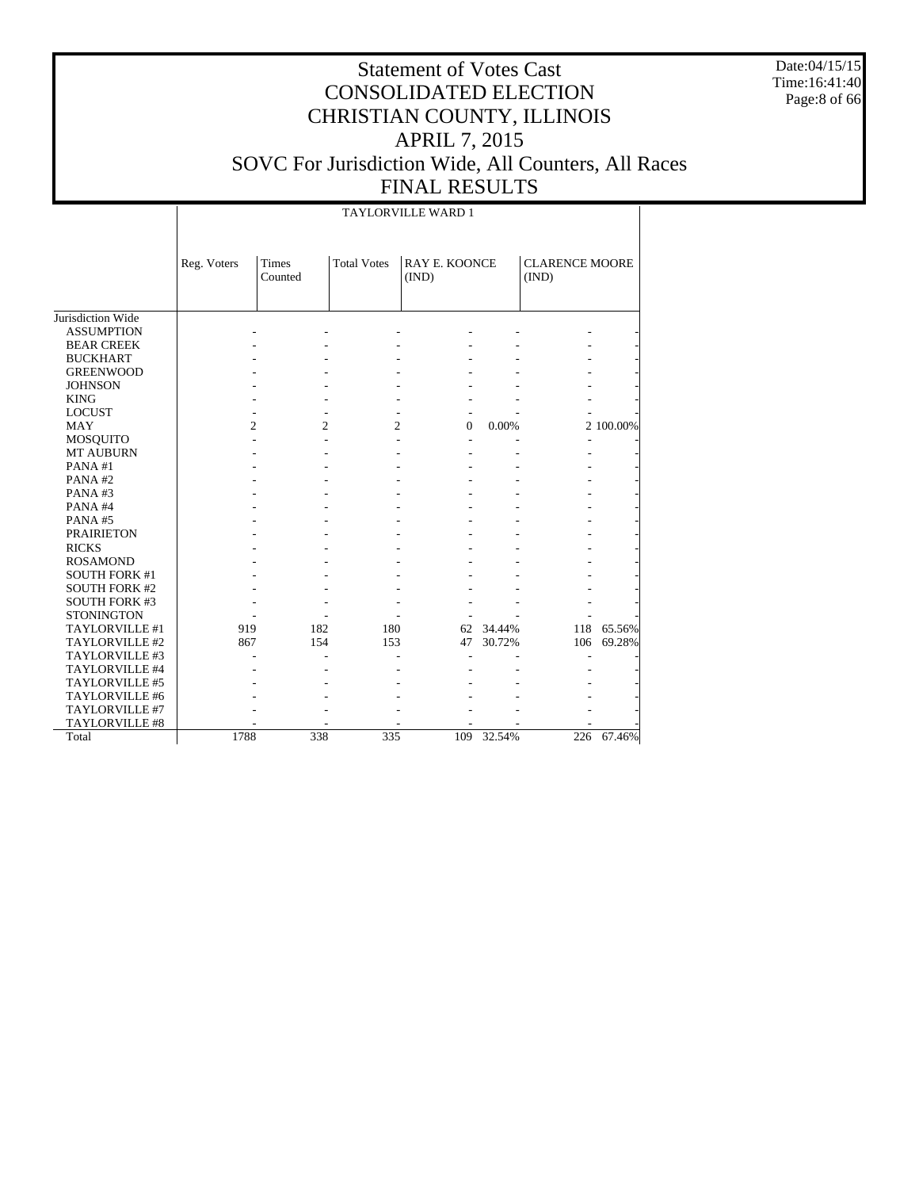# Statement of Votes Cast
# CONSOLIDATED ELECTION
# CHRISTIAN COUNTY, ILLINOIS
# APRIL 7, 2015
# SOVC For Jurisdiction Wide, All Counters, All Races
# FINAL RESULTS

Date:04/15/15
Time:16:41:40

| | TAYLORVILLE WARD 1 | | | | | | |
|---|---|---|---|---|---|---|---|
| | Reg. Voters | Times Counted | Total Votes | RAY E. KOONCE (IND) | | CLARENCE MOORE (IND) | |
| Jurisdiction Wide | | | | | | | |
| ASSUMPTION | - | - | - | - | - | - | - |
| BEAR CREEK | - | - | - | - | - | - | - |
| BUCKHART | - | - | - | - | - | - | - |
| GREENWOOD | - | - | - | - | - | - | - |
| JOHNSON | - | - | - | - | - | - | - |
| KING | - | - | - | - | - | - | - |
| LOCUST | - | - | - | - | - | - | - |
| MAY | 2 | 2 | 2 | 0 | 0.00% | 2 | 100.00% |
| MOSQUITO | - | - | - | - | - | - | - |
| MT AUBURN | - | - | - | - | - | - | - |
| PANA #1 | - | - | - | - | - | - | - |
| PANA #2 | - | - | - | - | - | - | - |
| PANA #3 | - | - | - | - | - | - | - |
| PANA #4 | - | - | - | - | - | - | - |
| PANA #5 | - | - | - | - | - | - | - |
| PRAIRIETON | - | - | - | - | - | - | - |
| RICKS | - | - | - | - | - | - | - |
| ROSAMOND | - | - | - | - | - | - | - |
| SOUTH FORK #1 | - | - | - | - | - | - | - |
| SOUTH FORK #2 | - | - | - | - | - | - | - |
| SOUTH FORK #3 | - | - | - | - | - | - | - |
| STONINGTON | - | - | - | - | - | - | - |
| TAYLORVILLE #1 | 919 | 182 | 180 | 62 | 34.44% | 118 | 65.56% |
| TAYLORVILLE #2 | 867 | 154 | 153 | 47 | 30.72% | 106 | 69.28% |
| TAYLORVILLE #3 | - | - | - | - | - | - | - |
| TAYLORVILLE #4 | - | - | - | - | - | - | - |
| TAYLORVILLE #5 | - | - | - | - | - | - | - |
| TAYLORVILLE #6 | - | - | - | - | - | - | - |
| TAYLORVILLE #7 | - | - | - | - | - | - | - |
| TAYLORVILLE #8 | - | - | - | - | - | - | - |
| Total | 1788 | 338 | 335 | 109 | 32.54% | 226 | 67.46% |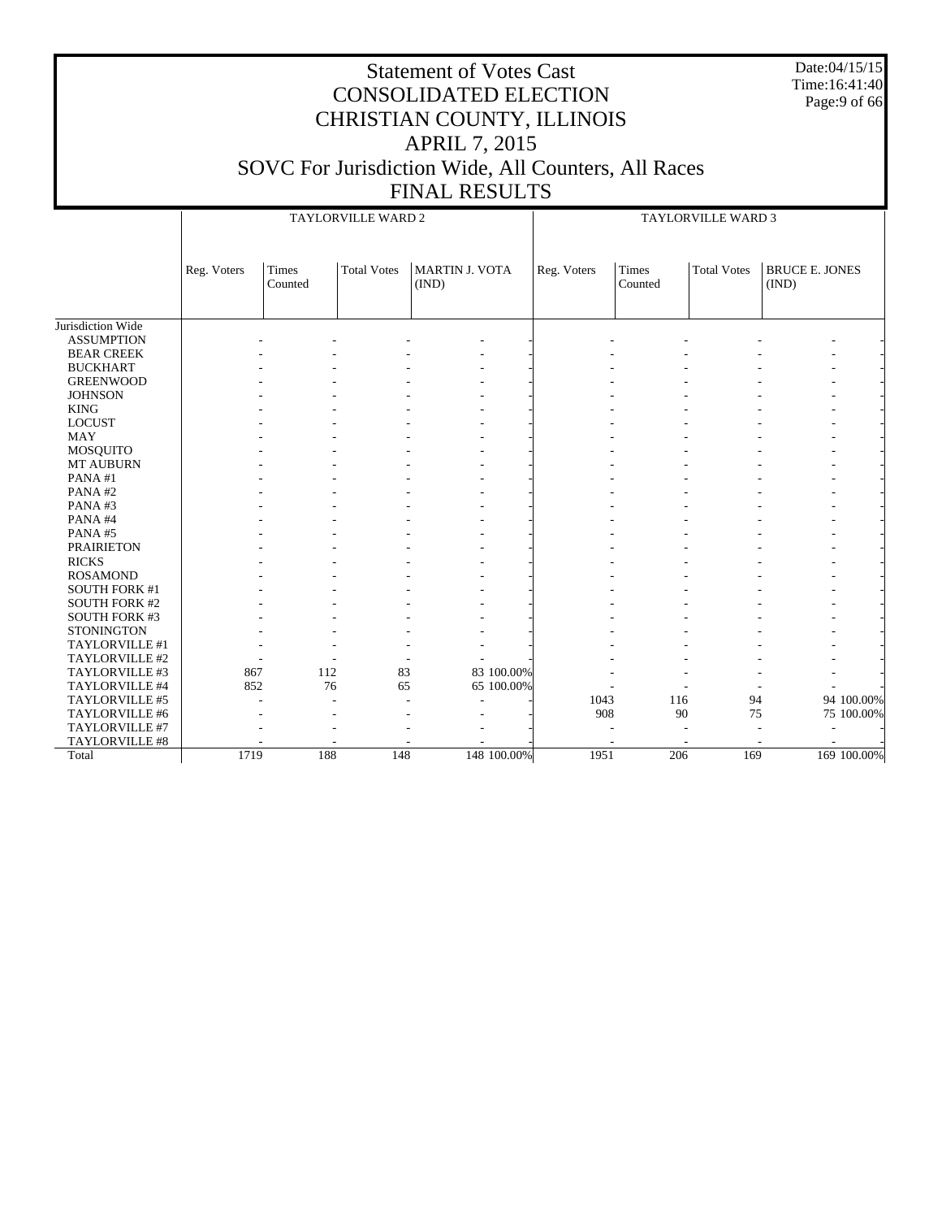# Statement of Votes Cast
# CONSOLIDATED ELECTION
# CHRISTIAN COUNTY, ILLINOIS
# APRIL 7, 2015
# SOVC For Jurisdiction Wide, All Counters, All Races
# FINAL RESULTS

Date:04/15/15
Time:16:41:40

| | TAYLORVILLE WARD 2 | | | | | TAYLORVILLE WARD 3 | | | | |
|---|---|---|---|---|---|---|---|---|---|---|
| | Reg. Voters | Times Counted | Total Votes | MARTIN J. VOTA (IND) | | Reg. Voters | Times Counted | Total Votes | BRUCE E. JONES (IND) | |
| Jurisdiction Wide | | | | | | | | | | |
| ASSUMPTION | - | - | - | - | - | - | - | - | - | - |
| BEAR CREEK | - | - | - | - | - | - | - | - | - | - |
| BUCKHART | - | - | - | - | - | - | - | - | - | - |
| GREENWOOD | - | - | - | - | - | - | - | - | - | - |
| JOHNSON | - | - | - | - | - | - | - | - | - | - |
| KING | - | - | - | - | - | - | - | - | - | - |
| LOCUST | - | - | - | - | - | - | - | - | - | - |
| MAY | - | - | - | - | - | - | - | - | - | - |
| MOSQUITO | - | - | - | - | - | - | - | - | - | - |
| MT AUBURN | - | - | - | - | - | - | - | - | - | - |
| PANA #1 | - | - | - | - | - | - | - | - | - | - |
| PANA #2 | - | - | - | - | - | - | - | - | - | - |
| PANA #3 | - | - | - | - | - | - | - | - | - | - |
| PANA #4 | - | - | - | - | - | - | - | - | - | - |
| PANA #5 | - | - | - | - | - | - | - | - | - | - |
| PRAIRIETON | - | - | - | - | - | - | - | - | - | - |
| RICKS | - | - | - | - | - | - | - | - | - | - |
| ROSAMOND | - | - | - | - | - | - | - | - | - | - |
| SOUTH FORK #1 | - | - | - | - | - | - | - | - | - | - |
| SOUTH FORK #2 | - | - | - | - | - | - | - | - | - | - |
| SOUTH FORK #3 | - | - | - | - | - | - | - | - | - | - |
| STONINGTON | - | - | - | - | - | - | - | - | - | - |
| TAYLORVILLE #1 | - | - | - | - | - | - | - | - | - | - |
| TAYLORVILLE #2 | - | - | - | - | - | - | - | - | - | - |
| TAYLORVILLE #3 | 867 | 112 | 83 | 83 | 100.00% | - | - | - | - | - |
| TAYLORVILLE #4 | 852 | 76 | 65 | 65 | 100.00% | - | - | - | - | - |
| TAYLORVILLE #5 | - | - | - | - | - | 1043 | 116 | 94 | 94 | 100.00% |
| TAYLORVILLE #6 | - | - | - | - | - | 908 | 90 | 75 | 75 | 100.00% |
| TAYLORVILLE #7 | - | - | - | - | - | - | - | - | - | - |
| TAYLORVILLE #8 | - | - | - | - | - | - | - | - | - | - |
| Total | 1719 | 188 | 148 | 148 | 100.00% | 1951 | 206 | 169 | 169 | 100.00% |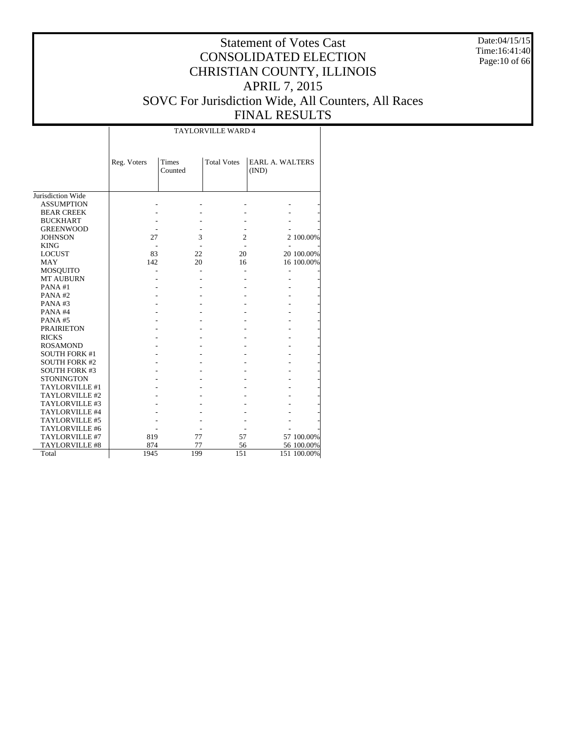# Statement of Votes Cast
# CONSOLIDATED ELECTION
# CHRISTIAN COUNTY, ILLINOIS
# APRIL 7, 2015
# SOVC For Jurisdiction Wide, All Counters, All Races
# FINAL RESULTS

Date:04/15/15
Time:16:41:40

| | TAYLORVILLE WARD 4 | | | | |
|---|---|---|---|---|---|
| | Reg. Voters | Times Counted | Total Votes | EARL A. WALTERS (IND) | |
| Jurisdiction Wide | | | | | |
| ASSUMPTION | - | - | - | - | - |
| BEAR CREEK | - | - | - | - | - |
| BUCKHART | - | - | - | - | - |
| GREENWOOD | - | - | - | - | - |
| JOHNSON | 27 | 3 | 2 | 2 | 100.00% |
| KING | - | - | - | - | - |
| LOCUST | 83 | 22 | 20 | 20 | 100.00% |
| MAY | 142 | 20 | 16 | 16 | 100.00% |
| MOSQUITO | - | - | - | - | - |
| MT AUBURN | - | - | - | - | - |
| PANA #1 | - | - | - | - | - |
| PANA #2 | - | - | - | - | - |
| PANA #3 | - | - | - | - | - |
| PANA #4 | - | - | - | - | - |
| PANA #5 | - | - | - | - | - |
| PRAIRIETON | - | - | - | - | - |
| RICKS | - | - | - | - | - |
| ROSAMOND | - | - | - | - | - |
| SOUTH FORK #1 | - | - | - | - | - |
| SOUTH FORK #2 | - | - | - | - | - |
| SOUTH FORK #3 | - | - | - | - | - |
| STONINGTON | - | - | - | - | - |
| TAYLORVILLE #1 | - | - | - | - | - |
| TAYLORVILLE #2 | - | - | - | - | - |
| TAYLORVILLE #3 | - | - | - | - | - |
| TAYLORVILLE #4 | - | - | - | - | - |
| TAYLORVILLE #5 | - | - | - | - | - |
| TAYLORVILLE #6 | - | - | - | - | - |
| TAYLORVILLE #7 | 819 | 77 | 57 | 57 | 100.00% |
| TAYLORVILLE #8 | 874 | 77 | 56 | 56 | 100.00% |
| Total | 1945 | 199 | 151 | 151 | 100.00% |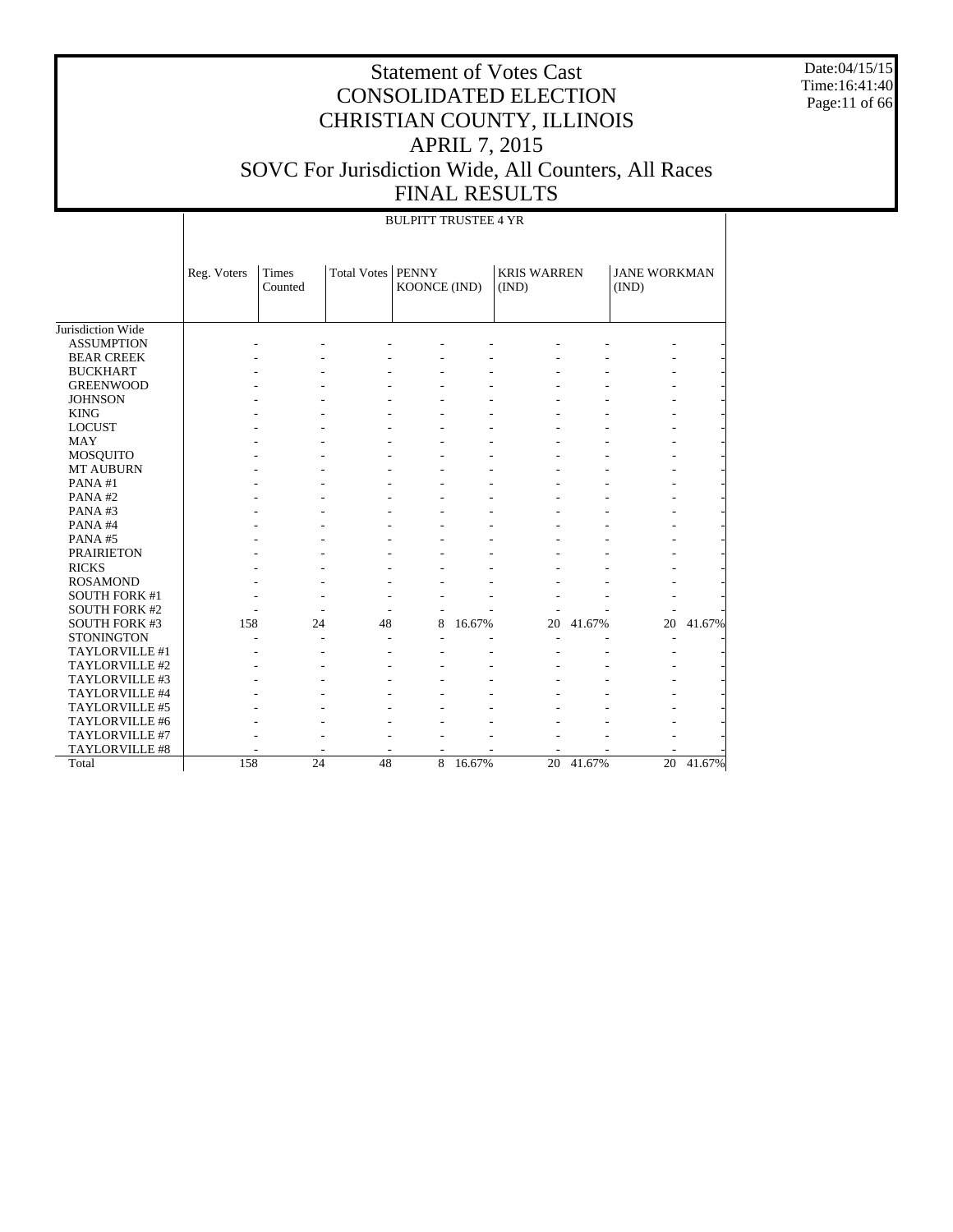# Statement of Votes Cast
# CONSOLIDATED ELECTION
# CHRISTIAN COUNTY, ILLINOIS
# APRIL 7, 2015
# SOVC For Jurisdiction Wide, All Counters, All Races
# FINAL RESULTS

Date:04/15/15
Time:16:41:40

BULPITT TRUSTEE 4 YR

| | Reg. Voters | Times Counted | Total Votes | PENNY KOONCE (IND) | | KRIS WARREN (IND) | | JANE WORKMAN (IND) | |
|---|---|---|---|---|---|---|---|---|---|
| Jurisdiction Wide | | | | | | | | | |
| ASSUMPTION | - | - | - | - | - | - | - | - | - |
| BEAR CREEK | - | - | - | - | - | - | - | - | - |
| BUCKHART | - | - | - | - | - | - | - | - | - |
| GREENWOOD | - | - | - | - | - | - | - | - | - |
| JOHNSON | - | - | - | - | - | - | - | - | - |
| KING | - | - | - | - | - | - | - | - | - |
| LOCUST | - | - | - | - | - | - | - | - | - |
| MAY | - | - | - | - | - | - | - | - | - |
| MOSQUITO | - | - | - | - | - | - | - | - | - |
| MT AUBURN | - | - | - | - | - | - | - | - | - |
| PANA #1 | - | - | - | - | - | - | - | - | - |
| PANA #2 | - | - | - | - | - | - | - | - | - |
| PANA #3 | - | - | - | - | - | - | - | - | - |
| PANA #4 | - | - | - | - | - | - | - | - | - |
| PANA #5 | - | - | - | - | - | - | - | - | - |
| PRAIRIETON | - | - | - | - | - | - | - | - | - |
| RICKS | - | - | - | - | - | - | - | - | - |
| ROSAMOND | - | - | - | - | - | - | - | - | - |
| SOUTH FORK #1 | - | - | - | - | - | - | - | - | - |
| SOUTH FORK #2 | - | - | - | - | - | - | - | - | - |
| SOUTH FORK #3 | 158 | 24 | 48 | 8 | 16.67% | 20 | 41.67% | 20 | 41.67% |
| STONINGTON | - | - | - | - | - | - | - | - | - |
| TAYLORVILLE #1 | - | - | - | - | - | - | - | - | - |
| TAYLORVILLE #2 | - | - | - | - | - | - | - | - | - |
| TAYLORVILLE #3 | - | - | - | - | - | - | - | - | - |
| TAYLORVILLE #4 | - | - | - | - | - | - | - | - | - |
| TAYLORVILLE #5 | - | - | - | - | - | - | - | - | - |
| TAYLORVILLE #6 | - | - | - | - | - | - | - | - | - |
| TAYLORVILLE #7 | - | - | - | - | - | - | - | - | - |
| TAYLORVILLE #8 | - | - | - | - | - | - | - | - | - |
| Total | 158 | 24 | 48 | 8 | 16.67% | 20 | 41.67% | 20 | 41.67% |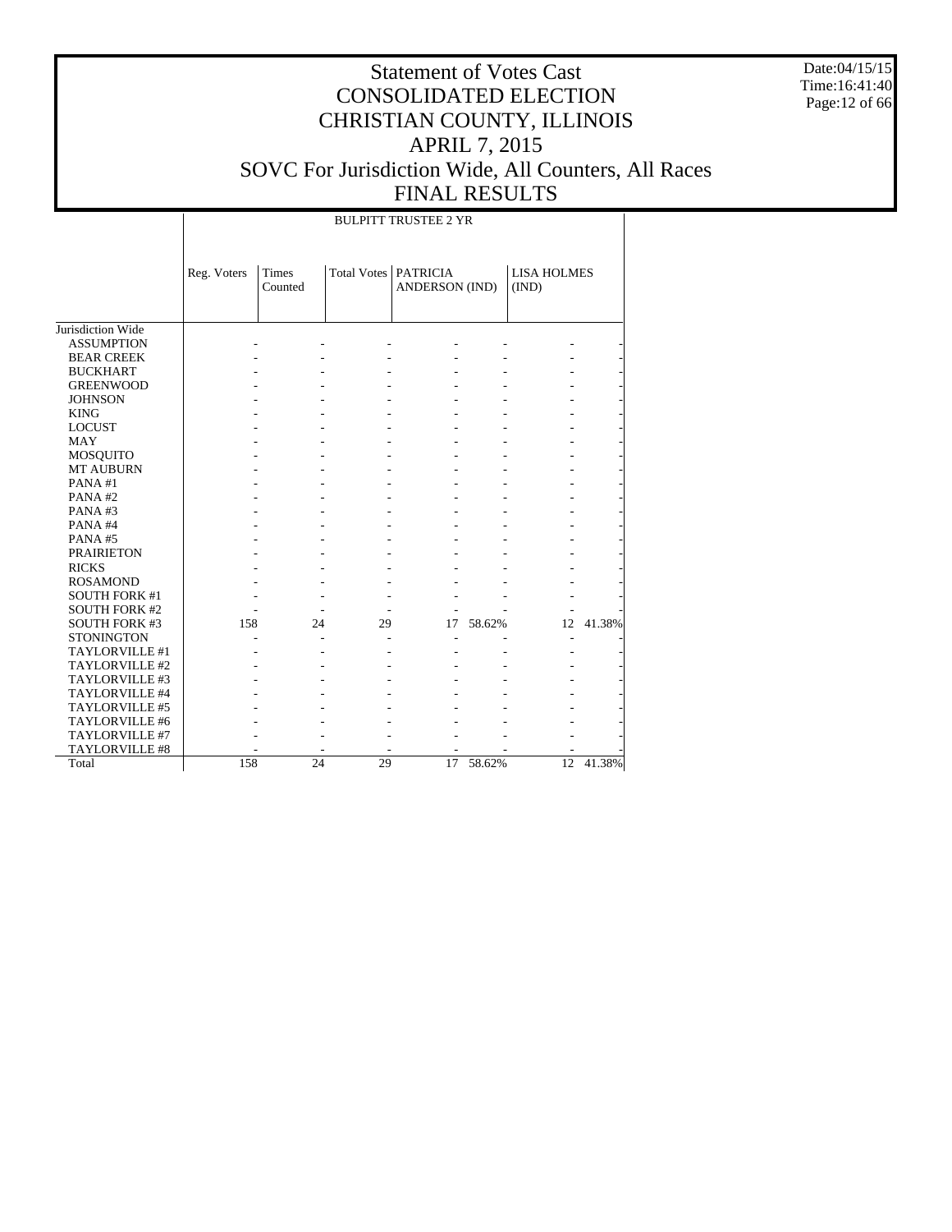# Statement of Votes Cast
# CONSOLIDATED ELECTION
# CHRISTIAN COUNTY, ILLINOIS
# APRIL 7, 2015
# SOVC For Jurisdiction Wide, All Counters, All Races
# FINAL RESULTS

Date:04/15/15
Time:16:41:40

| | BULPITT TRUSTEE 2 YR | | | | | | |
|---|---|---|---|---|---|---|---|
| | Reg. Voters | Times Counted | Total Votes | PATRICIA ANDERSON (IND) | | LISA HOLMES (IND) | |
| Jurisdiction Wide | | | | | | | |
| ASSUMPTION | - | - | - | - | - | - | - |
| BEAR CREEK | - | - | - | - | - | - | - |
| BUCKHART | - | - | - | - | - | - | - |
| GREENWOOD | - | - | - | - | - | - | - |
| JOHNSON | - | - | - | - | - | - | - |
| KING | - | - | - | - | - | - | - |
| LOCUST | - | - | - | - | - | - | - |
| MAY | - | - | - | - | - | - | - |
| MOSQUITO | - | - | - | - | - | - | - |
| MT AUBURN | - | - | - | - | - | - | - |
| PANA #1 | - | - | - | - | - | - | - |
| PANA #2 | - | - | - | - | - | - | - |
| PANA #3 | - | - | - | - | - | - | - |
| PANA #4 | - | - | - | - | - | - | - |
| PANA #5 | - | - | - | - | - | - | - |
| PRAIRIETON | - | - | - | - | - | - | - |
| RICKS | - | - | - | - | - | - | - |
| ROSAMOND | - | - | - | - | - | - | - |
| SOUTH FORK #1 | - | - | - | - | - | - | - |
| SOUTH FORK #2 | - | - | - | - | - | - | - |
| SOUTH FORK #3 | 158 | 24 | 29 | 17 | 58.62% | 12 | 41.38% |
| STONINGTON | - | - | - | - | - | - | - |
| TAYLORVILLE #1 | - | - | - | - | - | - | - |
| TAYLORVILLE #2 | - | - | - | - | - | - | - |
| TAYLORVILLE #3 | - | - | - | - | - | - | - |
| TAYLORVILLE #4 | - | - | - | - | - | - | - |
| TAYLORVILLE #5 | - | - | - | - | - | - | - |
| TAYLORVILLE #6 | - | - | - | - | - | - | - |
| TAYLORVILLE #7 | - | - | - | - | - | - | - |
| TAYLORVILLE #8 | - | - | - | - | - | - | - |
| Total | 158 | 24 | 29 | 17 | 58.62% | 12 | 41.38% |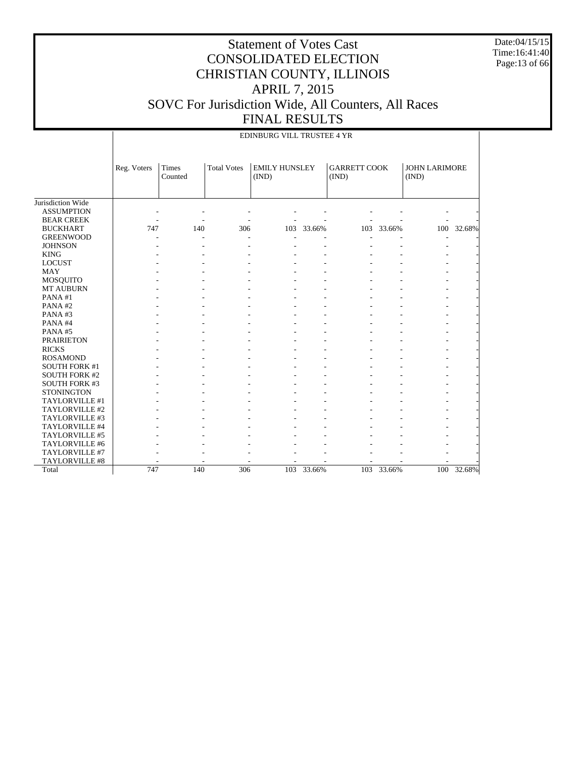# Statement of Votes Cast
# CONSOLIDATED ELECTION
# CHRISTIAN COUNTY, ILLINOIS
# APRIL 7, 2015
# SOVC For Jurisdiction Wide, All Counters, All Races
# FINAL RESULTS

Date:04/15/15
Time:16:41:40

EDINBURG VILL TRUSTEE 4 YR

| | Reg. Voters | Times Counted | Total Votes | EMILY HUNSLEY (IND) | | GARRETT COOK (IND) | | JOHN LARIMORE (IND) | |
|---|---|---|---|---|---|---|---|---|---|
| Jurisdiction Wide | | | | | | | | | |
| ASSUMPTION | - | - | - | - | - | - | - | - | - |
| BEAR CREEK | - | - | - | - | - | - | - | - | - |
| BUCKHART | 747 | 140 | 306 | 103 | 33.66% | 103 | 33.66% | 100 | 32.68% |
| GREENWOOD | - | - | - | - | - | - | - | - | - |
| JOHNSON | - | - | - | - | - | - | - | - | - |
| KING | - | - | - | - | - | - | - | - | - |
| LOCUST | - | - | - | - | - | - | - | - | - |
| MAY | - | - | - | - | - | - | - | - | - |
| MOSQUITO | - | - | - | - | - | - | - | - | - |
| MT AUBURN | - | - | - | - | - | - | - | - | - |
| PANA #1 | - | - | - | - | - | - | - | - | - |
| PANA #2 | - | - | - | - | - | - | - | - | - |
| PANA #3 | - | - | - | - | - | - | - | - | - |
| PANA #4 | - | - | - | - | - | - | - | - | - |
| PANA #5 | - | - | - | - | - | - | - | - | - |
| PRAIRIETON | - | - | - | - | - | - | - | - | - |
| RICKS | - | - | - | - | - | - | - | - | - |
| ROSAMOND | - | - | - | - | - | - | - | - | - |
| SOUTH FORK #1 | - | - | - | - | - | - | - | - | - |
| SOUTH FORK #2 | - | - | - | - | - | - | - | - | - |
| SOUTH FORK #3 | - | - | - | - | - | - | - | - | - |
| STONINGTON | - | - | - | - | - | - | - | - | - |
| TAYLORVILLE #1 | - | - | - | - | - | - | - | - | - |
| TAYLORVILLE #2 | - | - | - | - | - | - | - | - | - |
| TAYLORVILLE #3 | - | - | - | - | - | - | - | - | - |
| TAYLORVILLE #4 | - | - | - | - | - | - | - | - | - |
| TAYLORVILLE #5 | - | - | - | - | - | - | - | - | - |
| TAYLORVILLE #6 | - | - | - | - | - | - | - | - | - |
| TAYLORVILLE #7 | - | - | - | - | - | - | - | - | - |
| TAYLORVILLE #8 | - | - | - | - | - | - | - | - | - |
| Total | 747 | 140 | 306 | 103 | 33.66% | 103 | 33.66% | 100 | 32.68% |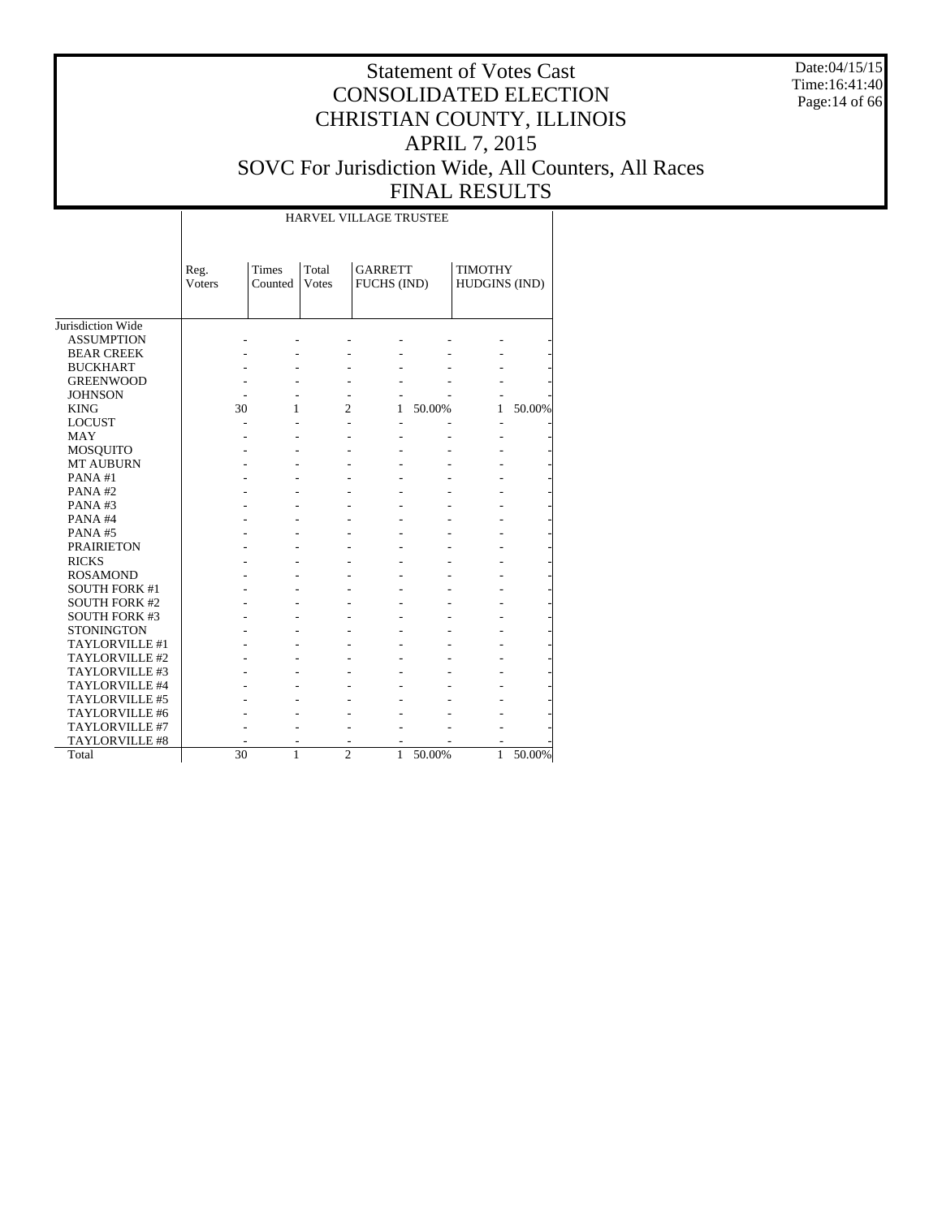# Statement of Votes Cast
# CONSOLIDATED ELECTION
# CHRISTIAN COUNTY, ILLINOIS
# APRIL 7, 2015
# SOVC For Jurisdiction Wide, All Counters, All Races
# FINAL RESULTS

Date:04/15/15
Time:16:41:40

| | HARVEL VILLAGE TRUSTEE | | | | | | |
|---|---|---|---|---|---|---|---|
| | Reg. Voters | Times Counted | Total Votes | GARRETT FUCHS (IND) | | TIMOTHY HUDGINS (IND) | |
| Jurisdiction Wide | | | | | | | |
| ASSUMPTION | - | - | - | - | - | - | - |
| BEAR CREEK | - | - | - | - | - | - | - |
| BUCKHART | - | - | - | - | - | - | - |
| GREENWOOD | - | - | - | - | - | - | - |
| JOHNSON | - | - | - | - | - | - | - |
| KING | 30 | 1 | 2 | 1 | 50.00% | 1 | 50.00% |
| LOCUST | - | - | - | - | - | - | - |
| MAY | - | - | - | - | - | - | - |
| MOSQUITO | - | - | - | - | - | - | - |
| MT AUBURN | - | - | - | - | - | - | - |
| PANA #1 | - | - | - | - | - | - | - |
| PANA #2 | - | - | - | - | - | - | - |
| PANA #3 | - | - | - | - | - | - | - |
| PANA #4 | - | - | - | - | - | - | - |
| PANA #5 | - | - | - | - | - | - | - |
| PRAIRIETON | - | - | - | - | - | - | - |
| RICKS | - | - | - | - | - | - | - |
| ROSAMOND | - | - | - | - | - | - | - |
| SOUTH FORK #1 | - | - | - | - | - | - | - |
| SOUTH FORK #2 | - | - | - | - | - | - | - |
| SOUTH FORK #3 | - | - | - | - | - | - | - |
| STONINGTON | - | - | - | - | - | - | - |
| TAYLORVILLE #1 | - | - | - | - | - | - | - |
| TAYLORVILLE #2 | - | - | - | - | - | - | - |
| TAYLORVILLE #3 | - | - | - | - | - | - | - |
| TAYLORVILLE #4 | - | - | - | - | - | - | - |
| TAYLORVILLE #5 | - | - | - | - | - | - | - |
| TAYLORVILLE #6 | - | - | - | - | - | - | - |
| TAYLORVILLE #7 | - | - | - | - | - | - | - |
| TAYLORVILLE #8 | - | - | - | - | - | - | - |
| Total | 30 | 1 | 2 | 1 | 50.00% | 1 | 50.00% |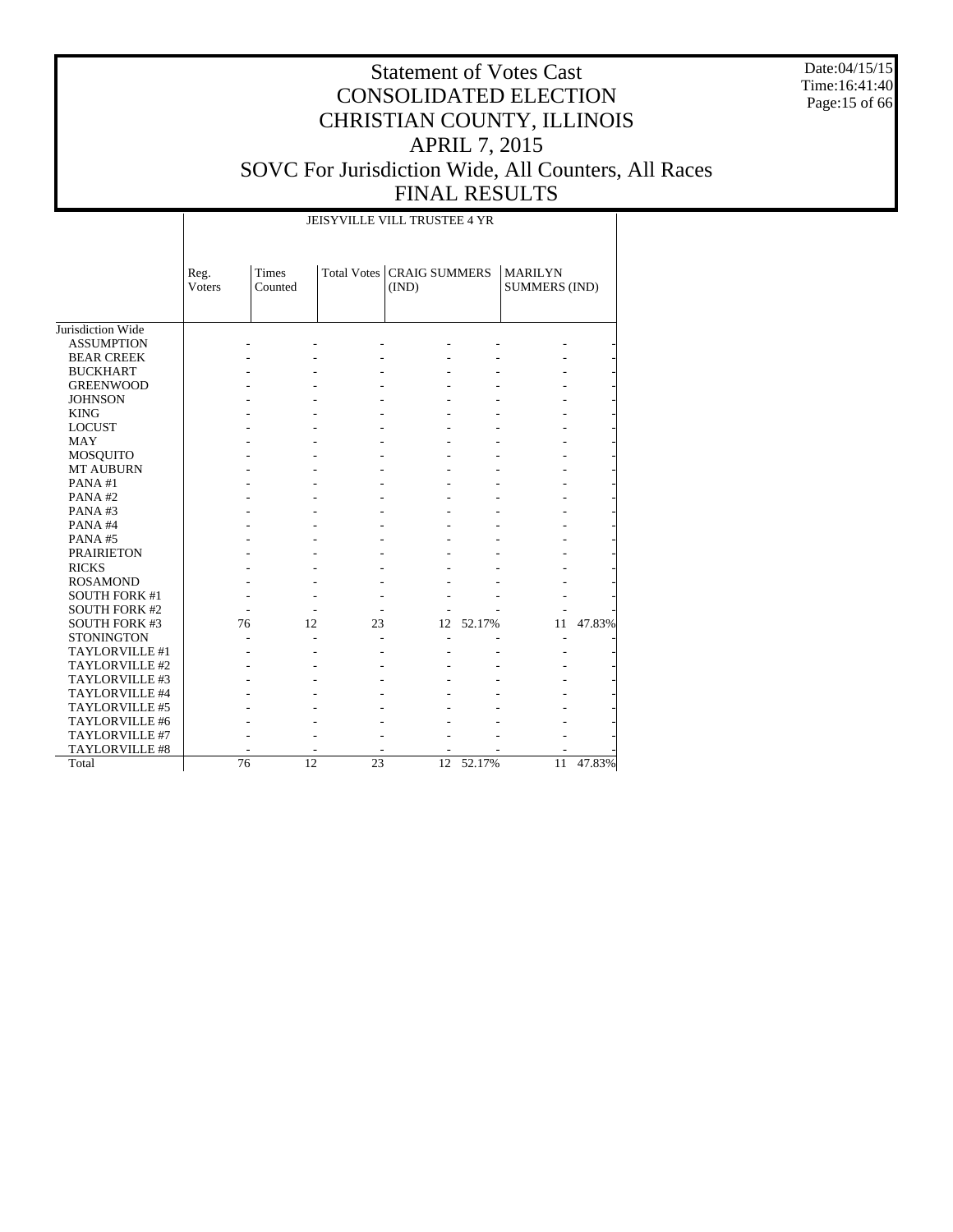# Statement of Votes Cast
# CONSOLIDATED ELECTION
# CHRISTIAN COUNTY, ILLINOIS
# APRIL 7, 2015
# SOVC For Jurisdiction Wide, All Counters, All Races
# FINAL RESULTS

Date:04/15/15
Time:16:41:40

JEISYVILLE VILL TRUSTEE 4 YR

| | Reg. Voters | Times Counted | Total Votes | CRAIG SUMMERS (IND) | | MARILYN SUMMERS (IND) | |
|---|---|---|---|---|---|---|---|
| Jurisdiction Wide | | | | | | | |
| ASSUMPTION | - | - | - | - | - | - | - |
| BEAR CREEK | - | - | - | - | - | - | - |
| BUCKHART | - | - | - | - | - | - | - |
| GREENWOOD | - | - | - | - | - | - | - |
| JOHNSON | - | - | - | - | - | - | - |
| KING | - | - | - | - | - | - | - |
| LOCUST | - | - | - | - | - | - | - |
| MAY | - | - | - | - | - | - | - |
| MOSQUITO | - | - | - | - | - | - | - |
| MT AUBURN | - | - | - | - | - | - | - |
| PANA #1 | - | - | - | - | - | - | - |
| PANA #2 | - | - | - | - | - | - | - |
| PANA #3 | - | - | - | - | - | - | - |
| PANA #4 | - | - | - | - | - | - | - |
| PANA #5 | - | - | - | - | - | - | - |
| PRAIRIETON | - | - | - | - | - | - | - |
| RICKS | - | - | - | - | - | - | - |
| ROSAMOND | - | - | - | - | - | - | - |
| SOUTH FORK #1 | - | - | - | - | - | - | - |
| SOUTH FORK #2 | - | - | - | - | - | - | - |
| SOUTH FORK #3 | 76 | 12 | 23 | 12 | 52.17% | 11 | 47.83% |
| STONINGTON | - | - | - | - | - | - | - |
| TAYLORVILLE #1 | - | - | - | - | - | - | - |
| TAYLORVILLE #2 | - | - | - | - | - | - | - |
| TAYLORVILLE #3 | - | - | - | - | - | - | - |
| TAYLORVILLE #4 | - | - | - | - | - | - | - |
| TAYLORVILLE #5 | - | - | - | - | - | - | - |
| TAYLORVILLE #6 | - | - | - | - | - | - | - |
| TAYLORVILLE #7 | - | - | - | - | - | - | - |
| TAYLORVILLE #8 | - | - | - | - | - | - | - |
| Total | 76 | 12 | 23 | 12 | 52.17% | 11 | 47.83% |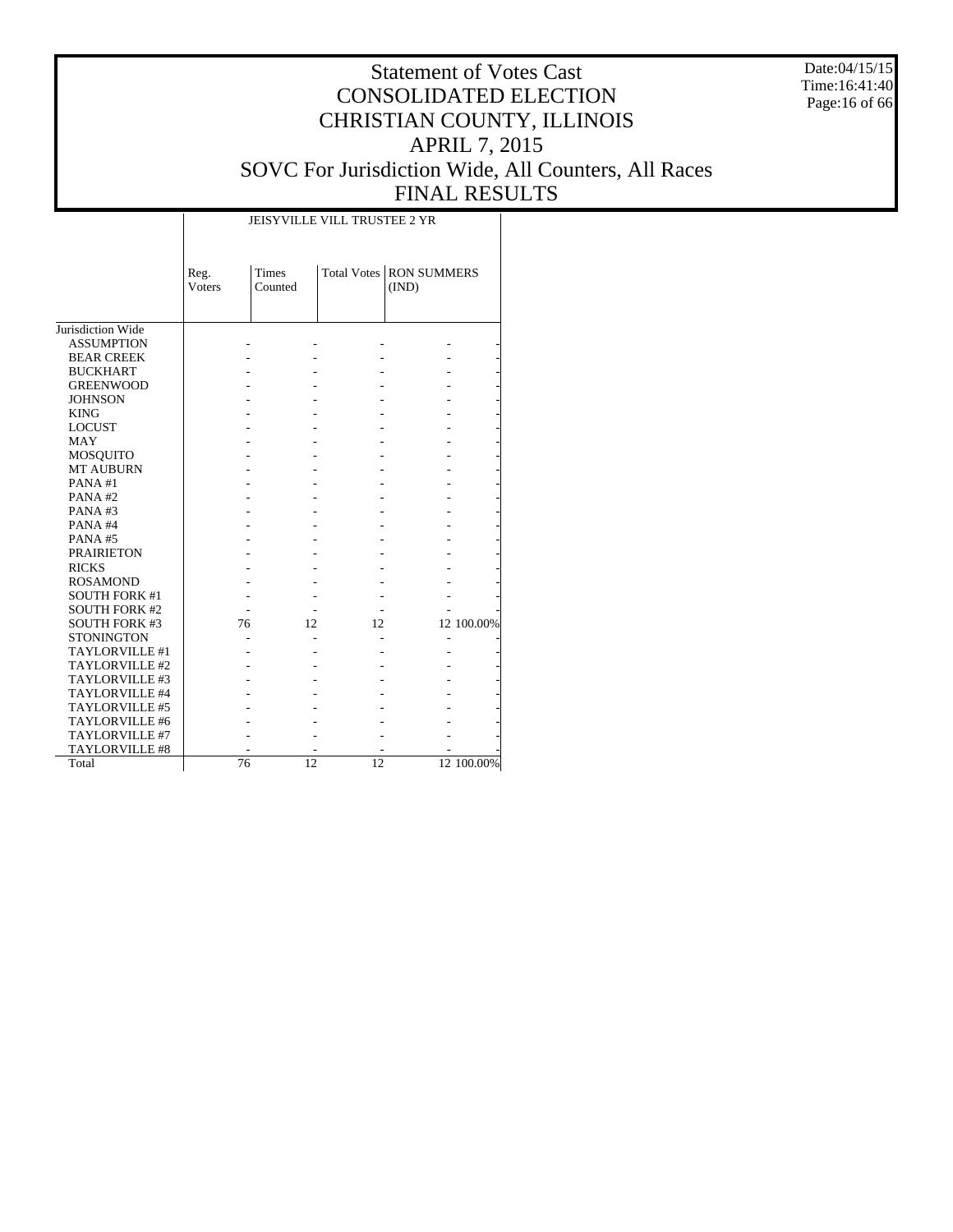# Statement of Votes Cast
# CONSOLIDATED ELECTION
# CHRISTIAN COUNTY, ILLINOIS
# APRIL 7, 2015
# SOVC For Jurisdiction Wide, All Counters, All Races
# FINAL RESULTS

Date:04/15/15
Time:16:41:40

| | JEISYVILLE VILL TRUSTEE 2 YR | | | | |
|---|---|---|---|---|---|
| | Reg. Voters | Times Counted | Total Votes | RON SUMMERS (IND) | |
| Jurisdiction Wide | | | | | |
| ASSUMPTION | - | - | - | - | - |
| BEAR CREEK | - | - | - | - | - |
| BUCKHART | - | - | - | - | - |
| GREENWOOD | - | - | - | - | - |
| JOHNSON | - | - | - | - | - |
| KING | - | - | - | - | - |
| LOCUST | - | - | - | - | - |
| MAY | - | - | - | - | - |
| MOSQUITO | - | - | - | - | - |
| MT AUBURN | - | - | - | - | - |
| PANA #1 | - | - | - | - | - |
| PANA #2 | - | - | - | - | - |
| PANA #3 | - | - | - | - | - |
| PANA #4 | - | - | - | - | - |
| PANA #5 | - | - | - | - | - |
| PRAIRIETON | - | - | - | - | - |
| RICKS | - | - | - | - | - |
| ROSAMOND | - | - | - | - | - |
| SOUTH FORK #1 | - | - | - | - | - |
| SOUTH FORK #2 | - | - | - | - | - |
| SOUTH FORK #3 | 76 | 12 | 12 | 12 | 100.00% |
| STONINGTON | - | - | - | - | - |
| TAYLORVILLE #1 | - | - | - | - | - |
| TAYLORVILLE #2 | - | - | - | - | - |
| TAYLORVILLE #3 | - | - | - | - | - |
| TAYLORVILLE #4 | - | - | - | - | - |
| TAYLORVILLE #5 | - | - | - | - | - |
| TAYLORVILLE #6 | - | - | - | - | - |
| TAYLORVILLE #7 | - | - | - | - | - |
| TAYLORVILLE #8 | - | - | - | - | - |
| Total | 76 | 12 | 12 | 12 | 100.00% |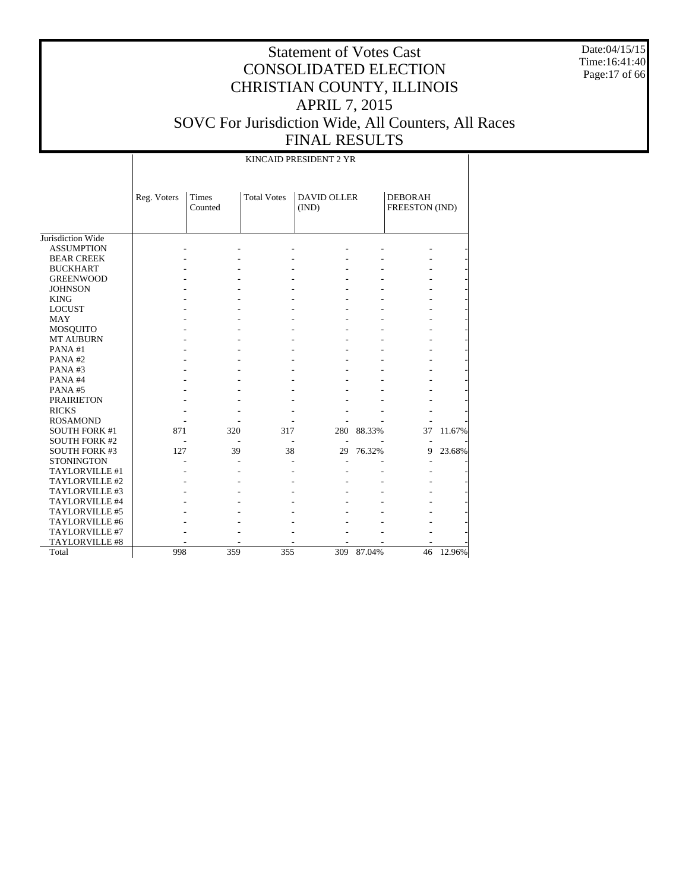# Statement of Votes Cast
# CONSOLIDATED ELECTION
# CHRISTIAN COUNTY, ILLINOIS
# APRIL 7, 2015
# SOVC For Jurisdiction Wide, All Counters, All Races
# FINAL RESULTS

Date:04/15/15
Time:16:41:40

| | KINCAID PRESIDENT 2 YR | | | | | | |
|---|---|---|---|---|---|---|---|
| | Reg. Voters | Times Counted | Total Votes | DAVID OLLER (IND) | | DEBORAH FREESTON (IND) | |
| Jurisdiction Wide | | | | | | | |
| ASSUMPTION | - | - | - | - | - | - | - |
| BEAR CREEK | - | - | - | - | - | - | - |
| BUCKHART | - | - | - | - | - | - | - |
| GREENWOOD | - | - | - | - | - | - | - |
| JOHNSON | - | - | - | - | - | - | - |
| KING | - | - | - | - | - | - | - |
| LOCUST | - | - | - | - | - | - | - |
| MAY | - | - | - | - | - | - | - |
| MOSQUITO | - | - | - | - | - | - | - |
| MT AUBURN | - | - | - | - | - | - | - |
| PANA #1 | - | - | - | - | - | - | - |
| PANA #2 | - | - | - | - | - | - | - |
| PANA #3 | - | - | - | - | - | - | - |
| PANA #4 | - | - | - | - | - | - | - |
| PANA #5 | - | - | - | - | - | - | - |
| PRAIRIETON | - | - | - | - | - | - | - |
| RICKS | - | - | - | - | - | - | - |
| ROSAMOND | - | - | - | - | - | - | - |
| SOUTH FORK #1 | 871 | 320 | 317 | 280 | 88.33% | 37 | 11.67% |
| SOUTH FORK #2 | - | - | - | - | - | - | - |
| SOUTH FORK #3 | 127 | 39 | 38 | 29 | 76.32% | 9 | 23.68% |
| STONINGTON | - | - | - | - | - | - | - |
| TAYLORVILLE #1 | - | - | - | - | - | - | - |
| TAYLORVILLE #2 | - | - | - | - | - | - | - |
| TAYLORVILLE #3 | - | - | - | - | - | - | - |
| TAYLORVILLE #4 | - | - | - | - | - | - | - |
| TAYLORVILLE #5 | - | - | - | - | - | - | - |
| TAYLORVILLE #6 | - | - | - | - | - | - | - |
| TAYLORVILLE #7 | - | - | - | - | - | - | - |
| TAYLORVILLE #8 | - | - | - | - | - | - | - |
| Total | 998 | 359 | 355 | 309 | 87.04% | 46 | 12.96% |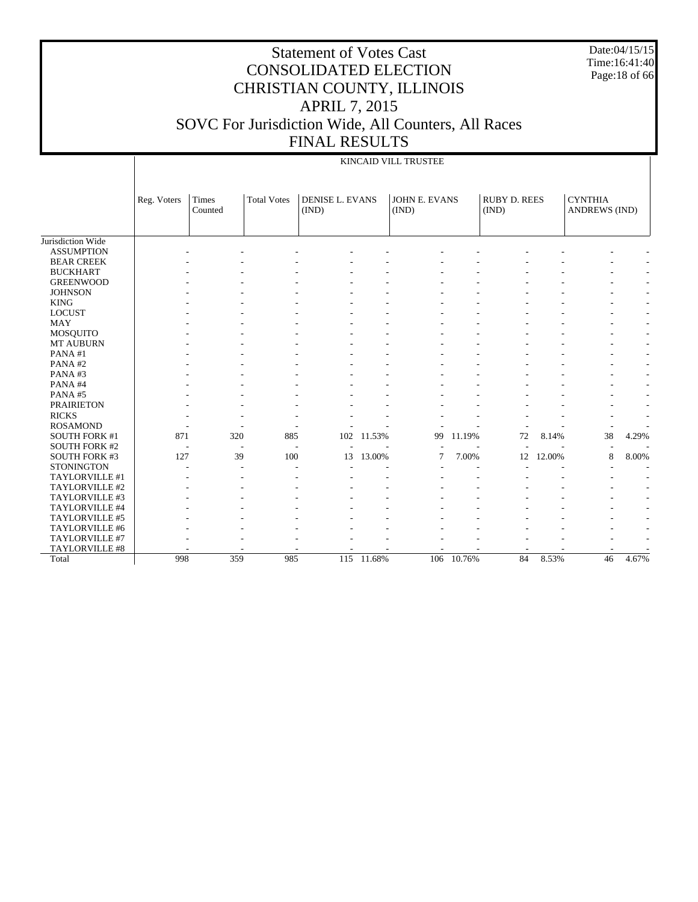# Statement of Votes Cast
# CONSOLIDATED ELECTION
# CHRISTIAN COUNTY, ILLINOIS
# APRIL 7, 2015
# SOVC For Jurisdiction Wide, All Counters, All Races
# FINAL RESULTS

Date:04/15/15
Time:16:41:40

| | KINCAID VILL TRUSTEE | | | | | | | | | | |
|---|---|---|---|---|---|---|---|---|---|---|---|
| | Reg. Voters | Times Counted | Total Votes | DENISE L. EVANS (IND) | | JOHN E. EVANS (IND) | | RUBY D. REES (IND) | | CYNTHIA ANDREWS (IND) | |
| Jurisdiction Wide | | | | | | | | | | | |
| ASSUMPTION | - | - | - | - | - | - | - | - | - | - | - |
| BEAR CREEK | - | - | - | - | - | - | - | - | - | - | - |
| BUCKHART | - | - | - | - | - | - | - | - | - | - | - |
| GREENWOOD | - | - | - | - | - | - | - | - | - | - | - |
| JOHNSON | - | - | - | - | - | - | - | - | - | - | - |
| KING | - | - | - | - | - | - | - | - | - | - | - |
| LOCUST | - | - | - | - | - | - | - | - | - | - | - |
| MAY | - | - | - | - | - | - | - | - | - | - | - |
| MOSQUITO | - | - | - | - | - | - | - | - | - | - | - |
| MT AUBURN | - | - | - | - | - | - | - | - | - | - | - |
| PANA #1 | - | - | - | - | - | - | - | - | - | - | - |
| PANA #2 | - | - | - | - | - | - | - | - | - | - | - |
| PANA #3 | - | - | - | - | - | - | - | - | - | - | - |
| PANA #4 | - | - | - | - | - | - | - | - | - | - | - |
| PANA #5 | - | - | - | - | - | - | - | - | - | - | - |
| PRAIRIETON | - | - | - | - | - | - | - | - | - | - | - |
| RICKS | - | - | - | - | - | - | - | - | - | - | - |
| ROSAMOND | - | - | - | - | - | - | - | - | - | - | - |
| SOUTH FORK #1 | 871 | 320 | 885 | 102 | 11.53% | 99 | 11.19% | 72 | 8.14% | 38 | 4.29% |
| SOUTH FORK #2 | - | - | - | - | - | - | - | - | - | - | - |
| SOUTH FORK #3 | 127 | 39 | 100 | 13 | 13.00% | 7 | 7.00% | 12 | 12.00% | 8 | 8.00% |
| STONINGTON | - | - | - | - | - | - | - | - | - | - | - |
| TAYLORVILLE #1 | - | - | - | - | - | - | - | - | - | - | - |
| TAYLORVILLE #2 | - | - | - | - | - | - | - | - | - | - | - |
| TAYLORVILLE #3 | - | - | - | - | - | - | - | - | - | - | - |
| TAYLORVILLE #4 | - | - | - | - | - | - | - | - | - | - | - |
| TAYLORVILLE #5 | - | - | - | - | - | - | - | - | - | - | - |
| TAYLORVILLE #6 | - | - | - | - | - | - | - | - | - | - | - |
| TAYLORVILLE #7 | - | - | - | - | - | - | - | - | - | - | - |
| TAYLORVILLE #8 | - | - | - | - | - | - | - | - | - | - | - |
| Total | 998 | 359 | 985 | 115 | 11.68% | 106 | 10.76% | 84 | 8.53% | 46 | 4.67% |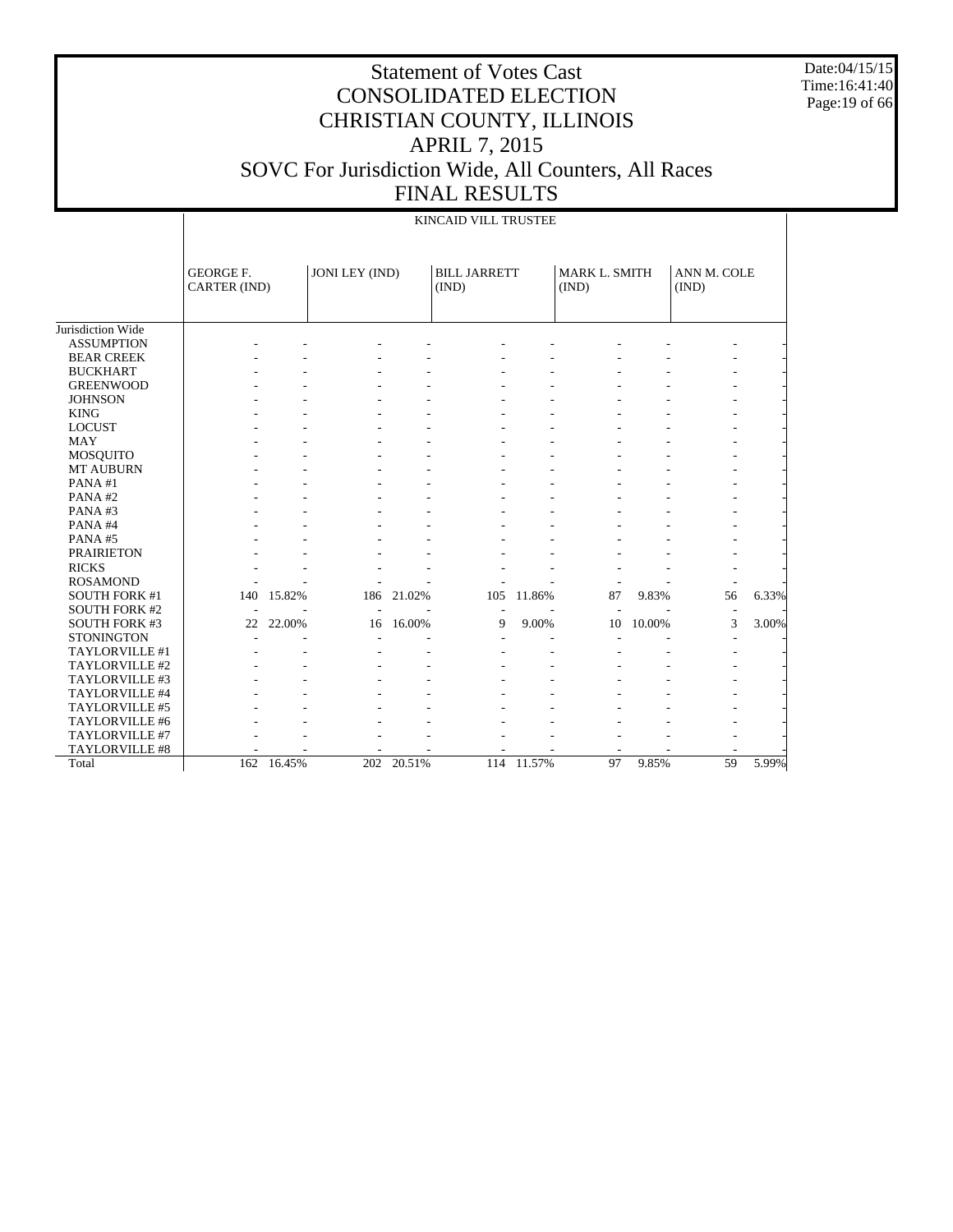# Statement of Votes Cast
# CONSOLIDATED ELECTION
# CHRISTIAN COUNTY, ILLINOIS
# APRIL 7, 2015
# SOVC For Jurisdiction Wide, All Counters, All Races
# FINAL RESULTS

Date:04/15/15
Time:16:41:40

| | KINCAID VILL TRUSTEE | | | | | | | | | |
|---|---|---|---|---|---|---|---|---|---|---|
| | GEORGE F. CARTER (IND) | | JONI LEY (IND) | | BILL JARRETT (IND) | | MARK L. SMITH (IND) | | ANN M. COLE (IND) | |
| Jurisdiction Wide | | | | | | | | | | |
| ASSUMPTION | - | - | - | - | - | - | - | - | - | - |
| BEAR CREEK | - | - | - | - | - | - | - | - | - | - |
| BUCKHART | - | - | - | - | - | - | - | - | - | - |
| GREENWOOD | - | - | - | - | - | - | - | - | - | - |
| JOHNSON | - | - | - | - | - | - | - | - | - | - |
| KING | - | - | - | - | - | - | - | - | - | - |
| LOCUST | - | - | - | - | - | - | - | - | - | - |
| MAY | - | - | - | - | - | - | - | - | - | - |
| MOSQUITO | - | - | - | - | - | - | - | - | - | - |
| MT AUBURN | - | - | - | - | - | - | - | - | - | - |
| PANA #1 | - | - | - | - | - | - | - | - | - | - |
| PANA #2 | - | - | - | - | - | - | - | - | - | - |
| PANA #3 | - | - | - | - | - | - | - | - | - | - |
| PANA #4 | - | - | - | - | - | - | - | - | - | - |
| PANA #5 | - | - | - | - | - | - | - | - | - | - |
| PRAIRIETON | - | - | - | - | - | - | - | - | - | - |
| RICKS | - | - | - | - | - | - | - | - | - | - |
| ROSAMOND | - | - | - | - | - | - | - | - | - | - |
| SOUTH FORK #1 | 140 | 15.82% | 186 | 21.02% | 105 | 11.86% | 87 | 9.83% | 56 | 6.33% |
| SOUTH FORK #2 | - | - | - | - | - | - | - | - | - | - |
| SOUTH FORK #3 | 22 | 22.00% | 16 | 16.00% | 9 | 9.00% | 10 | 10.00% | 3 | 3.00% |
| STONINGTON | - | - | - | - | - | - | - | - | - | - |
| TAYLORVILLE #1 | - | - | - | - | - | - | - | - | - | - |
| TAYLORVILLE #2 | - | - | - | - | - | - | - | - | - | - |
| TAYLORVILLE #3 | - | - | - | - | - | - | - | - | - | - |
| TAYLORVILLE #4 | - | - | - | - | - | - | - | - | - | - |
| TAYLORVILLE #5 | - | - | - | - | - | - | - | - | - | - |
| TAYLORVILLE #6 | - | - | - | - | - | - | - | - | - | - |
| TAYLORVILLE #7 | - | - | - | - | - | - | - | - | - | - |
| TAYLORVILLE #8 | - | - | - | - | - | - | - | - | - | - |
| Total | 162 | 16.45% | 202 | 20.51% | 114 | 11.57% | 97 | 9.85% | 59 | 5.99% |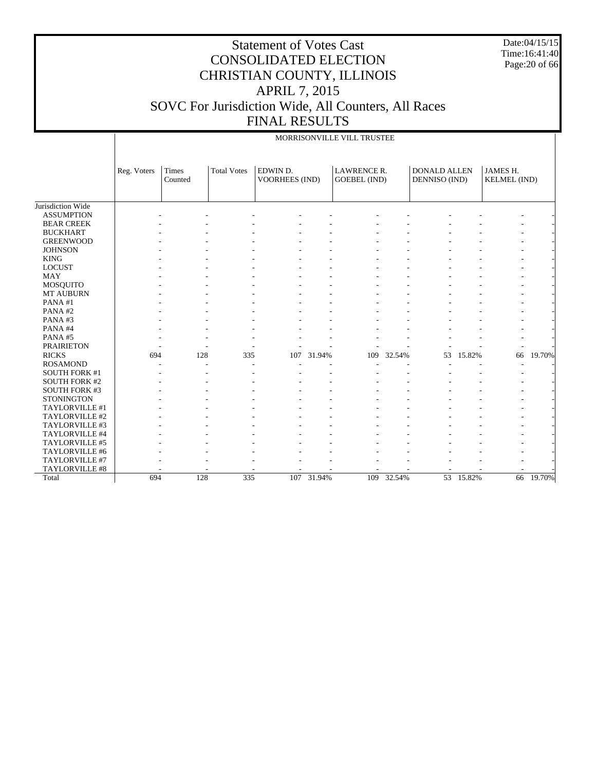# Statement of Votes Cast
# CONSOLIDATED ELECTION
# CHRISTIAN COUNTY, ILLINOIS
# APRIL 7, 2015
# SOVC For Jurisdiction Wide, All Counters, All Races
# FINAL RESULTS

Date:04/15/15
Time:16:41:40

| | MORRISONVILLE VILL TRUSTEE | | | | | | | | | | |
|---|---|---|---|---|---|---|---|---|---|---|---|
| | Reg. Voters | Times Counted | Total Votes | EDWIN D. VOORHEES (IND) | | LAWRENCE R. GOEBEL (IND) | | DONALD ALLEN DENNISO (IND) | | JAMES H. KELMEL (IND) | |
| Jurisdiction Wide | | | | | | | | | | | |
| ASSUMPTION | - | - | - | - | - | - | - | - | - | - | - |
| BEAR CREEK | - | - | - | - | - | - | - | - | - | - | - |
| BUCKHART | - | - | - | - | - | - | - | - | - | - | - |
| GREENWOOD | - | - | - | - | - | - | - | - | - | - | - |
| JOHNSON | - | - | - | - | - | - | - | - | - | - | - |
| KING | - | - | - | - | - | - | - | - | - | - | - |
| LOCUST | - | - | - | - | - | - | - | - | - | - | - |
| MAY | - | - | - | - | - | - | - | - | - | - | - |
| MOSQUITO | - | - | - | - | - | - | - | - | - | - | - |
| MT AUBURN | - | - | - | - | - | - | - | - | - | - | - |
| PANA #1 | - | - | - | - | - | - | - | - | - | - | - |
| PANA #2 | - | - | - | - | - | - | - | - | - | - | - |
| PANA #3 | - | - | - | - | - | - | - | - | - | - | - |
| PANA #4 | - | - | - | - | - | - | - | - | - | - | - |
| PANA #5 | - | - | - | - | - | - | - | - | - | - | - |
| PRAIRIETON | - | - | - | - | - | - | - | - | - | - | - |
| RICKS | 694 | 128 | 335 | 107 | 31.94% | 109 | 32.54% | 53 | 15.82% | 66 | 19.70% |
| ROSAMOND | - | - | - | - | - | - | - | - | - | - | - |
| SOUTH FORK #1 | - | - | - | - | - | - | - | - | - | - | - |
| SOUTH FORK #2 | - | - | - | - | - | - | - | - | - | - | - |
| SOUTH FORK #3 | - | - | - | - | - | - | - | - | - | - | - |
| STONINGTON | - | - | - | - | - | - | - | - | - | - | - |
| TAYLORVILLE #1 | - | - | - | - | - | - | - | - | - | - | - |
| TAYLORVILLE #2 | - | - | - | - | - | - | - | - | - | - | - |
| TAYLORVILLE #3 | - | - | - | - | - | - | - | - | - | - | - |
| TAYLORVILLE #4 | - | - | - | - | - | - | - | - | - | - | - |
| TAYLORVILLE #5 | - | - | - | - | - | - | - | - | - | - | - |
| TAYLORVILLE #6 | - | - | - | - | - | - | - | - | - | - | - |
| TAYLORVILLE #7 | - | - | - | - | - | - | - | - | - | - | - |
| TAYLORVILLE #8 | - | - | - | - | - | - | - | - | - | - | - |
| Total | 694 | 128 | 335 | 107 | 31.94% | 109 | 32.54% | 53 | 15.82% | 66 | 19.70% |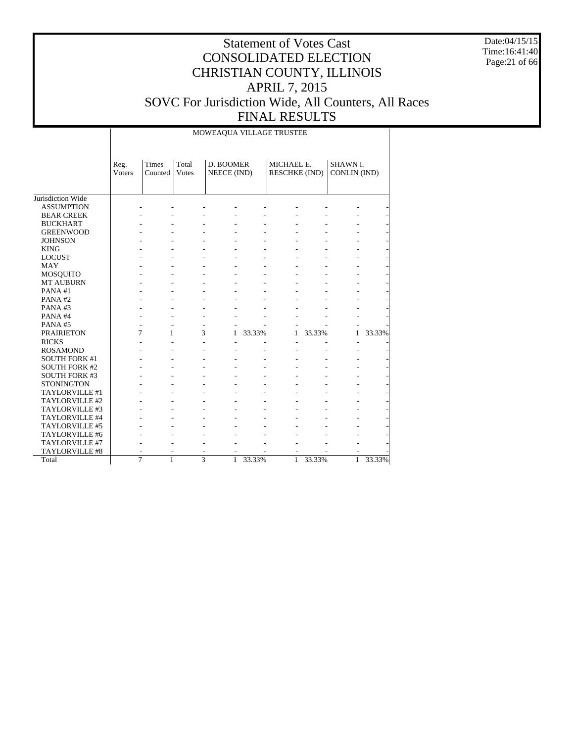# Statement of Votes Cast
# CONSOLIDATED ELECTION
# CHRISTIAN COUNTY, ILLINOIS
# APRIL 7, 2015
# SOVC For Jurisdiction Wide, All Counters, All Races
# FINAL RESULTS

Date:04/15/15
Time:16:41:40

| | MOWEAQUA VILLAGE TRUSTEE | | | | | | | | |
|---|---|---|---|---|---|---|---|---|---|
| | Reg. Voters | Times Counted | Total Votes | D. BOOMER NEECE (IND) | | MICHAEL E. RESCHKE (IND) | | SHAWN I. CONLIN (IND) | |
| Jurisdiction Wide | | | | | | | | | |
| ASSUMPTION | - | - | - | - | - | - | - | - | - |
| BEAR CREEK | - | - | - | - | - | - | - | - | - |
| BUCKHART | - | - | - | - | - | - | - | - | - |
| GREENWOOD | - | - | - | - | - | - | - | - | - |
| JOHNSON | - | - | - | - | - | - | - | - | - |
| KING | - | - | - | - | - | - | - | - | - |
| LOCUST | - | - | - | - | - | - | - | - | - |
| MAY | - | - | - | - | - | - | - | - | - |
| MOSQUITO | - | - | - | - | - | - | - | - | - |
| MT AUBURN | - | - | - | - | - | - | - | - | - |
| PANA #1 | - | - | - | - | - | - | - | - | - |
| PANA #2 | - | - | - | - | - | - | - | - | - |
| PANA #3 | - | - | - | - | - | - | - | - | - |
| PANA #4 | - | - | - | - | - | - | - | - | - |
| PANA #5 | - | - | - | - | - | - | - | - | - |
| PRAIRIETON | 7 | 1 | 3 | 1 | 33.33% | 1 | 33.33% | 1 | 33.33% |
| RICKS | - | - | - | - | - | - | - | - | - |
| ROSAMOND | - | - | - | - | - | - | - | - | - |
| SOUTH FORK #1 | - | - | - | - | - | - | - | - | - |
| SOUTH FORK #2 | - | - | - | - | - | - | - | - | - |
| SOUTH FORK #3 | - | - | - | - | - | - | - | - | - |
| STONINGTON | - | - | - | - | - | - | - | - | - |
| TAYLORVILLE #1 | - | - | - | - | - | - | - | - | - |
| TAYLORVILLE #2 | - | - | - | - | - | - | - | - | - |
| TAYLORVILLE #3 | - | - | - | - | - | - | - | - | - |
| TAYLORVILLE #4 | - | - | - | - | - | - | - | - | - |
| TAYLORVILLE #5 | - | - | - | - | - | - | - | - | - |
| TAYLORVILLE #6 | - | - | - | - | - | - | - | - | - |
| TAYLORVILLE #7 | - | - | - | - | - | - | - | - | - |
| TAYLORVILLE #8 | - | - | - | - | - | - | - | - | - |
| Total | 7 | 1 | 3 | 1 | 33.33% | 1 | 33.33% | 1 | 33.33% |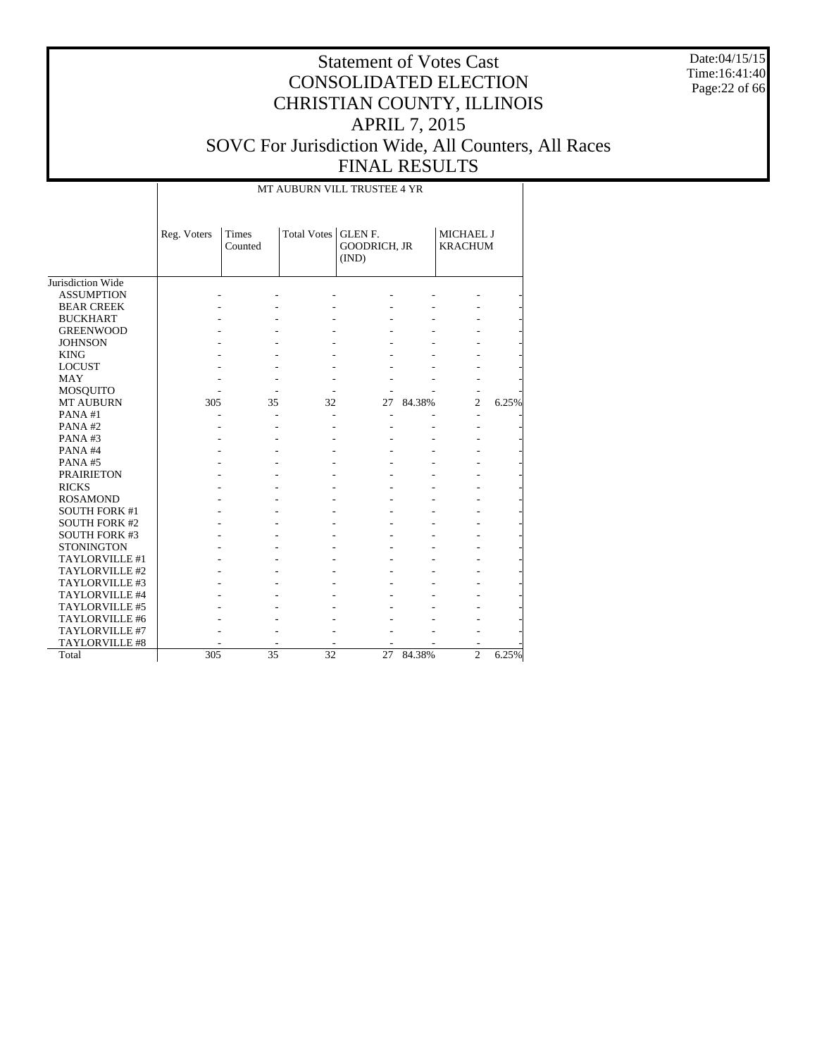# Statement of Votes Cast
# CONSOLIDATED ELECTION
# CHRISTIAN COUNTY, ILLINOIS
# APRIL 7, 2015
# SOVC For Jurisdiction Wide, All Counters, All Races
# FINAL RESULTS

Date:04/15/15
Time:16:41:40

| | MT AUBURN VILL TRUSTEE 4 YR | | | | | | |
|---|---|---|---|---|---|---|---|
| | Reg. Voters | Times Counted | Total Votes | GLEN F. GOODRICH, JR (IND) | | MICHAEL J KRACHUM | |
| Jurisdiction Wide | | | | | | | |
| ASSUMPTION | - | - | - | - | - | - | - |
| BEAR CREEK | - | - | - | - | - | - | - |
| BUCKHART | - | - | - | - | - | - | - |
| GREENWOOD | - | - | - | - | - | - | - |
| JOHNSON | - | - | - | - | - | - | - |
| KING | - | - | - | - | - | - | - |
| LOCUST | - | - | - | - | - | - | - |
| MAY | - | - | - | - | - | - | - |
| MOSQUITO | - | - | - | - | - | - | - |
| MT AUBURN | 305 | 35 | 32 | 27 | 84.38% | 2 | 6.25% |
| PANA #1 | - | - | - | - | - | - | - |
| PANA #2 | - | - | - | - | - | - | - |
| PANA #3 | - | - | - | - | - | - | - |
| PANA #4 | - | - | - | - | - | - | - |
| PANA #5 | - | - | - | - | - | - | - |
| PRAIRIETON | - | - | - | - | - | - | - |
| RICKS | - | - | - | - | - | - | - |
| ROSAMOND | - | - | - | - | - | - | - |
| SOUTH FORK #1 | - | - | - | - | - | - | - |
| SOUTH FORK #2 | - | - | - | - | - | - | - |
| SOUTH FORK #3 | - | - | - | - | - | - | - |
| STONINGTON | - | - | - | - | - | - | - |
| TAYLORVILLE #1 | - | - | - | - | - | - | - |
| TAYLORVILLE #2 | - | - | - | - | - | - | - |
| TAYLORVILLE #3 | - | - | - | - | - | - | - |
| TAYLORVILLE #4 | - | - | - | - | - | - | - |
| TAYLORVILLE #5 | - | - | - | - | - | - | - |
| TAYLORVILLE #6 | - | - | - | - | - | - | - |
| TAYLORVILLE #7 | - | - | - | - | - | - | - |
| TAYLORVILLE #8 | - | - | - | - | - | - | - |
| Total | 305 | 35 | 32 | 27 | 84.38% | 2 | 6.25% |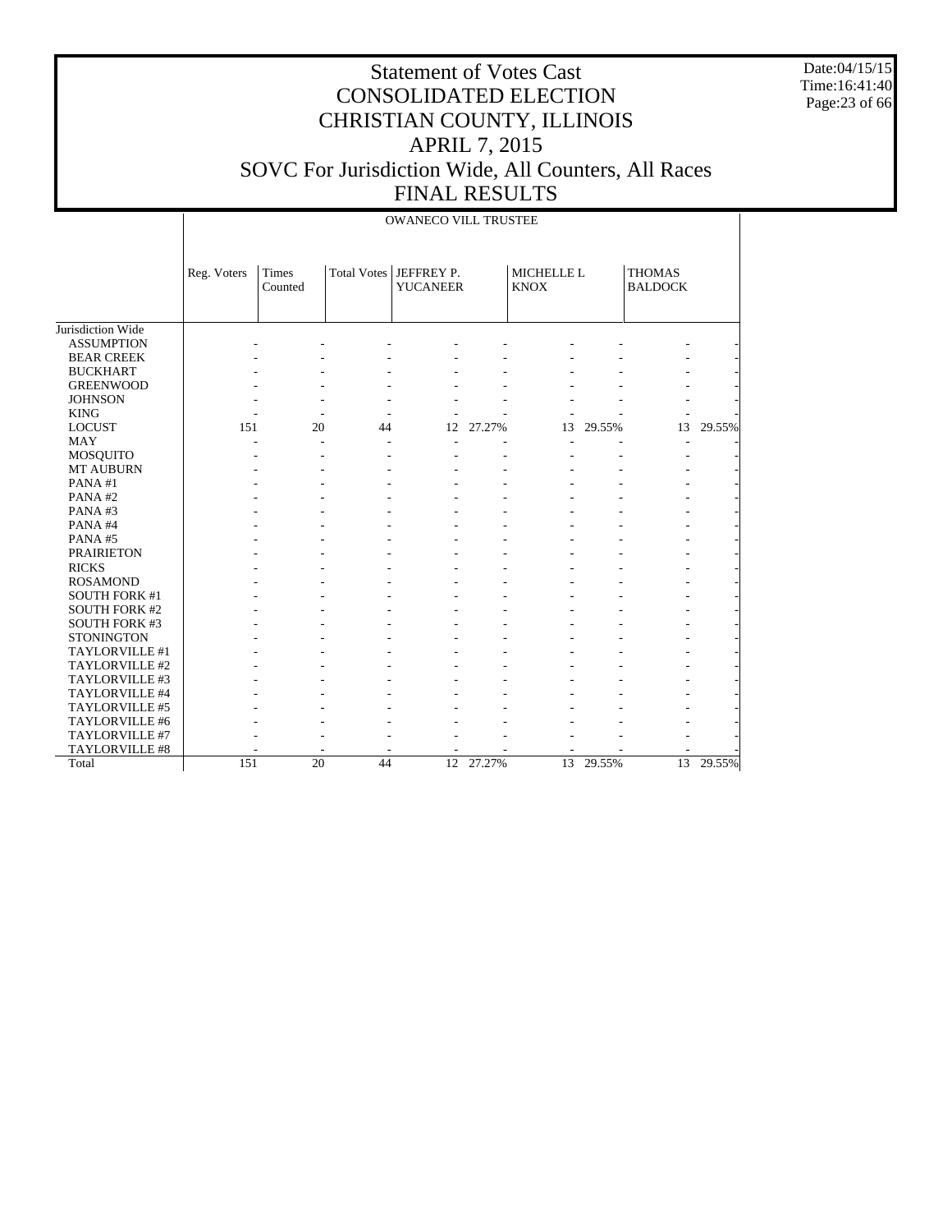# Statement of Votes Cast
# CONSOLIDATED ELECTION
# CHRISTIAN COUNTY, ILLINOIS
# APRIL 7, 2015
# SOVC For Jurisdiction Wide, All Counters, All Races
# FINAL RESULTS

Date:04/15/15
Time:16:41:40

OWANECO VILL TRUSTEE

| | Reg. Voters | Times Counted | Total Votes | JEFFREY P. YUCANEER | | MICHELLE L KNOX | | THOMAS BALDOCK | |
|---|---|---|---|---|---|---|---|---|---|
| Jurisdiction Wide | | | | | | | | | |
| ASSUMPTION | - | - | - | - | - | - | - | - | - |
| BEAR CREEK | - | - | - | - | - | - | - | - | - |
| BUCKHART | - | - | - | - | - | - | - | - | - |
| GREENWOOD | - | - | - | - | - | - | - | - | - |
| JOHNSON | - | - | - | - | - | - | - | - | - |
| KING | - | - | - | - | - | - | - | - | - |
| LOCUST | 151 | 20 | 44 | 12 | 27.27% | 13 | 29.55% | 13 | 29.55% |
| MAY | - | - | - | - | - | - | - | - | - |
| MOSQUITO | - | - | - | - | - | - | - | - | - |
| MT AUBURN | - | - | - | - | - | - | - | - | - |
| PANA #1 | - | - | - | - | - | - | - | - | - |
| PANA #2 | - | - | - | - | - | - | - | - | - |
| PANA #3 | - | - | - | - | - | - | - | - | - |
| PANA #4 | - | - | - | - | - | - | - | - | - |
| PANA #5 | - | - | - | - | - | - | - | - | - |
| PRAIRIETON | - | - | - | - | - | - | - | - | - |
| RICKS | - | - | - | - | - | - | - | - | - |
| ROSAMOND | - | - | - | - | - | - | - | - | - |
| SOUTH FORK #1 | - | - | - | - | - | - | - | - | - |
| SOUTH FORK #2 | - | - | - | - | - | - | - | - | - |
| SOUTH FORK #3 | - | - | - | - | - | - | - | - | - |
| STONINGTON | - | - | - | - | - | - | - | - | - |
| TAYLORVILLE #1 | - | - | - | - | - | - | - | - | - |
| TAYLORVILLE #2 | - | - | - | - | - | - | - | - | - |
| TAYLORVILLE #3 | - | - | - | - | - | - | - | - | - |
| TAYLORVILLE #4 | - | - | - | - | - | - | - | - | - |
| TAYLORVILLE #5 | - | - | - | - | - | - | - | - | - |
| TAYLORVILLE #6 | - | - | - | - | - | - | - | - | - |
| TAYLORVILLE #7 | - | - | - | - | - | - | - | - | - |
| TAYLORVILLE #8 | - | - | - | - | - | - | - | - | - |
| Total | 151 | 20 | 44 | 12 | 27.27% | 13 | 29.55% | 13 | 29.55% |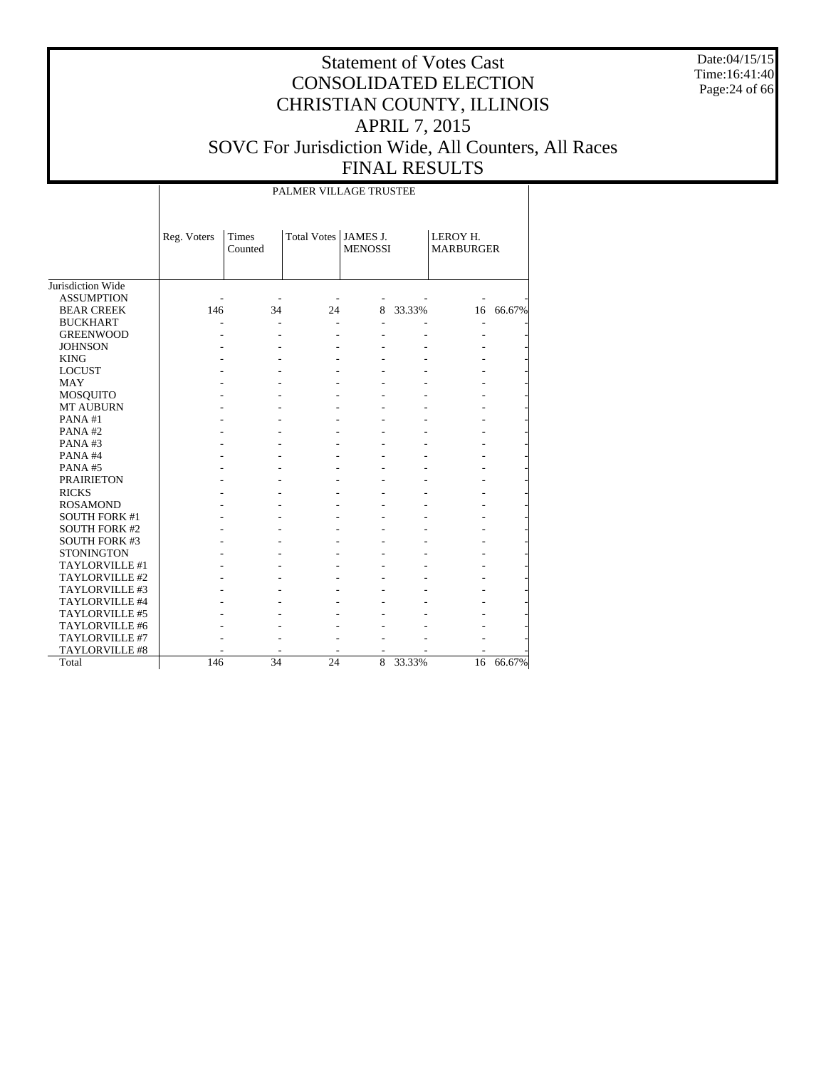# Statement of Votes Cast
# CONSOLIDATED ELECTION
# CHRISTIAN COUNTY, ILLINOIS
# APRIL 7, 2015
# SOVC For Jurisdiction Wide, All Counters, All Races
# FINAL RESULTS

Date:04/15/15
Time:16:41:40

PALMER VILLAGE TRUSTEE

| | Reg. Voters | Times Counted | Total Votes | JAMES J. MENOSSI | | LEROY H. MARBURGER | |
|---|---|---|---|---|---|---|---|
| Jurisdiction Wide | | | | | | | |
| ASSUMPTION | - | - | - | - | - | - | - |
| BEAR CREEK | 146 | 34 | 24 | 8 | 33.33% | 16 | 66.67% |
| BUCKHART | - | - | - | - | - | - | - |
| GREENWOOD | - | - | - | - | - | - | - |
| JOHNSON | - | - | - | - | - | - | - |
| KING | - | - | - | - | - | - | - |
| LOCUST | - | - | - | - | - | - | - |
| MAY | - | - | - | - | - | - | - |
| MOSQUITO | - | - | - | - | - | - | - |
| MT AUBURN | - | - | - | - | - | - | - |
| PANA #1 | - | - | - | - | - | - | - |
| PANA #2 | - | - | - | - | - | - | - |
| PANA #3 | - | - | - | - | - | - | - |
| PANA #4 | - | - | - | - | - | - | - |
| PANA #5 | - | - | - | - | - | - | - |
| PRAIRIETON | - | - | - | - | - | - | - |
| RICKS | - | - | - | - | - | - | - |
| ROSAMOND | - | - | - | - | - | - | - |
| SOUTH FORK #1 | - | - | - | - | - | - | - |
| SOUTH FORK #2 | - | - | - | - | - | - | - |
| SOUTH FORK #3 | - | - | - | - | - | - | - |
| STONINGTON | - | - | - | - | - | - | - |
| TAYLORVILLE #1 | - | - | - | - | - | - | - |
| TAYLORVILLE #2 | - | - | - | - | - | - | - |
| TAYLORVILLE #3 | - | - | - | - | - | - | - |
| TAYLORVILLE #4 | - | - | - | - | - | - | - |
| TAYLORVILLE #5 | - | - | - | - | - | - | - |
| TAYLORVILLE #6 | - | - | - | - | - | - | - |
| TAYLORVILLE #7 | - | - | - | - | - | - | - |
| TAYLORVILLE #8 | - | - | - | - | - | - | - |
| Total | 146 | 34 | 24 | 8 | 33.33% | 16 | 66.67% |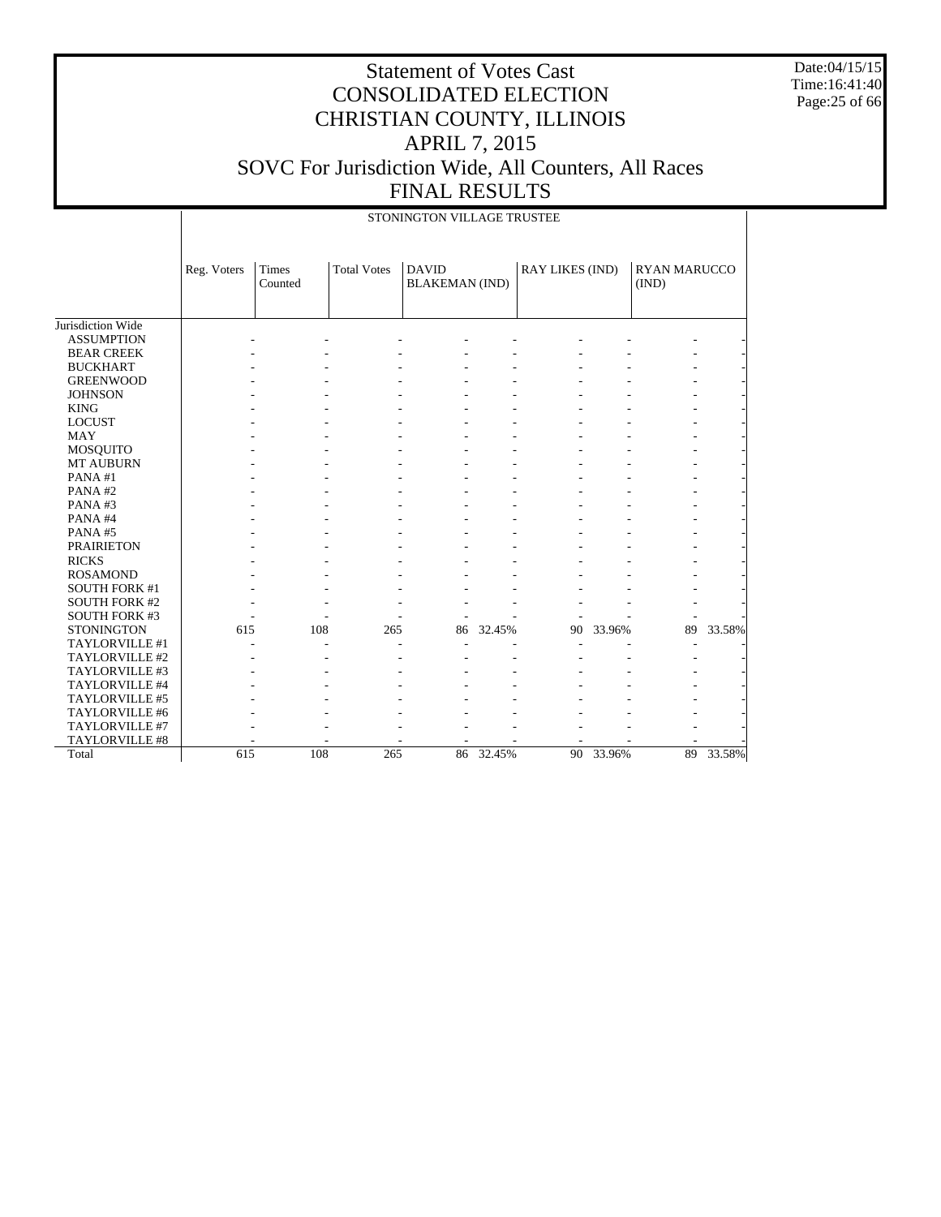# Statement of Votes Cast
# CONSOLIDATED ELECTION
# CHRISTIAN COUNTY, ILLINOIS
# APRIL 7, 2015
# SOVC For Jurisdiction Wide, All Counters, All Races
# FINAL RESULTS

Date:04/15/15
Time:16:41:40

STONINGTON VILLAGE TRUSTEE

| | Reg. Voters | Times Counted | Total Votes | DAVID BLAKEMAN (IND) | | RAY LIKES (IND) | | RYAN MARUCCO (IND) | |
|---|---|---|---|---|---|---|---|---|---|
| Jurisdiction Wide | | | | | | | | | |
| ASSUMPTION | - | - | - | - | - | - | - | - | - |
| BEAR CREEK | - | - | - | - | - | - | - | - | - |
| BUCKHART | - | - | - | - | - | - | - | - | - |
| GREENWOOD | - | - | - | - | - | - | - | - | - |
| JOHNSON | - | - | - | - | - | - | - | - | - |
| KING | - | - | - | - | - | - | - | - | - |
| LOCUST | - | - | - | - | - | - | - | - | - |
| MAY | - | - | - | - | - | - | - | - | - |
| MOSQUITO | - | - | - | - | - | - | - | - | - |
| MT AUBURN | - | - | - | - | - | - | - | - | - |
| PANA #1 | - | - | - | - | - | - | - | - | - |
| PANA #2 | - | - | - | - | - | - | - | - | - |
| PANA #3 | - | - | - | - | - | - | - | - | - |
| PANA #4 | - | - | - | - | - | - | - | - | - |
| PANA #5 | - | - | - | - | - | - | - | - | - |
| PRAIRIETON | - | - | - | - | - | - | - | - | - |
| RICKS | - | - | - | - | - | - | - | - | - |
| ROSAMOND | - | - | - | - | - | - | - | - | - |
| SOUTH FORK #1 | - | - | - | - | - | - | - | - | - |
| SOUTH FORK #2 | - | - | - | - | - | - | - | - | - |
| SOUTH FORK #3 | - | - | - | - | - | - | - | - | - |
| STONINGTON | 615 | 108 | 265 | 86 | 32.45% | 90 | 33.96% | 89 | 33.58% |
| TAYLORVILLE #1 | - | - | - | - | - | - | - | - | - |
| TAYLORVILLE #2 | - | - | - | - | - | - | - | - | - |
| TAYLORVILLE #3 | - | - | - | - | - | - | - | - | - |
| TAYLORVILLE #4 | - | - | - | - | - | - | - | - | - |
| TAYLORVILLE #5 | - | - | - | - | - | - | - | - | - |
| TAYLORVILLE #6 | - | - | - | - | - | - | - | - | - |
| TAYLORVILLE #7 | - | - | - | - | - | - | - | - | - |
| TAYLORVILLE #8 | - | - | - | - | - | - | - | - | - |
| Total | 615 | 108 | 265 | 86 | 32.45% | 90 | 33.96% | 89 | 33.58% |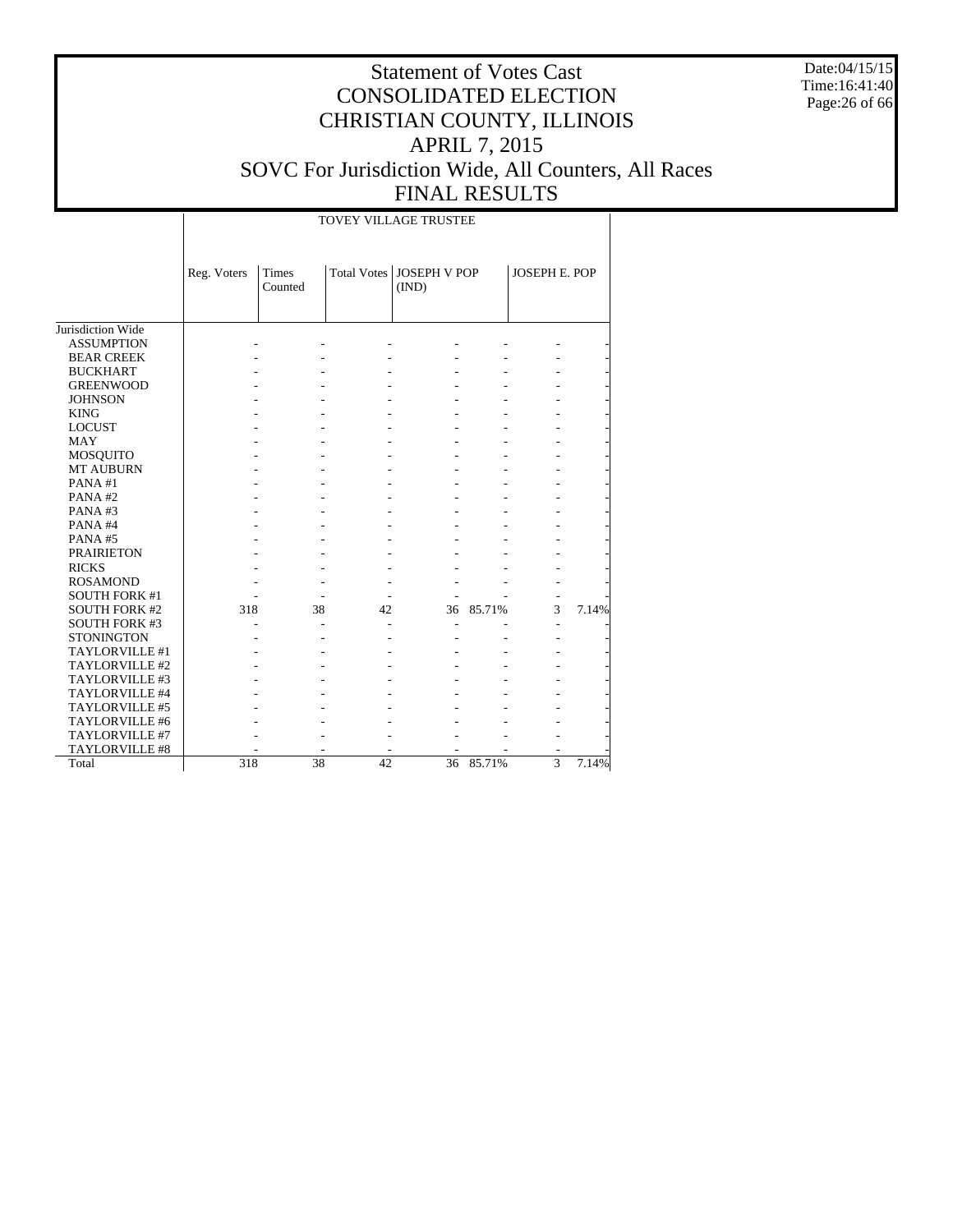# Statement of Votes Cast
# CONSOLIDATED ELECTION
# CHRISTIAN COUNTY, ILLINOIS
# APRIL 7, 2015
# SOVC For Jurisdiction Wide, All Counters, All Races
# FINAL RESULTS

Date:04/15/15
Time:16:41:40

| | TOVEY VILLAGE TRUSTEE | | | | | | |
|---|---|---|---|---|---|---|---|
| | Reg. Voters | Times Counted | Total Votes | JOSEPH V POP (IND) | | JOSEPH E. POP | |
| Jurisdiction Wide | | | | | | | |
| ASSUMPTION | - | - | - | - | - | - | - |
| BEAR CREEK | - | - | - | - | - | - | - |
| BUCKHART | - | - | - | - | - | - | - |
| GREENWOOD | - | - | - | - | - | - | - |
| JOHNSON | - | - | - | - | - | - | - |
| KING | - | - | - | - | - | - | - |
| LOCUST | - | - | - | - | - | - | - |
| MAY | - | - | - | - | - | - | - |
| MOSQUITO | - | - | - | - | - | - | - |
| MT AUBURN | - | - | - | - | - | - | - |
| PANA #1 | - | - | - | - | - | - | - |
| PANA #2 | - | - | - | - | - | - | - |
| PANA #3 | - | - | - | - | - | - | - |
| PANA #4 | - | - | - | - | - | - | - |
| PANA #5 | - | - | - | - | - | - | - |
| PRAIRIETON | - | - | - | - | - | - | - |
| RICKS | - | - | - | - | - | - | - |
| ROSAMOND | - | - | - | - | - | - | - |
| SOUTH FORK #1 | - | - | - | - | - | - | - |
| SOUTH FORK #2 | 318 | 38 | 42 | 36 | 85.71% | 3 | 7.14% |
| SOUTH FORK #3 | - | - | - | - | - | - | - |
| STONINGTON | - | - | - | - | - | - | - |
| TAYLORVILLE #1 | - | - | - | - | - | - | - |
| TAYLORVILLE #2 | - | - | - | - | - | - | - |
| TAYLORVILLE #3 | - | - | - | - | - | - | - |
| TAYLORVILLE #4 | - | - | - | - | - | - | - |
| TAYLORVILLE #5 | - | - | - | - | - | - | - |
| TAYLORVILLE #6 | - | - | - | - | - | - | - |
| TAYLORVILLE #7 | - | - | - | - | - | - | - |
| TAYLORVILLE #8 | - | - | - | - | - | - | - |
| Total | 318 | 38 | 42 | 36 | 85.71% | 3 | 7.14% |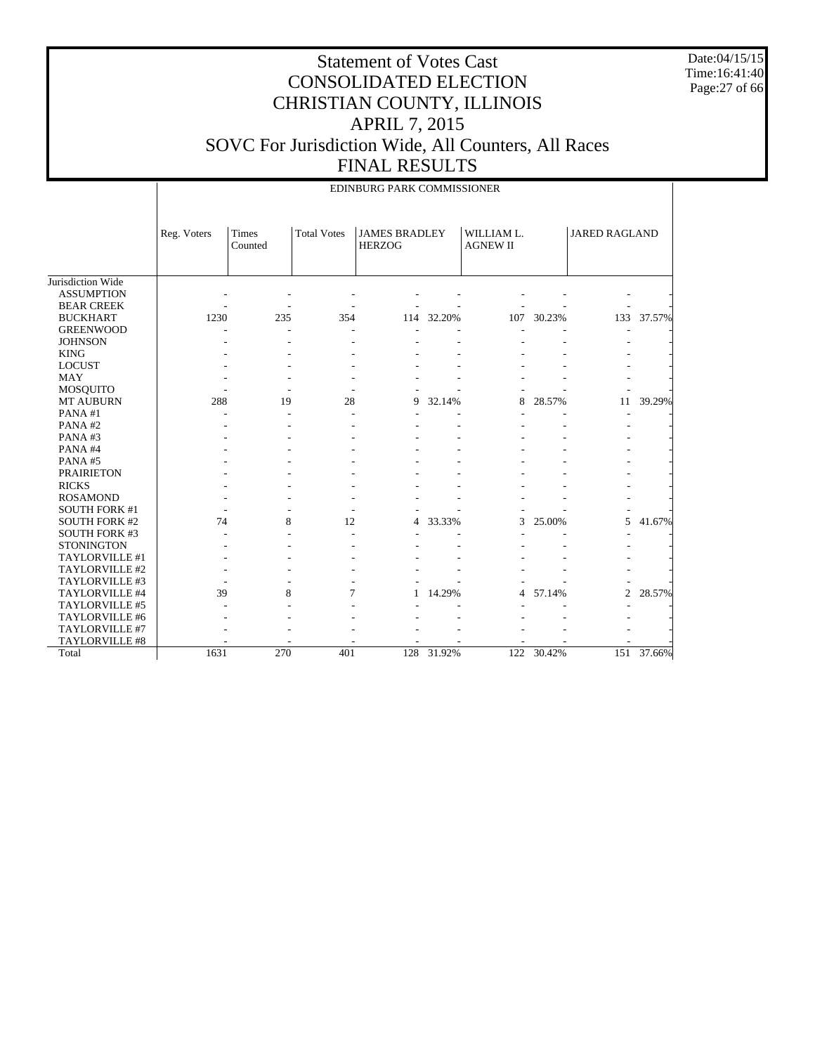# Statement of Votes Cast
# CONSOLIDATED ELECTION
# CHRISTIAN COUNTY, ILLINOIS
# APRIL 7, 2015
# SOVC For Jurisdiction Wide, All Counters, All Races
# FINAL RESULTS

Date:04/15/15
Time:16:41:40

EDINBURG PARK COMMISSIONER

| | Reg. Voters | Times Counted | Total Votes | JAMES BRADLEY HERZOG | | WILLIAM L. AGNEW II | | JARED RAGLAND | |
|---|---|---|---|---|---|---|---|---|---|
| Jurisdiction Wide | | | | | | | | | |
| ASSUMPTION | - | - | - | - | - | - | - | - | - |
| BEAR CREEK | - | - | - | - | - | - | - | - | - |
| BUCKHART | 1230 | 235 | 354 | 114 | 32.20% | 107 | 30.23% | 133 | 37.57% |
| GREENWOOD | - | - | - | - | - | - | - | - | - |
| JOHNSON | - | - | - | - | - | - | - | - | - |
| KING | - | - | - | - | - | - | - | - | - |
| LOCUST | - | - | - | - | - | - | - | - | - |
| MAY | - | - | - | - | - | - | - | - | - |
| MOSQUITO | - | - | - | - | - | - | - | - | - |
| MT AUBURN | 288 | 19 | 28 | 9 | 32.14% | 8 | 28.57% | 11 | 39.29% |
| PANA #1 | - | - | - | - | - | - | - | - | - |
| PANA #2 | - | - | - | - | - | - | - | - | - |
| PANA #3 | - | - | - | - | - | - | - | - | - |
| PANA #4 | - | - | - | - | - | - | - | - | - |
| PANA #5 | - | - | - | - | - | - | - | - | - |
| PRAIRIETON | - | - | - | - | - | - | - | - | - |
| RICKS | - | - | - | - | - | - | - | - | - |
| ROSAMOND | - | - | - | - | - | - | - | - | - |
| SOUTH FORK #1 | - | - | - | - | - | - | - | - | - |
| SOUTH FORK #2 | 74 | 8 | 12 | 4 | 33.33% | 3 | 25.00% | 5 | 41.67% |
| SOUTH FORK #3 | - | - | - | - | - | - | - | - | - |
| STONINGTON | - | - | - | - | - | - | - | - | - |
| TAYLORVILLE #1 | - | - | - | - | - | - | - | - | - |
| TAYLORVILLE #2 | - | - | - | - | - | - | - | - | - |
| TAYLORVILLE #3 | - | - | - | - | - | - | - | - | - |
| TAYLORVILLE #4 | 39 | 8 | 7 | 1 | 14.29% | 4 | 57.14% | 2 | 28.57% |
| TAYLORVILLE #5 | - | - | - | - | - | - | - | - | - |
| TAYLORVILLE #6 | - | - | - | - | - | - | - | - | - |
| TAYLORVILLE #7 | - | - | - | - | - | - | - | - | - |
| TAYLORVILLE #8 | - | - | - | - | - | - | - | - | - |
| Total | 1631 | 270 | 401 | 128 | 31.92% | 122 | 30.42% | 151 | 37.66% |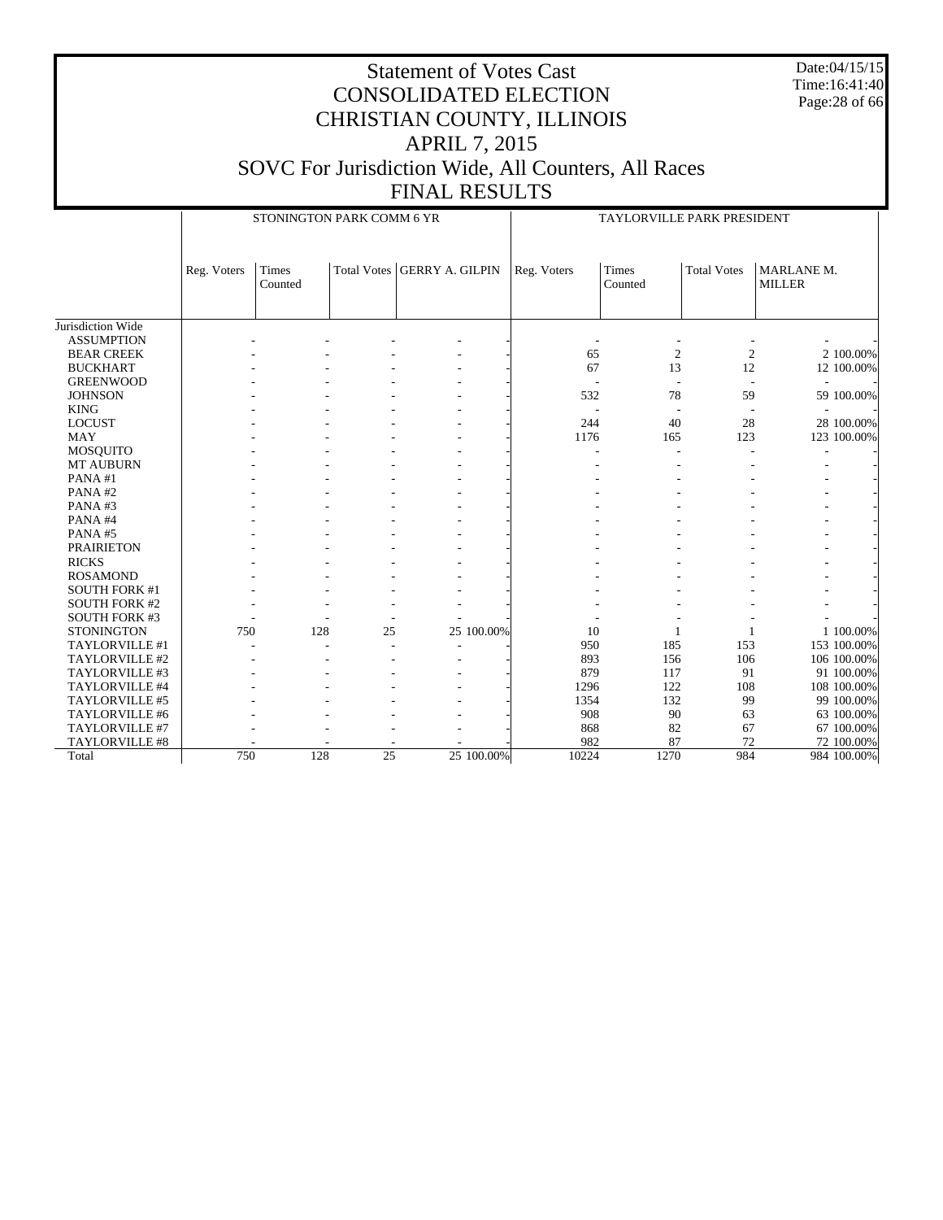# Statement of Votes Cast
# CONSOLIDATED ELECTION
# CHRISTIAN COUNTY, ILLINOIS
# APRIL 7, 2015
# SOVC For Jurisdiction Wide, All Counters, All Races
# FINAL RESULTS

Date:04/15/15
Time:16:41:40

| | STONINGTON PARK COMM 6 YR | | | | | TAYLORVILLE PARK PRESIDENT | | | | |
|---|---|---|---|---|---|---|---|---|---|---|
| | Reg. Voters | Times Counted | Total Votes | GERRY A. GILPIN | | Reg. Voters | Times Counted | Total Votes | MARLANE M. MILLER | |
| Jurisdiction Wide | | | | | | | | | | |
| ASSUMPTION | - | - | - | - | - | - | - | - | - | - |
| BEAR CREEK | - | - | - | - | - | 65 | 2 | 2 | 2 | 100.00% |
| BUCKHART | - | - | - | - | - | 67 | 13 | 12 | 12 | 100.00% |
| GREENWOOD | - | - | - | - | - | - | - | - | - | - |
| JOHNSON | - | - | - | - | - | 532 | 78 | 59 | 59 | 100.00% |
| KING | - | - | - | - | - | - | - | - | - | - |
| LOCUST | - | - | - | - | - | 244 | 40 | 28 | 28 | 100.00% |
| MAY | - | - | - | - | - | 1176 | 165 | 123 | 123 | 100.00% |
| MOSQUITO | - | - | - | - | - | - | - | - | - | - |
| MT AUBURN | - | - | - | - | - | - | - | - | - | - |
| PANA #1 | - | - | - | - | - | - | - | - | - | - |
| PANA #2 | - | - | - | - | - | - | - | - | - | - |
| PANA #3 | - | - | - | - | - | - | - | - | - | - |
| PANA #4 | - | - | - | - | - | - | - | - | - | - |
| PANA #5 | - | - | - | - | - | - | - | - | - | - |
| PRAIRIETON | - | - | - | - | - | - | - | - | - | - |
| RICKS | - | - | - | - | - | - | - | - | - | - |
| ROSAMOND | - | - | - | - | - | - | - | - | - | - |
| SOUTH FORK #1 | - | - | - | - | - | - | - | - | - | - |
| SOUTH FORK #2 | - | - | - | - | - | - | - | - | - | - |
| SOUTH FORK #3 | - | - | - | - | - | - | - | - | - | - |
| STONINGTON | 750 | 128 | 25 | 25 | 100.00% | 10 | 1 | 1 | 1 | 100.00% |
| TAYLORVILLE #1 | - | - | - | - | - | 950 | 185 | 153 | 153 | 100.00% |
| TAYLORVILLE #2 | - | - | - | - | - | 893 | 156 | 106 | 106 | 100.00% |
| TAYLORVILLE #3 | - | - | - | - | - | 879 | 117 | 91 | 91 | 100.00% |
| TAYLORVILLE #4 | - | - | - | - | - | 1296 | 122 | 108 | 108 | 100.00% |
| TAYLORVILLE #5 | - | - | - | - | - | 1354 | 132 | 99 | 99 | 100.00% |
| TAYLORVILLE #6 | - | - | - | - | - | 908 | 90 | 63 | 63 | 100.00% |
| TAYLORVILLE #7 | - | - | - | - | - | 868 | 82 | 67 | 67 | 100.00% |
| TAYLORVILLE #8 | - | - | - | - | - | 982 | 87 | 72 | 72 | 100.00% |
| Total | 750 | 128 | 25 | 25 | 100.00% | 10224 | 1270 | 984 | 984 | 100.00% |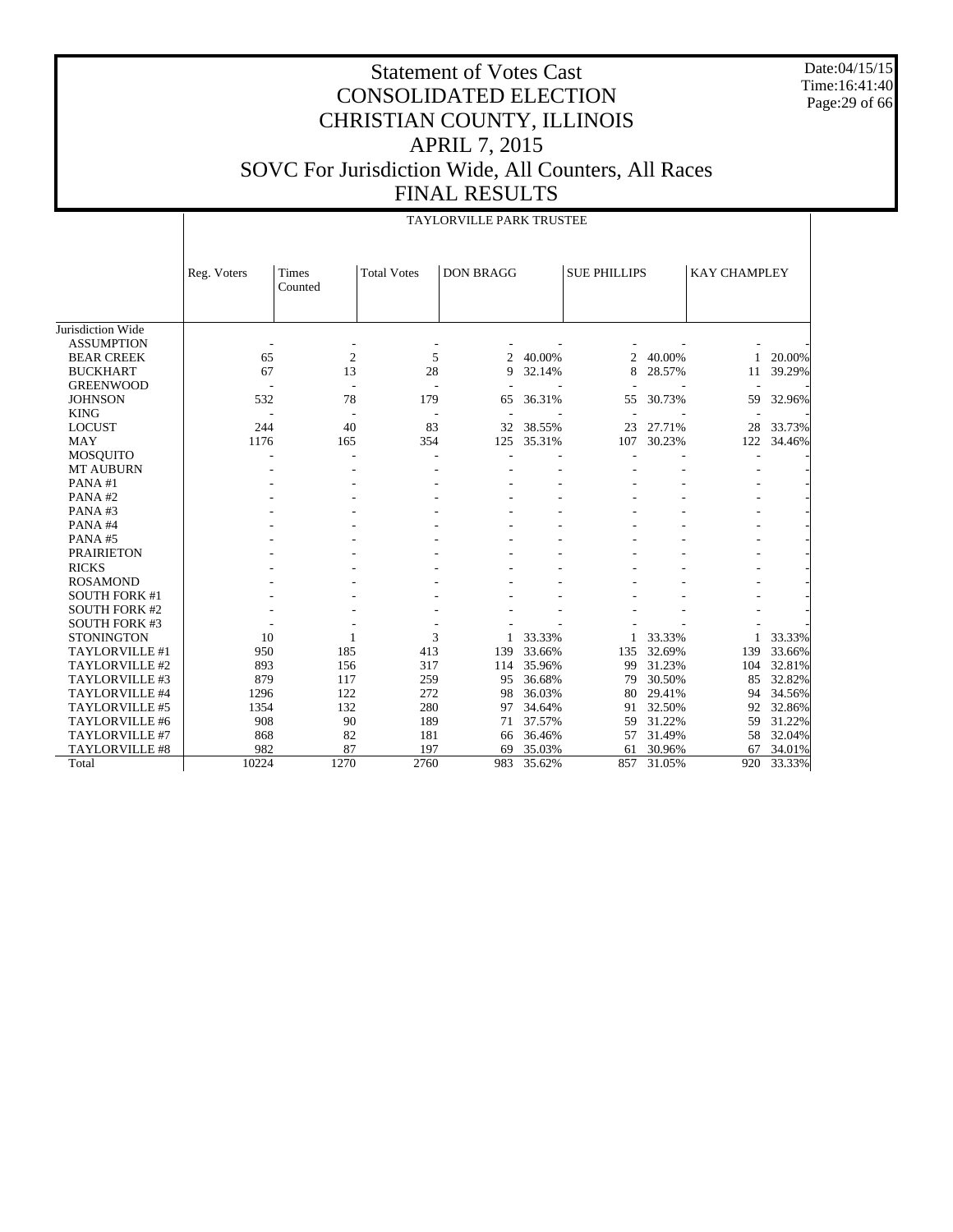# Statement of Votes Cast
# CONSOLIDATED ELECTION
# CHRISTIAN COUNTY, ILLINOIS
# APRIL 7, 2015
# SOVC For Jurisdiction Wide, All Counters, All Races
# FINAL RESULTS

Date:04/15/15
Time:16:41:40

## TAYLORVILLE PARK TRUSTEE

| | Reg. Voters | Times Counted | Total Votes | DON BRAGG | | SUE PHILLIPS | | KAY CHAMPLEY | |
|---|---|---|---|---|---|---|---|---|---|
| Jurisdiction Wide | | | | | | | | | |
| ASSUMPTION | - | - | - | - | - | - | - | - | - |
| BEAR CREEK | 65 | 2 | 5 | 2 | 40.00% | 2 | 40.00% | 1 | 20.00% |
| BUCKHART | 67 | 13 | 28 | 9 | 32.14% | 8 | 28.57% | 11 | 39.29% |
| GREENWOOD | - | - | - | - | - | - | - | - | - |
| JOHNSON | 532 | 78 | 179 | 65 | 36.31% | 55 | 30.73% | 59 | 32.96% |
| KING | - | - | - | - | - | - | - | - | - |
| LOCUST | 244 | 40 | 83 | 32 | 38.55% | 23 | 27.71% | 28 | 33.73% |
| MAY | 1176 | 165 | 354 | 125 | 35.31% | 107 | 30.23% | 122 | 34.46% |
| MOSQUITO | - | - | - | - | - | - | - | - | - |
| MT AUBURN | - | - | - | - | - | - | - | - | - |
| PANA #1 | - | - | - | - | - | - | - | - | - |
| PANA #2 | - | - | - | - | - | - | - | - | - |
| PANA #3 | - | - | - | - | - | - | - | - | - |
| PANA #4 | - | - | - | - | - | - | - | - | - |
| PANA #5 | - | - | - | - | - | - | - | - | - |
| PRAIRIETON | - | - | - | - | - | - | - | - | - |
| RICKS | - | - | - | - | - | - | - | - | - |
| ROSAMOND | - | - | - | - | - | - | - | - | - |
| SOUTH FORK #1 | - | - | - | - | - | - | - | - | - |
| SOUTH FORK #2 | - | - | - | - | - | - | - | - | - |
| SOUTH FORK #3 | - | - | - | - | - | - | - | - | - |
| STONINGTON | 10 | 1 | 3 | 1 | 33.33% | 1 | 33.33% | 1 | 33.33% |
| TAYLORVILLE #1 | 950 | 185 | 413 | 139 | 33.66% | 135 | 32.69% | 139 | 33.66% |
| TAYLORVILLE #2 | 893 | 156 | 317 | 114 | 35.96% | 99 | 31.23% | 104 | 32.81% |
| TAYLORVILLE #3 | 879 | 117 | 259 | 95 | 36.68% | 79 | 30.50% | 85 | 32.82% |
| TAYLORVILLE #4 | 1296 | 122 | 272 | 98 | 36.03% | 80 | 29.41% | 94 | 34.56% |
| TAYLORVILLE #5 | 1354 | 132 | 280 | 97 | 34.64% | 91 | 32.50% | 92 | 32.86% |
| TAYLORVILLE #6 | 908 | 90 | 189 | 71 | 37.57% | 59 | 31.22% | 59 | 31.22% |
| TAYLORVILLE #7 | 868 | 82 | 181 | 66 | 36.46% | 57 | 31.49% | 58 | 32.04% |
| TAYLORVILLE #8 | 982 | 87 | 197 | 69 | 35.03% | 61 | 30.96% | 67 | 34.01% |
| Total | 10224 | 1270 | 2760 | 983 | 35.62% | 857 | 31.05% | 920 | 33.33% |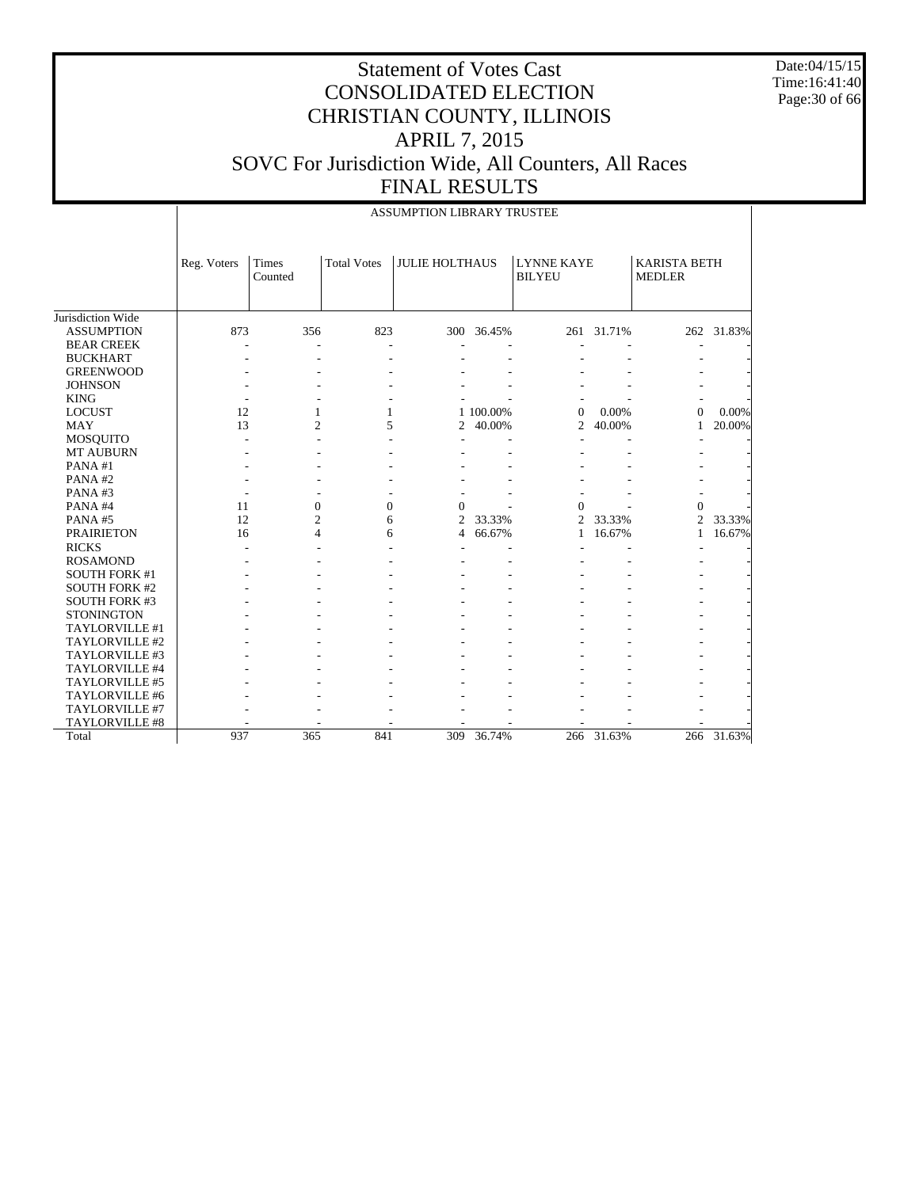# Statement of Votes Cast
# CONSOLIDATED ELECTION
# CHRISTIAN COUNTY, ILLINOIS
# APRIL 7, 2015
# SOVC For Jurisdiction Wide, All Counters, All Races
# FINAL RESULTS

Date:04/15/15
Time:16:41:40

ASSUMPTION LIBRARY TRUSTEE

| | Reg. Voters | Times Counted | Total Votes | JULIE HOLTHAUS | | LYNNE KAYE BILYEU | | KARISTA BETH MEDLER | |
|---|---|---|---|---|---|---|---|---|---|
| Jurisdiction Wide | | | | | | | | | |
| ASSUMPTION | 873 | 356 | 823 | 300 | 36.45% | 261 | 31.71% | 262 | 31.83% |
| BEAR CREEK | - | - | - | - | - | - | - | - | - |
| BUCKHART | - | - | - | - | - | - | - | - | - |
| GREENWOOD | - | - | - | - | - | - | - | - | - |
| JOHNSON | - | - | - | - | - | - | - | - | - |
| KING | - | - | - | - | - | - | - | - | - |
| LOCUST | 12 | 1 | 1 | 1 | 100.00% | 0 | 0.00% | 0 | 0.00% |
| MAY | 13 | 2 | 5 | 2 | 40.00% | 2 | 40.00% | 1 | 20.00% |
| MOSQUITO | - | - | - | - | - | - | - | - | - |
| MT AUBURN | - | - | - | - | - | - | - | - | - |
| PANA #1 | - | - | - | - | - | - | - | - | - |
| PANA #2 | - | - | - | - | - | - | - | - | - |
| PANA #3 | - | - | - | - | - | - | - | - | - |
| PANA #4 | 11 | 0 | 0 | 0 | - | 0 | - | 0 | - |
| PANA #5 | 12 | 2 | 6 | 2 | 33.33% | 2 | 33.33% | 2 | 33.33% |
| PRAIRIETON | 16 | 4 | 6 | 4 | 66.67% | 1 | 16.67% | 1 | 16.67% |
| RICKS | - | - | - | - | - | - | - | - | - |
| ROSAMOND | - | - | - | - | - | - | - | - | - |
| SOUTH FORK #1 | - | - | - | - | - | - | - | - | - |
| SOUTH FORK #2 | - | - | - | - | - | - | - | - | - |
| SOUTH FORK #3 | - | - | - | - | - | - | - | - | - |
| STONINGTON | - | - | - | - | - | - | - | - | - |
| TAYLORVILLE #1 | - | - | - | - | - | - | - | - | - |
| TAYLORVILLE #2 | - | - | - | - | - | - | - | - | - |
| TAYLORVILLE #3 | - | - | - | - | - | - | - | - | - |
| TAYLORVILLE #4 | - | - | - | - | - | - | - | - | - |
| TAYLORVILLE #5 | - | - | - | - | - | - | - | - | - |
| TAYLORVILLE #6 | - | - | - | - | - | - | - | - | - |
| TAYLORVILLE #7 | - | - | - | - | - | - | - | - | - |
| TAYLORVILLE #8 | - | - | - | - | - | - | - | - | - |
| Total | 937 | 365 | 841 | 309 | 36.74% | 266 | 31.63% | 266 | 31.63% |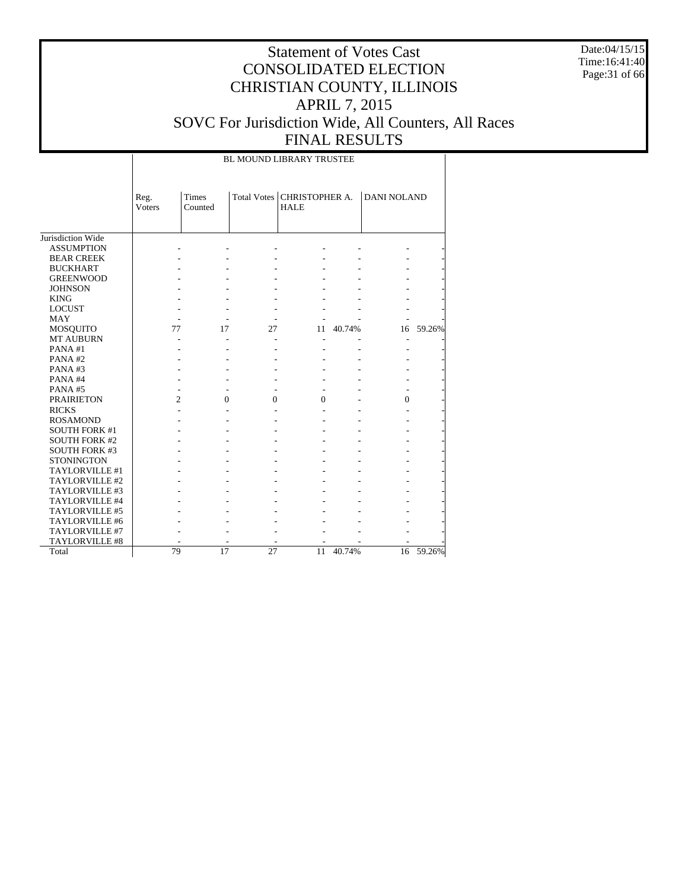# Statement of Votes Cast
# CONSOLIDATED ELECTION
# CHRISTIAN COUNTY, ILLINOIS
# APRIL 7, 2015
# SOVC For Jurisdiction Wide, All Counters, All Races
# FINAL RESULTS

Date:04/15/15
Time:16:41:40

| | BL MOUND LIBRARY TRUSTEE | | | | | | |
|---|---|---|---|---|---|---|---|
| | Reg. Voters | Times Counted | Total Votes | CHRISTOPHER A. HALE | | DANI NOLAND | |
| Jurisdiction Wide | | | | | | | |
| ASSUMPTION | - | - | - | - | - | - | - |
| BEAR CREEK | - | - | - | - | - | - | - |
| BUCKHART | - | - | - | - | - | - | - |
| GREENWOOD | - | - | - | - | - | - | - |
| JOHNSON | - | - | - | - | - | - | - |
| KING | - | - | - | - | - | - | - |
| LOCUST | - | - | - | - | - | - | - |
| MAY | - | - | - | - | - | - | - |
| MOSQUITO | 77 | 17 | 27 | 11 | 40.74% | 16 | 59.26% |
| MT AUBURN | - | - | - | - | - | - | - |
| PANA #1 | - | - | - | - | - | - | - |
| PANA #2 | - | - | - | - | - | - | - |
| PANA #3 | - | - | - | - | - | - | - |
| PANA #4 | - | - | - | - | - | - | - |
| PANA #5 | - | - | - | - | - | - | - |
| PRAIRIETON | 2 | 0 | 0 | 0 | - | 0 | - |
| RICKS | - | - | - | - | - | - | - |
| ROSAMOND | - | - | - | - | - | - | - |
| SOUTH FORK #1 | - | - | - | - | - | - | - |
| SOUTH FORK #2 | - | - | - | - | - | - | - |
| SOUTH FORK #3 | - | - | - | - | - | - | - |
| STONINGTON | - | - | - | - | - | - | - |
| TAYLORVILLE #1 | - | - | - | - | - | - | - |
| TAYLORVILLE #2 | - | - | - | - | - | - | - |
| TAYLORVILLE #3 | - | - | - | - | - | - | - |
| TAYLORVILLE #4 | - | - | - | - | - | - | - |
| TAYLORVILLE #5 | - | - | - | - | - | - | - |
| TAYLORVILLE #6 | - | - | - | - | - | - | - |
| TAYLORVILLE #7 | - | - | - | - | - | - | - |
| TAYLORVILLE #8 | - | - | - | - | - | - | - |
| Total | 79 | 17 | 27 | 11 | 40.74% | 16 | 59.26% |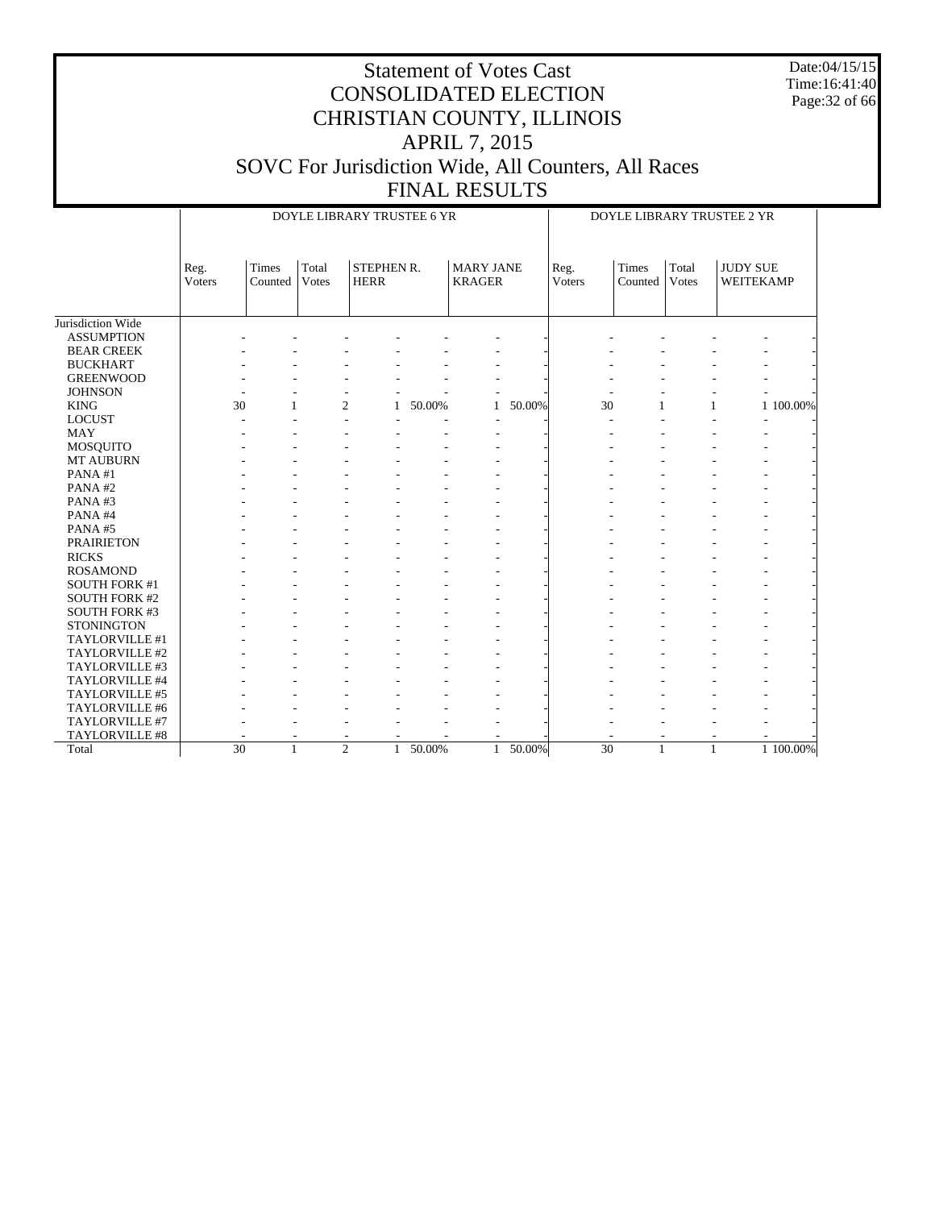# Statement of Votes Cast
# CONSOLIDATED ELECTION
# CHRISTIAN COUNTY, ILLINOIS
# APRIL 7, 2015
# SOVC For Jurisdiction Wide, All Counters, All Races
# FINAL RESULTS

Date:04/15/15
Time:16:41:40

| | DOYLE LIBRARY TRUSTEE 6 YR | | | | | | | DOYLE LIBRARY TRUSTEE 2 YR | | | | |
|---|---|---|---|---|---|---|---|---|---|---|---|---|
| | Reg. Voters | Times Counted | Total Votes | STEPHEN R. HERR | | MARY JANE KRAGER | | Reg. Voters | Times Counted | Total Votes | JUDY SUE WEITEKAMP | |
| Jurisdiction Wide | | | | | | | | | | | | |
| ASSUMPTION | - | - | - | - | - | - | - | - | - | - | - | - |
| BEAR CREEK | - | - | - | - | - | - | - | - | - | - | - | - |
| BUCKHART | - | - | - | - | - | - | - | - | - | - | - | - |
| GREENWOOD | - | - | - | - | - | - | - | - | - | - | - | - |
| JOHNSON | - | - | - | - | - | - | - | - | - | - | - | - |
| KING | 30 | 1 | 2 | 1 | 50.00% | 1 | 50.00% | 30 | 1 | 1 | 1 | 100.00% |
| LOCUST | - | - | - | - | - | - | - | - | - | - | - | - |
| MAY | - | - | - | - | - | - | - | - | - | - | - | - |
| MOSQUITO | - | - | - | - | - | - | - | - | - | - | - | - |
| MT AUBURN | - | - | - | - | - | - | - | - | - | - | - | - |
| PANA #1 | - | - | - | - | - | - | - | - | - | - | - | - |
| PANA #2 | - | - | - | - | - | - | - | - | - | - | - | - |
| PANA #3 | - | - | - | - | - | - | - | - | - | - | - | - |
| PANA #4 | - | - | - | - | - | - | - | - | - | - | - | - |
| PANA #5 | - | - | - | - | - | - | - | - | - | - | - | - |
| PRAIRIETON | - | - | - | - | - | - | - | - | - | - | - | - |
| RICKS | - | - | - | - | - | - | - | - | - | - | - | - |
| ROSAMOND | - | - | - | - | - | - | - | - | - | - | - | - |
| SOUTH FORK #1 | - | - | - | - | - | - | - | - | - | - | - | - |
| SOUTH FORK #2 | - | - | - | - | - | - | - | - | - | - | - | - |
| SOUTH FORK #3 | - | - | - | - | - | - | - | - | - | - | - | - |
| STONINGTON | - | - | - | - | - | - | - | - | - | - | - | - |
| TAYLORVILLE #1 | - | - | - | - | - | - | - | - | - | - | - | - |
| TAYLORVILLE #2 | - | - | - | - | - | - | - | - | - | - | - | - |
| TAYLORVILLE #3 | - | - | - | - | - | - | - | - | - | - | - | - |
| TAYLORVILLE #4 | - | - | - | - | - | - | - | - | - | - | - | - |
| TAYLORVILLE #5 | - | - | - | - | - | - | - | - | - | - | - | - |
| TAYLORVILLE #6 | - | - | - | - | - | - | - | - | - | - | - | - |
| TAYLORVILLE #7 | - | - | - | - | - | - | - | - | - | - | - | - |
| TAYLORVILLE #8 | - | - | - | - | - | - | - | - | - | - | - | - |
| Total | 30 | 1 | 2 | 1 | 50.00% | 1 | 50.00% | 30 | 1 | 1 | 1 | 100.00% |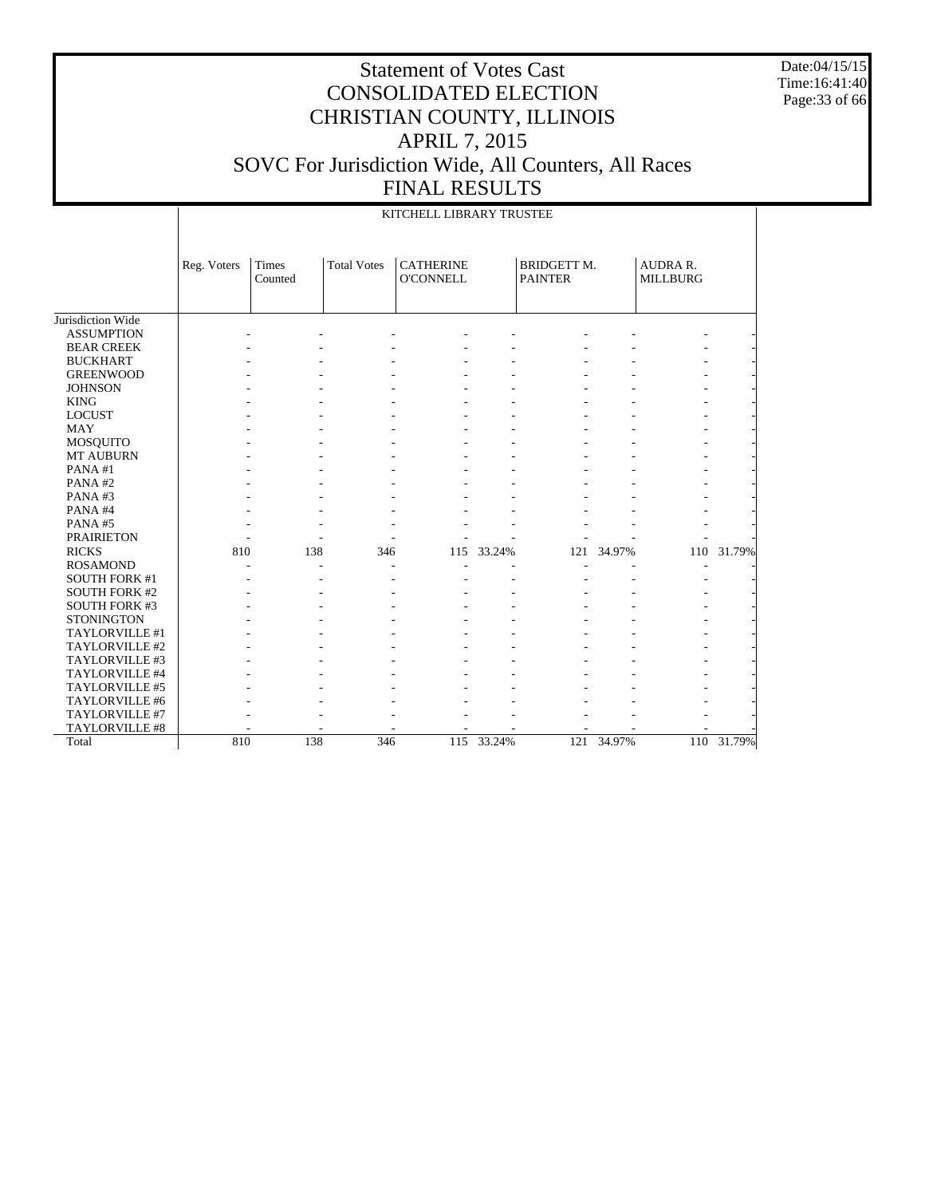# Statement of Votes Cast
# CONSOLIDATED ELECTION
# CHRISTIAN COUNTY, ILLINOIS
# APRIL 7, 2015
# SOVC For Jurisdiction Wide, All Counters, All Races
# FINAL RESULTS

Date:04/15/15
Time:16:41:40

| | KITCHELL LIBRARY TRUSTEE | | | | | | | | |
|---|---|---|---|---|---|---|---|---|---|
| | Reg. Voters | Times Counted | Total Votes | CATHERINE O'CONNELL | | BRIDGETT M. PAINTER | | AUDRA R. MILLBURG | |
| Jurisdiction Wide | | | | | | | | | |
| ASSUMPTION | - | - | - | - | - | - | - | - | - |
| BEAR CREEK | - | - | - | - | - | - | - | - | - |
| BUCKHART | - | - | - | - | - | - | - | - | - |
| GREENWOOD | - | - | - | - | - | - | - | - | - |
| JOHNSON | - | - | - | - | - | - | - | - | - |
| KING | - | - | - | - | - | - | - | - | - |
| LOCUST | - | - | - | - | - | - | - | - | - |
| MAY | - | - | - | - | - | - | - | - | - |
| MOSQUITO | - | - | - | - | - | - | - | - | - |
| MT AUBURN | - | - | - | - | - | - | - | - | - |
| PANA #1 | - | - | - | - | - | - | - | - | - |
| PANA #2 | - | - | - | - | - | - | - | - | - |
| PANA #3 | - | - | - | - | - | - | - | - | - |
| PANA #4 | - | - | - | - | - | - | - | - | - |
| PANA #5 | - | - | - | - | - | - | - | - | - |
| PRAIRIETON | - | - | - | - | - | - | - | - | - |
| RICKS | 810 | 138 | 346 | 115 | 33.24% | 121 | 34.97% | 110 | 31.79% |
| ROSAMOND | - | - | - | - | - | - | - | - | - |
| SOUTH FORK #1 | - | - | - | - | - | - | - | - | - |
| SOUTH FORK #2 | - | - | - | - | - | - | - | - | - |
| SOUTH FORK #3 | - | - | - | - | - | - | - | - | - |
| STONINGTON | - | - | - | - | - | - | - | - | - |
| TAYLORVILLE #1 | - | - | - | - | - | - | - | - | - |
| TAYLORVILLE #2 | - | - | - | - | - | - | - | - | - |
| TAYLORVILLE #3 | - | - | - | - | - | - | - | - | - |
| TAYLORVILLE #4 | - | - | - | - | - | - | - | - | - |
| TAYLORVILLE #5 | - | - | - | - | - | - | - | - | - |
| TAYLORVILLE #6 | - | - | - | - | - | - | - | - | - |
| TAYLORVILLE #7 | - | - | - | - | - | - | - | - | - |
| TAYLORVILLE #8 | - | - | - | - | - | - | - | - | - |
| Total | 810 | 138 | 346 | 115 | 33.24% | 121 | 34.97% | 110 | 31.79% |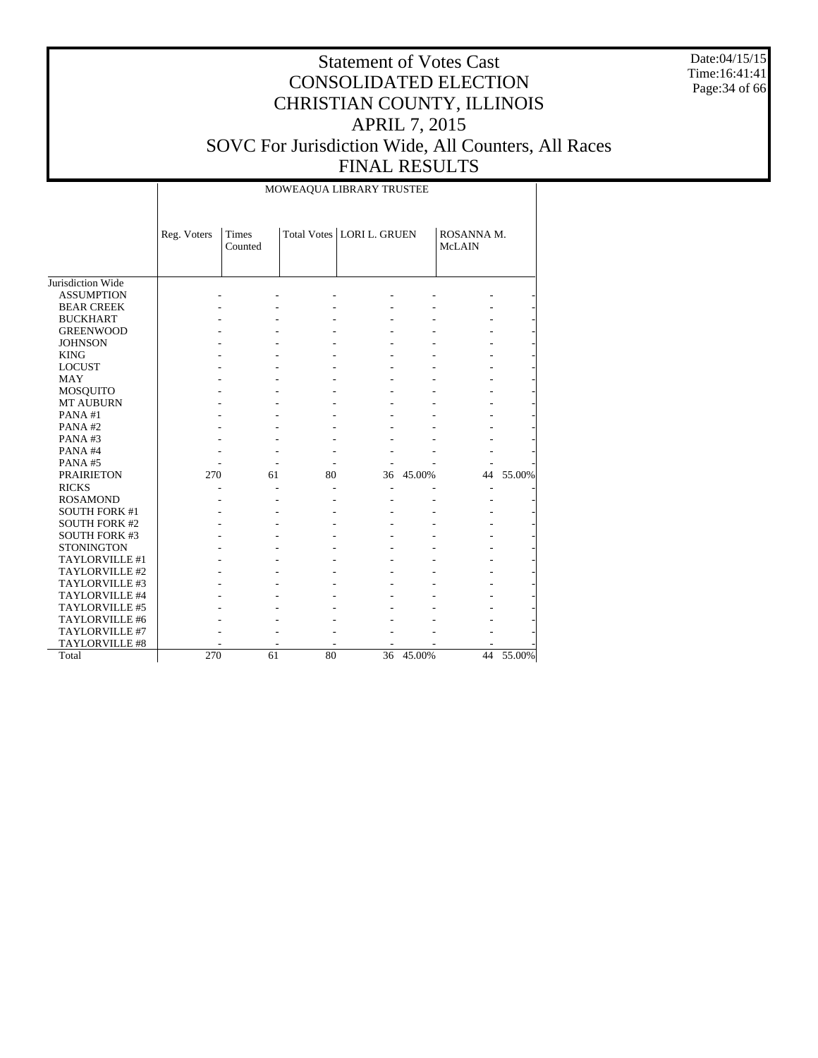# Statement of Votes Cast
# CONSOLIDATED ELECTION
# CHRISTIAN COUNTY, ILLINOIS
# APRIL 7, 2015
# SOVC For Jurisdiction Wide, All Counters, All Races
# FINAL RESULTS

Date:04/15/15
Time:16:41:41

| | MOWEAQUA LIBRARY TRUSTEE | | | | | | |
|---|---|---|---|---|---|---|---|
| | Reg. Voters | Times Counted | Total Votes | LORI L. GRUEN | | ROSANNA M. McLAIN | |
| Jurisdiction Wide | | | | | | | |
| ASSUMPTION | - | - | - | - | - | - | - |
| BEAR CREEK | - | - | - | - | - | - | - |
| BUCKHART | - | - | - | - | - | - | - |
| GREENWOOD | - | - | - | - | - | - | - |
| JOHNSON | - | - | - | - | - | - | - |
| KING | - | - | - | - | - | - | - |
| LOCUST | - | - | - | - | - | - | - |
| MAY | - | - | - | - | - | - | - |
| MOSQUITO | - | - | - | - | - | - | - |
| MT AUBURN | - | - | - | - | - | - | - |
| PANA #1 | - | - | - | - | - | - | - |
| PANA #2 | - | - | - | - | - | - | - |
| PANA #3 | - | - | - | - | - | - | - |
| PANA #4 | - | - | - | - | - | - | - |
| PANA #5 | - | - | - | - | - | - | - |
| PRAIRIETON | 270 | 61 | 80 | 36 | 45.00% | 44 | 55.00% |
| RICKS | - | - | - | - | - | - | - |
| ROSAMOND | - | - | - | - | - | - | - |
| SOUTH FORK #1 | - | - | - | - | - | - | - |
| SOUTH FORK #2 | - | - | - | - | - | - | - |
| SOUTH FORK #3 | - | - | - | - | - | - | - |
| STONINGTON | - | - | - | - | - | - | - |
| TAYLORVILLE #1 | - | - | - | - | - | - | - |
| TAYLORVILLE #2 | - | - | - | - | - | - | - |
| TAYLORVILLE #3 | - | - | - | - | - | - | - |
| TAYLORVILLE #4 | - | - | - | - | - | - | - |
| TAYLORVILLE #5 | - | - | - | - | - | - | - |
| TAYLORVILLE #6 | - | - | - | - | - | - | - |
| TAYLORVILLE #7 | - | - | - | - | - | - | - |
| TAYLORVILLE #8 | - | - | - | - | - | - | - |
| Total | 270 | 61 | 80 | 36 | 45.00% | 44 | 55.00% |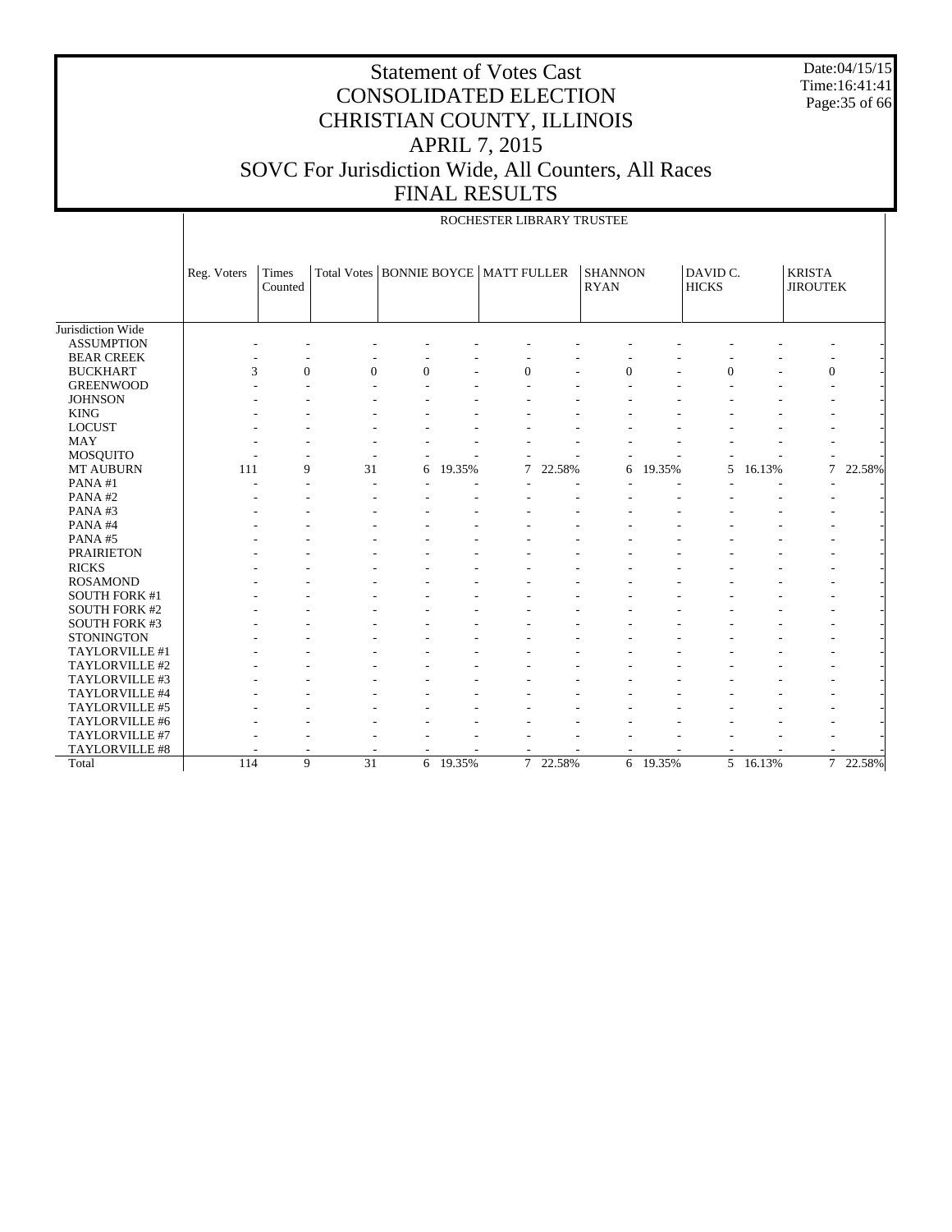# Statement of Votes Cast
# CONSOLIDATED ELECTION
# CHRISTIAN COUNTY, ILLINOIS
# APRIL 7, 2015
# SOVC For Jurisdiction Wide, All Counters, All Races
# FINAL RESULTS

Date:04/15/15
Time:16:41:41

ROCHESTER LIBRARY TRUSTEE

| | Reg. Voters | Times Counted | Total Votes | BONNIE BOYCE | | MATT FULLER | | SHANNON RYAN | | DAVID C. HICKS | | KRISTA JIROUTEK | |
|---|---|---|---|---|---|---|---|---|---|---|---|---|---|
| Jurisdiction Wide | | | | | | | | | | | | | |
| ASSUMPTION | - | - | - | - | - | - | - | - | - | - | - | - | - |
| BEAR CREEK | - | - | - | - | - | - | - | - | - | - | - | - | - |
| BUCKHART | 3 | 0 | 0 | 0 | - | 0 | - | 0 | - | 0 | - | 0 | - |
| GREENWOOD | - | - | - | - | - | - | - | - | - | - | - | - | - |
| JOHNSON | - | - | - | - | - | - | - | - | - | - | - | - | - |
| KING | - | - | - | - | - | - | - | - | - | - | - | - | - |
| LOCUST | - | - | - | - | - | - | - | - | - | - | - | - | - |
| MAY | - | - | - | - | - | - | - | - | - | - | - | - | - |
| MOSQUITO | - | - | - | - | - | - | - | - | - | - | - | - | - |
| MT AUBURN | 111 | 9 | 31 | 6 | 19.35% | 7 | 22.58% | 6 | 19.35% | 5 | 16.13% | 7 | 22.58% |
| PANA #1 | - | - | - | - | - | - | - | - | - | - | - | - | - |
| PANA #2 | - | - | - | - | - | - | - | - | - | - | - | - | - |
| PANA #3 | - | - | - | - | - | - | - | - | - | - | - | - | - |
| PANA #4 | - | - | - | - | - | - | - | - | - | - | - | - | - |
| PANA #5 | - | - | - | - | - | - | - | - | - | - | - | - | - |
| PRAIRIETON | - | - | - | - | - | - | - | - | - | - | - | - | - |
| RICKS | - | - | - | - | - | - | - | - | - | - | - | - | - |
| ROSAMOND | - | - | - | - | - | - | - | - | - | - | - | - | - |
| SOUTH FORK #1 | - | - | - | - | - | - | - | - | - | - | - | - | - |
| SOUTH FORK #2 | - | - | - | - | - | - | - | - | - | - | - | - | - |
| SOUTH FORK #3 | - | - | - | - | - | - | - | - | - | - | - | - | - |
| STONINGTON | - | - | - | - | - | - | - | - | - | - | - | - | - |
| TAYLORVILLE #1 | - | - | - | - | - | - | - | - | - | - | - | - | - |
| TAYLORVILLE #2 | - | - | - | - | - | - | - | - | - | - | - | - | - |
| TAYLORVILLE #3 | - | - | - | - | - | - | - | - | - | - | - | - | - |
| TAYLORVILLE #4 | - | - | - | - | - | - | - | - | - | - | - | - | - |
| TAYLORVILLE #5 | - | - | - | - | - | - | - | - | - | - | - | - | - |
| TAYLORVILLE #6 | - | - | - | - | - | - | - | - | - | - | - | - | - |
| TAYLORVILLE #7 | - | - | - | - | - | - | - | - | - | - | - | - | - |
| TAYLORVILLE #8 | - | - | - | - | - | - | - | - | - | - | - | - | - |
| Total | 114 | 9 | 31 | 6 | 19.35% | 7 | 22.58% | 6 | 19.35% | 5 | 16.13% | 7 | 22.58% |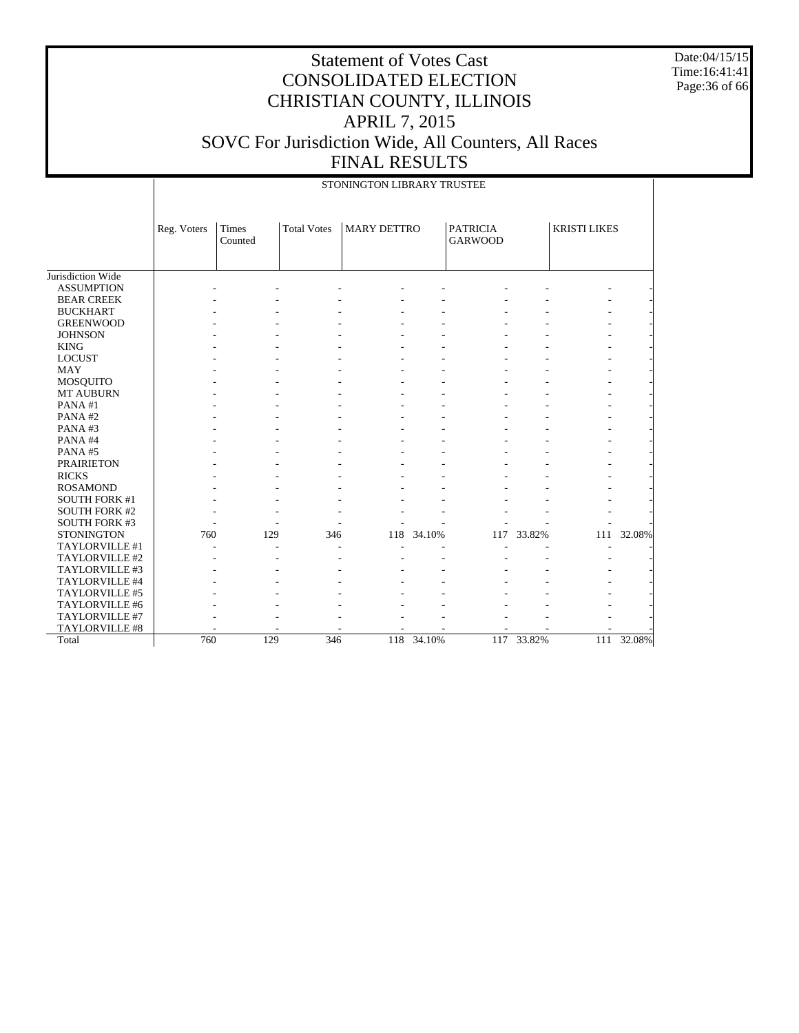# Statement of Votes Cast
# CONSOLIDATED ELECTION
# CHRISTIAN COUNTY, ILLINOIS
# APRIL 7, 2015
# SOVC For Jurisdiction Wide, All Counters, All Races
# FINAL RESULTS

Date:04/15/15
Time:16:41:41

STONINGTON LIBRARY TRUSTEE

| | Reg. Voters | Times Counted | Total Votes | MARY DETTRO | | PATRICIA GARWOOD | | KRISTI LIKES | |
|---|---|---|---|---|---|---|---|---|---|
| Jurisdiction Wide | | | | | | | | | |
| ASSUMPTION | - | - | - | - | - | - | - | - | - |
| BEAR CREEK | - | - | - | - | - | - | - | - | - |
| BUCKHART | - | - | - | - | - | - | - | - | - |
| GREENWOOD | - | - | - | - | - | - | - | - | - |
| JOHNSON | - | - | - | - | - | - | - | - | - |
| KING | - | - | - | - | - | - | - | - | - |
| LOCUST | - | - | - | - | - | - | - | - | - |
| MAY | - | - | - | - | - | - | - | - | - |
| MOSQUITO | - | - | - | - | - | - | - | - | - |
| MT AUBURN | - | - | - | - | - | - | - | - | - |
| PANA #1 | - | - | - | - | - | - | - | - | - |
| PANA #2 | - | - | - | - | - | - | - | - | - |
| PANA #3 | - | - | - | - | - | - | - | - | - |
| PANA #4 | - | - | - | - | - | - | - | - | - |
| PANA #5 | - | - | - | - | - | - | - | - | - |
| PRAIRIETON | - | - | - | - | - | - | - | - | - |
| RICKS | - | - | - | - | - | - | - | - | - |
| ROSAMOND | - | - | - | - | - | - | - | - | - |
| SOUTH FORK #1 | - | - | - | - | - | - | - | - | - |
| SOUTH FORK #2 | - | - | - | - | - | - | - | - | - |
| SOUTH FORK #3 | - | - | - | - | - | - | - | - | - |
| STONINGTON | 760 | 129 | 346 | 118 | 34.10% | 117 | 33.82% | 111 | 32.08% |
| TAYLORVILLE #1 | - | - | - | - | - | - | - | - | - |
| TAYLORVILLE #2 | - | - | - | - | - | - | - | - | - |
| TAYLORVILLE #3 | - | - | - | - | - | - | - | - | - |
| TAYLORVILLE #4 | - | - | - | - | - | - | - | - | - |
| TAYLORVILLE #5 | - | - | - | - | - | - | - | - | - |
| TAYLORVILLE #6 | - | - | - | - | - | - | - | - | - |
| TAYLORVILLE #7 | - | - | - | - | - | - | - | - | - |
| TAYLORVILLE #8 | - | - | - | - | - | - | - | - | - |
| Total | 760 | 129 | 346 | 118 | 34.10% | 117 | 33.82% | 111 | 32.08% |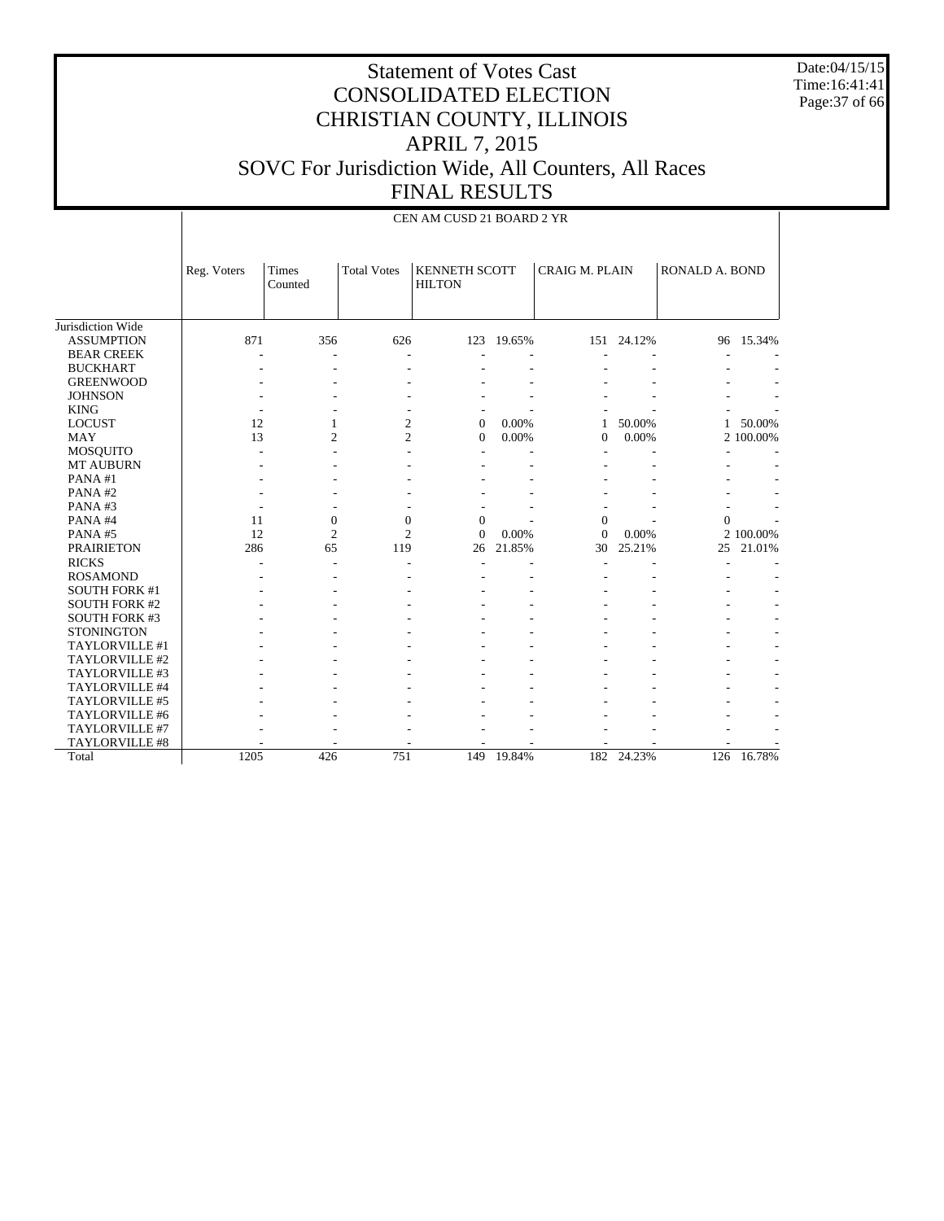# Statement of Votes Cast
# CONSOLIDATED ELECTION
# CHRISTIAN COUNTY, ILLINOIS
# APRIL 7, 2015
# SOVC For Jurisdiction Wide, All Counters, All Races
# FINAL RESULTS

Date:04/15/15
Time:16:41:41

CEN AM CUSD 21 BOARD 2 YR

| | Reg. Voters | Times Counted | Total Votes | KENNETH SCOTT HILTON | | CRAIG M. PLAIN | | RONALD A. BOND | |
|---|---|---|---|---|---|---|---|---|---|
| Jurisdiction Wide | | | | | | | | | |
| ASSUMPTION | 871 | 356 | 626 | 123 | 19.65% | 151 | 24.12% | 96 | 15.34% |
| BEAR CREEK | - | - | - | - | - | - | - | - | - |
| BUCKHART | - | - | - | - | - | - | - | - | - |
| GREENWOOD | - | - | - | - | - | - | - | - | - |
| JOHNSON | - | - | - | - | - | - | - | - | - |
| KING | - | - | - | - | - | - | - | - | - |
| LOCUST | 12 | 1 | 2 | 0 | 0.00% | 1 | 50.00% | 1 | 50.00% |
| MAY | 13 | 2 | 2 | 0 | 0.00% | 0 | 0.00% | 2 | 100.00% |
| MOSQUITO | - | - | - | - | - | - | - | - | - |
| MT AUBURN | - | - | - | - | - | - | - | - | - |
| PANA #1 | - | - | - | - | - | - | - | - | - |
| PANA #2 | - | - | - | - | - | - | - | - | - |
| PANA #3 | - | - | - | - | - | - | - | - | - |
| PANA #4 | 11 | 0 | 0 | 0 | - | 0 | - | 0 | - |
| PANA #5 | 12 | 2 | 2 | 0 | 0.00% | 0 | 0.00% | 2 | 100.00% |
| PRAIRIETON | 286 | 65 | 119 | 26 | 21.85% | 30 | 25.21% | 25 | 21.01% |
| RICKS | - | - | - | - | - | - | - | - | - |
| ROSAMOND | - | - | - | - | - | - | - | - | - |
| SOUTH FORK #1 | - | - | - | - | - | - | - | - | - |
| SOUTH FORK #2 | - | - | - | - | - | - | - | - | - |
| SOUTH FORK #3 | - | - | - | - | - | - | - | - | - |
| STONINGTON | - | - | - | - | - | - | - | - | - |
| TAYLORVILLE #1 | - | - | - | - | - | - | - | - | - |
| TAYLORVILLE #2 | - | - | - | - | - | - | - | - | - |
| TAYLORVILLE #3 | - | - | - | - | - | - | - | - | - |
| TAYLORVILLE #4 | - | - | - | - | - | - | - | - | - |
| TAYLORVILLE #5 | - | - | - | - | - | - | - | - | - |
| TAYLORVILLE #6 | - | - | - | - | - | - | - | - | - |
| TAYLORVILLE #7 | - | - | - | - | - | - | - | - | - |
| TAYLORVILLE #8 | - | - | - | - | - | - | - | - | - |
| Total | 1205 | 426 | 751 | 149 | 19.84% | 182 | 24.23% | 126 | 16.78% |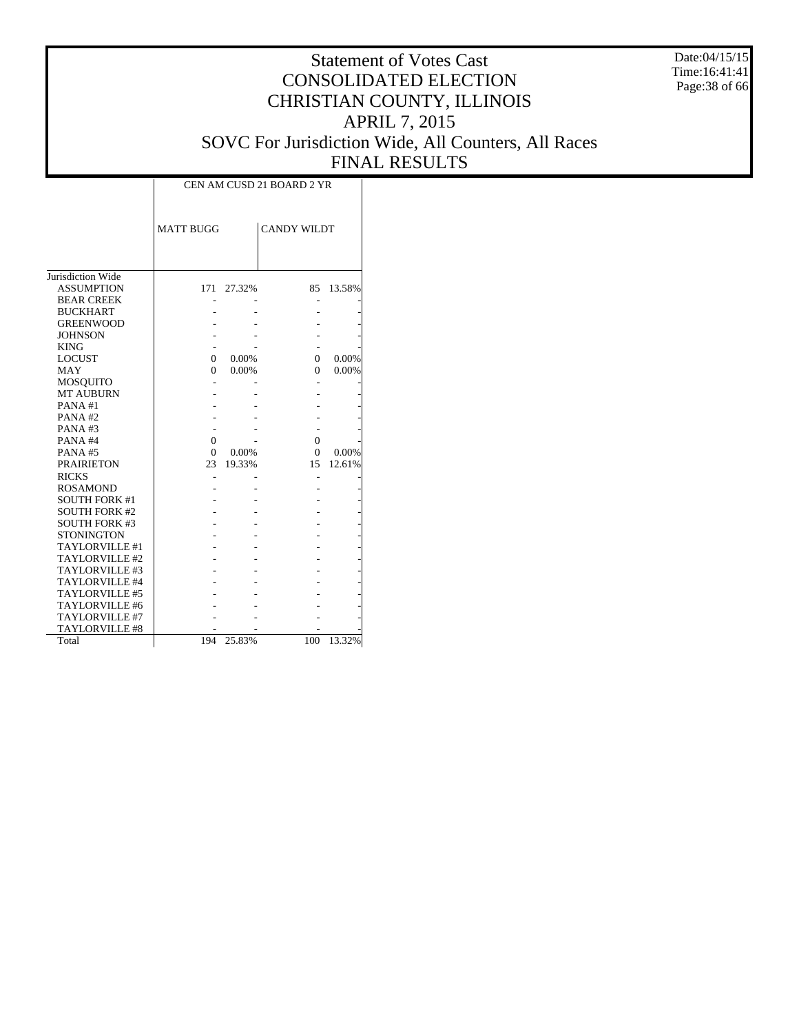# Statement of Votes Cast
# CONSOLIDATED ELECTION
# CHRISTIAN COUNTY, ILLINOIS
# APRIL 7, 2015
# SOVC For Jurisdiction Wide, All Counters, All Races
# FINAL RESULTS

Date:04/15/15
Time:16:41:41

| | CEN AM CUSD 21 BOARD 2 YR | | | |
|---|---|---|---|---|
| | MATT BUGG | | CANDY WILDT | |
| Jurisdiction Wide | | | | |
| ASSUMPTION | 171 | 27.32% | 85 | 13.58% |
| BEAR CREEK | - | - | - | - |
| BUCKHART | - | - | - | - |
| GREENWOOD | - | - | - | - |
| JOHNSON | - | - | - | - |
| KING | - | - | - | - |
| LOCUST | 0 | 0.00% | 0 | 0.00% |
| MAY | 0 | 0.00% | 0 | 0.00% |
| MOSQUITO | - | - | - | - |
| MT AUBURN | - | - | - | - |
| PANA #1 | - | - | - | - |
| PANA #2 | - | - | - | - |
| PANA #3 | - | - | - | - |
| PANA #4 | 0 | - | 0 | - |
| PANA #5 | 0 | 0.00% | 0 | 0.00% |
| PRAIRIETON | 23 | 19.33% | 15 | 12.61% |
| RICKS | - | - | - | - |
| ROSAMOND | - | - | - | - |
| SOUTH FORK #1 | - | - | - | - |
| SOUTH FORK #2 | - | - | - | - |
| SOUTH FORK #3 | - | - | - | - |
| STONINGTON | - | - | - | - |
| TAYLORVILLE #1 | - | - | - | - |
| TAYLORVILLE #2 | - | - | - | - |
| TAYLORVILLE #3 | - | - | - | - |
| TAYLORVILLE #4 | - | - | - | - |
| TAYLORVILLE #5 | - | - | - | - |
| TAYLORVILLE #6 | - | - | - | - |
| TAYLORVILLE #7 | - | - | - | - |
| TAYLORVILLE #8 | - | - | - | - |
| Total | 194 | 25.83% | 100 | 13.32% |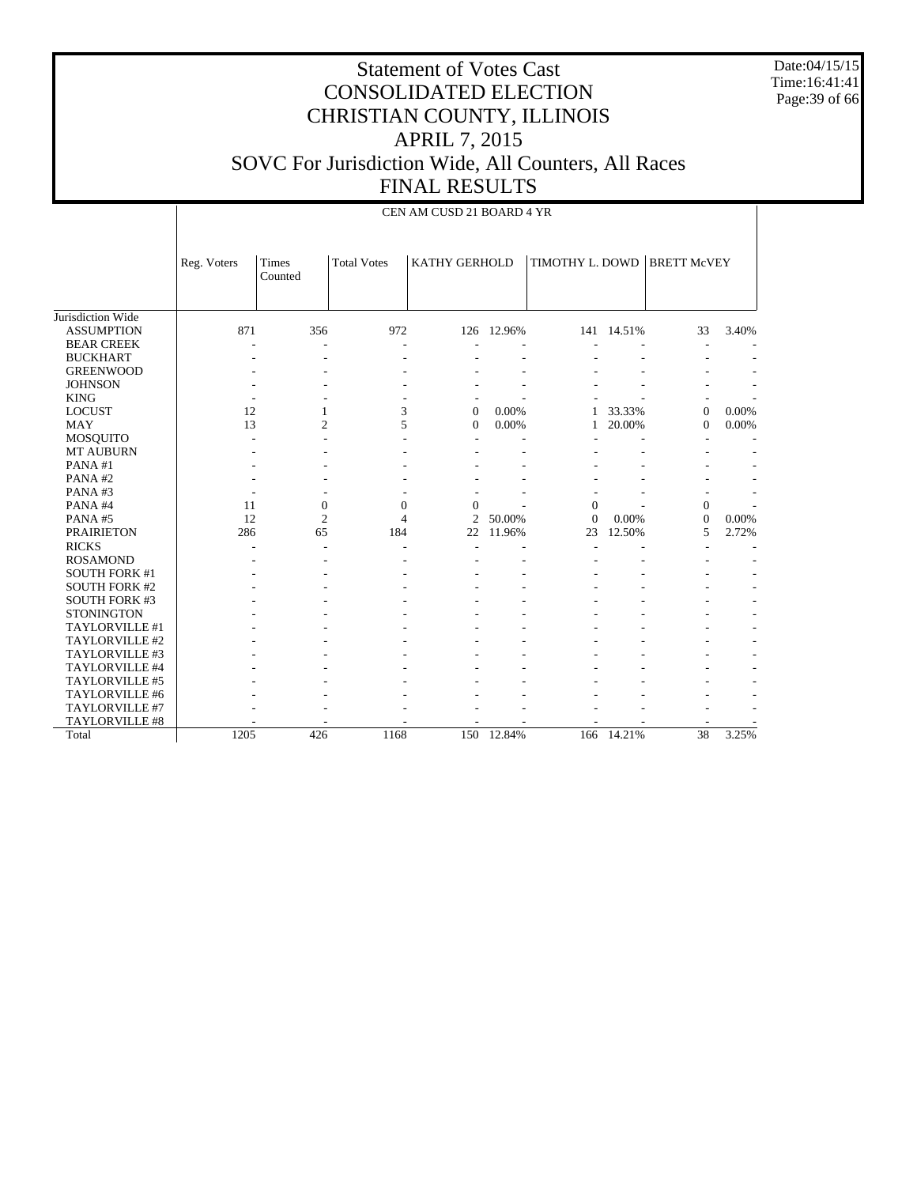# Statement of Votes Cast
# CONSOLIDATED ELECTION
# CHRISTIAN COUNTY, ILLINOIS
# APRIL 7, 2015
# SOVC For Jurisdiction Wide, All Counters, All Races
# FINAL RESULTS

Date:04/15/15
Time:16:41:41

CEN AM CUSD 21 BOARD 4 YR

| | Reg. Voters | Times Counted | Total Votes | KATHY GERHOLD | | TIMOTHY L. DOWD | | BRETT McVEY | |
|---|---|---|---|---|---|---|---|---|---|
| Jurisdiction Wide | | | | | | | | | |
| ASSUMPTION | 871 | 356 | 972 | 126 | 12.96% | 141 | 14.51% | 33 | 3.40% |
| BEAR CREEK | - | - | - | - | - | - | - | - | - |
| BUCKHART | - | - | - | - | - | - | - | - | - |
| GREENWOOD | - | - | - | - | - | - | - | - | - |
| JOHNSON | - | - | - | - | - | - | - | - | - |
| KING | - | - | - | - | - | - | - | - | - |
| LOCUST | 12 | 1 | 3 | 0 | 0.00% | 1 | 33.33% | 0 | 0.00% |
| MAY | 13 | 2 | 5 | 0 | 0.00% | 1 | 20.00% | 0 | 0.00% |
| MOSQUITO | - | - | - | - | - | - | - | - | - |
| MT AUBURN | - | - | - | - | - | - | - | - | - |
| PANA #1 | - | - | - | - | - | - | - | - | - |
| PANA #2 | - | - | - | - | - | - | - | - | - |
| PANA #3 | - | - | - | - | - | - | - | - | - |
| PANA #4 | 11 | 0 | 0 | 0 | - | 0 | - | 0 | - |
| PANA #5 | 12 | 2 | 4 | 2 | 50.00% | 0 | 0.00% | 0 | 0.00% |
| PRAIRIETON | 286 | 65 | 184 | 22 | 11.96% | 23 | 12.50% | 5 | 2.72% |
| RICKS | - | - | - | - | - | - | - | - | - |
| ROSAMOND | - | - | - | - | - | - | - | - | - |
| SOUTH FORK #1 | - | - | - | - | - | - | - | - | - |
| SOUTH FORK #2 | - | - | - | - | - | - | - | - | - |
| SOUTH FORK #3 | - | - | - | - | - | - | - | - | - |
| STONINGTON | - | - | - | - | - | - | - | - | - |
| TAYLORVILLE #1 | - | - | - | - | - | - | - | - | - |
| TAYLORVILLE #2 | - | - | - | - | - | - | - | - | - |
| TAYLORVILLE #3 | - | - | - | - | - | - | - | - | - |
| TAYLORVILLE #4 | - | - | - | - | - | - | - | - | - |
| TAYLORVILLE #5 | - | - | - | - | - | - | - | - | - |
| TAYLORVILLE #6 | - | - | - | - | - | - | - | - | - |
| TAYLORVILLE #7 | - | - | - | - | - | - | - | - | - |
| TAYLORVILLE #8 | - | - | - | - | - | - | - | - | - |
| Total | 1205 | 426 | 1168 | 150 | 12.84% | 166 | 14.21% | 38 | 3.25% |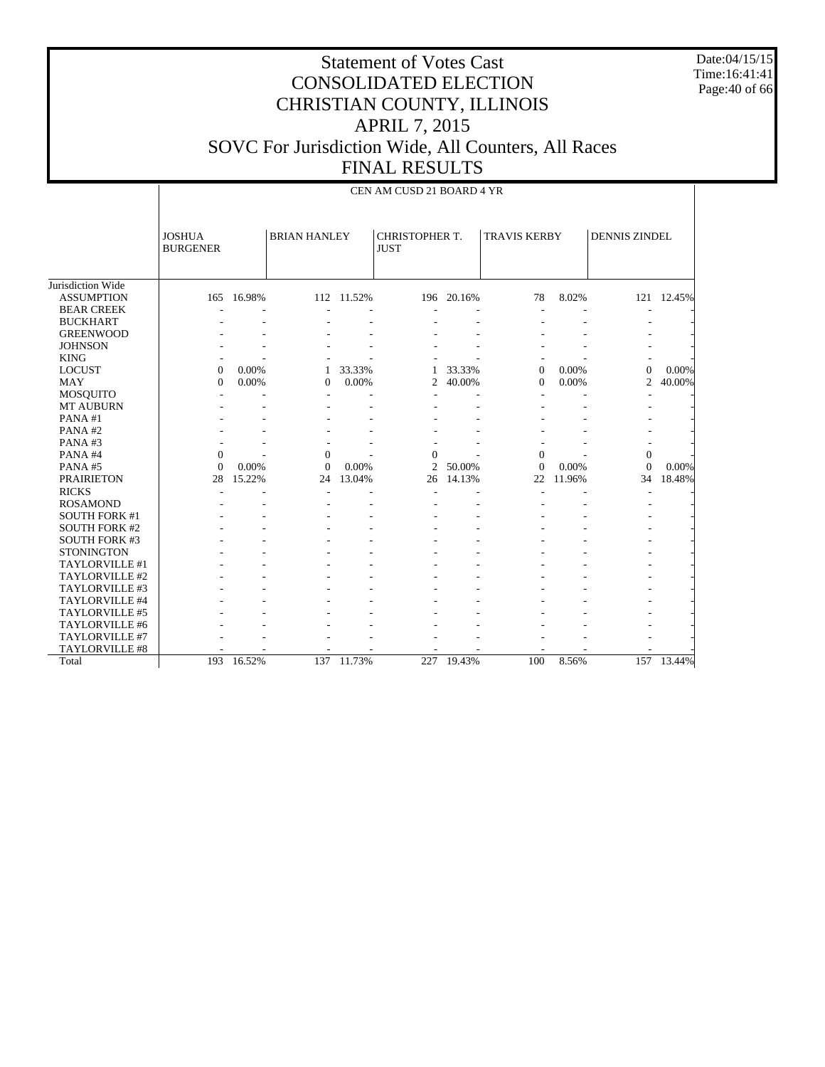# Statement of Votes Cast
# CONSOLIDATED ELECTION
# CHRISTIAN COUNTY, ILLINOIS
# APRIL 7, 2015
# SOVC For Jurisdiction Wide, All Counters, All Races
# FINAL RESULTS

Date:04/15/15
Time:16:41:41

CEN AM CUSD 21 BOARD 4 YR

| | JOSHUA BURGENER | | BRIAN HANLEY | | CHRISTOPHER T. JUST | | TRAVIS KERBY | | DENNIS ZINDEL | |
|---|---|---|---|---|---|---|---|---|---|---|
| Jurisdiction Wide | | | | | | | | | | |
| ASSUMPTION | 165 | 16.98% | 112 | 11.52% | 196 | 20.16% | 78 | 8.02% | 121 | 12.45% |
| BEAR CREEK | - | - | - | - | - | - | - | - | - | - |
| BUCKHART | - | - | - | - | - | - | - | - | - | - |
| GREENWOOD | - | - | - | - | - | - | - | - | - | - |
| JOHNSON | - | - | - | - | - | - | - | - | - | - |
| KING | - | - | - | - | - | - | - | - | - | - |
| LOCUST | 0 | 0.00% | 1 | 33.33% | 1 | 33.33% | 0 | 0.00% | 0 | 0.00% |
| MAY | 0 | 0.00% | 0 | 0.00% | 2 | 40.00% | 0 | 0.00% | 2 | 40.00% |
| MOSQUITO | - | - | - | - | - | - | - | - | - | - |
| MT AUBURN | - | - | - | - | - | - | - | - | - | - |
| PANA #1 | - | - | - | - | - | - | - | - | - | - |
| PANA #2 | - | - | - | - | - | - | - | - | - | - |
| PANA #3 | - | - | - | - | - | - | - | - | - | - |
| PANA #4 | 0 | - | 0 | - | 0 | - | 0 | - | 0 | - |
| PANA #5 | 0 | 0.00% | 0 | 0.00% | 2 | 50.00% | 0 | 0.00% | 0 | 0.00% |
| PRAIRIETON | 28 | 15.22% | 24 | 13.04% | 26 | 14.13% | 22 | 11.96% | 34 | 18.48% |
| RICKS | - | - | - | - | - | - | - | - | - | - |
| ROSAMOND | - | - | - | - | - | - | - | - | - | - |
| SOUTH FORK #1 | - | - | - | - | - | - | - | - | - | - |
| SOUTH FORK #2 | - | - | - | - | - | - | - | - | - | - |
| SOUTH FORK #3 | - | - | - | - | - | - | - | - | - | - |
| STONINGTON | - | - | - | - | - | - | - | - | - | - |
| TAYLORVILLE #1 | - | - | - | - | - | - | - | - | - | - |
| TAYLORVILLE #2 | - | - | - | - | - | - | - | - | - | - |
| TAYLORVILLE #3 | - | - | - | - | - | - | - | - | - | - |
| TAYLORVILLE #4 | - | - | - | - | - | - | - | - | - | - |
| TAYLORVILLE #5 | - | - | - | - | - | - | - | - | - | - |
| TAYLORVILLE #6 | - | - | - | - | - | - | - | - | - | - |
| TAYLORVILLE #7 | - | - | - | - | - | - | - | - | - | - |
| TAYLORVILLE #8 | - | - | - | - | - | - | - | - | - | - |
| Total | 193 | 16.52% | 137 | 11.73% | 227 | 19.43% | 100 | 8.56% | 157 | 13.44% |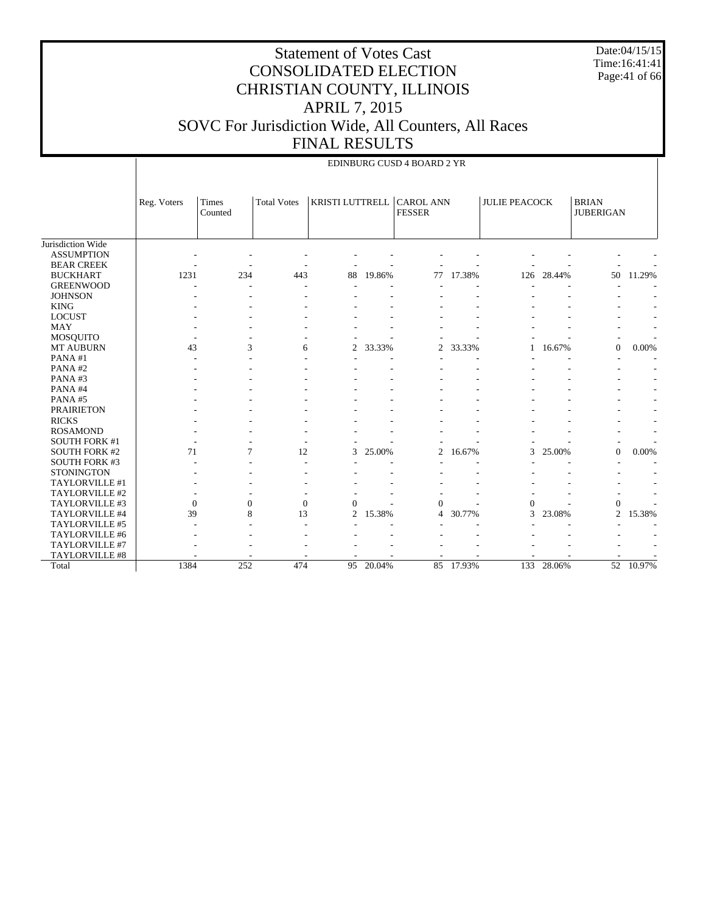# Statement of Votes Cast
# CONSOLIDATED ELECTION
# CHRISTIAN COUNTY, ILLINOIS
# APRIL 7, 2015
# SOVC For Jurisdiction Wide, All Counters, All Races
# FINAL RESULTS

Date:04/15/15
Time:16:41:41

| | EDINBURG CUSD 4 BOARD 2 YR | | | | | | | | | | |
|---|---|---|---|---|---|---|---|---|---|---|---|
| | Reg. Voters | Times Counted | Total Votes | KRISTI LUTTRELL | | CAROL ANN FESSER | | JULIE PEACOCK | | BRIAN JUBERIGAN | |
| Jurisdiction Wide | | | | | | | | | | | |
| ASSUMPTION | - | - | - | - | - | - | - | - | - | - | - |
| BEAR CREEK | - | - | - | - | - | - | - | - | - | - | - |
| BUCKHART | 1231 | 234 | 443 | 88 | 19.86% | 77 | 17.38% | 126 | 28.44% | 50 | 11.29% |
| GREENWOOD | - | - | - | - | - | - | - | - | - | - | - |
| JOHNSON | - | - | - | - | - | - | - | - | - | - | - |
| KING | - | - | - | - | - | - | - | - | - | - | - |
| LOCUST | - | - | - | - | - | - | - | - | - | - | - |
| MAY | - | - | - | - | - | - | - | - | - | - | - |
| MOSQUITO | - | - | - | - | - | - | - | - | - | - | - |
| MT AUBURN | 43 | 3 | 6 | 2 | 33.33% | 2 | 33.33% | 1 | 16.67% | 0 | 0.00% |
| PANA #1 | - | - | - | - | - | - | - | - | - | - | - |
| PANA #2 | - | - | - | - | - | - | - | - | - | - | - |
| PANA #3 | - | - | - | - | - | - | - | - | - | - | - |
| PANA #4 | - | - | - | - | - | - | - | - | - | - | - |
| PANA #5 | - | - | - | - | - | - | - | - | - | - | - |
| PRAIRIETON | - | - | - | - | - | - | - | - | - | - | - |
| RICKS | - | - | - | - | - | - | - | - | - | - | - |
| ROSAMOND | - | - | - | - | - | - | - | - | - | - | - |
| SOUTH FORK #1 | - | - | - | - | - | - | - | - | - | - | - |
| SOUTH FORK #2 | 71 | 7 | 12 | 3 | 25.00% | 2 | 16.67% | 3 | 25.00% | 0 | 0.00% |
| SOUTH FORK #3 | - | - | - | - | - | - | - | - | - | - | - |
| STONINGTON | - | - | - | - | - | - | - | - | - | - | - |
| TAYLORVILLE #1 | - | - | - | - | - | - | - | - | - | - | - |
| TAYLORVILLE #2 | - | - | - | - | - | - | - | - | - | - | - |
| TAYLORVILLE #3 | 0 | 0 | 0 | 0 | - | 0 | - | 0 | - | 0 | - |
| TAYLORVILLE #4 | 39 | 8 | 13 | 2 | 15.38% | 4 | 30.77% | 3 | 23.08% | 2 | 15.38% |
| TAYLORVILLE #5 | - | - | - | - | - | - | - | - | - | - | - |
| TAYLORVILLE #6 | - | - | - | - | - | - | - | - | - | - | - |
| TAYLORVILLE #7 | - | - | - | - | - | - | - | - | - | - | - |
| TAYLORVILLE #8 | - | - | - | - | - | - | - | - | - | - | - |
| Total | 1384 | 252 | 474 | 95 | 20.04% | 85 | 17.93% | 133 | 28.06% | 52 | 10.97% |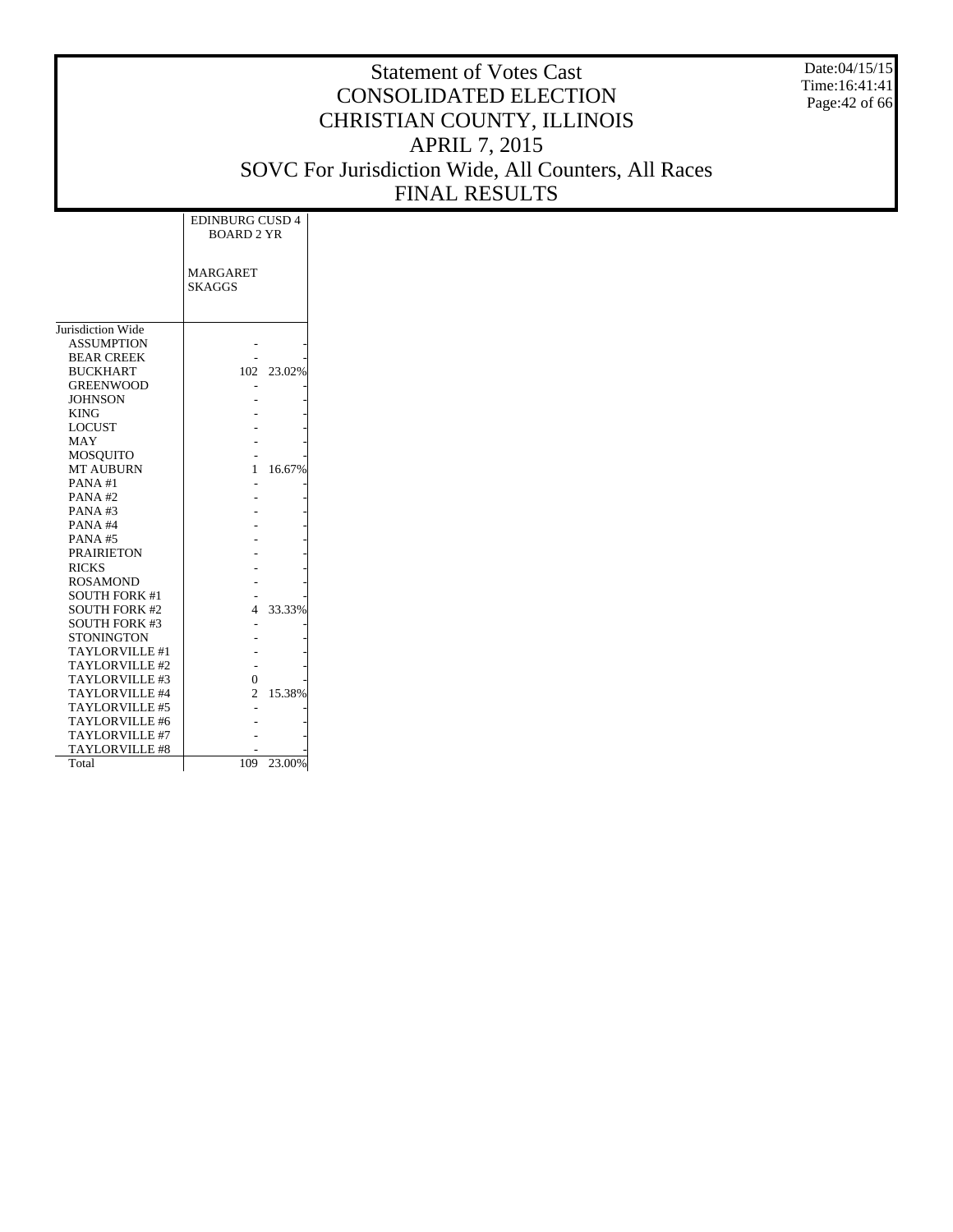# Statement of Votes Cast
# CONSOLIDATED ELECTION
# CHRISTIAN COUNTY, ILLINOIS
# APRIL 7, 2015
# SOVC For Jurisdiction Wide, All Counters, All Races
# FINAL RESULTS

Date:04/15/15
Time:16:41:41

| | EDINBURG CUSD 4 BOARD 2 YR | |
|---|---|---|
| | MARGARET SKAGGS | |
| Jurisdiction Wide | | |
| ASSUMPTION | - | - |
| BEAR CREEK | - | - |
| BUCKHART | 102 | 23.02% |
| GREENWOOD | - | - |
| JOHNSON | - | - |
| KING | - | - |
| LOCUST | - | - |
| MAY | - | - |
| MOSQUITO | - | - |
| MT AUBURN | 1 | 16.67% |
| PANA #1 | - | - |
| PANA #2 | - | - |
| PANA #3 | - | - |
| PANA #4 | - | - |
| PANA #5 | - | - |
| PRAIRIETON | - | - |
| RICKS | - | - |
| ROSAMOND | - | - |
| SOUTH FORK #1 | - | - |
| SOUTH FORK #2 | 4 | 33.33% |
| SOUTH FORK #3 | - | - |
| STONINGTON | - | - |
| TAYLORVILLE #1 | - | - |
| TAYLORVILLE #2 | - | - |
| TAYLORVILLE #3 | 0 | - |
| TAYLORVILLE #4 | 2 | 15.38% |
| TAYLORVILLE #5 | - | - |
| TAYLORVILLE #6 | - | - |
| TAYLORVILLE #7 | - | - |
| TAYLORVILLE #8 | - | - |
| Total | 109 | 23.00% |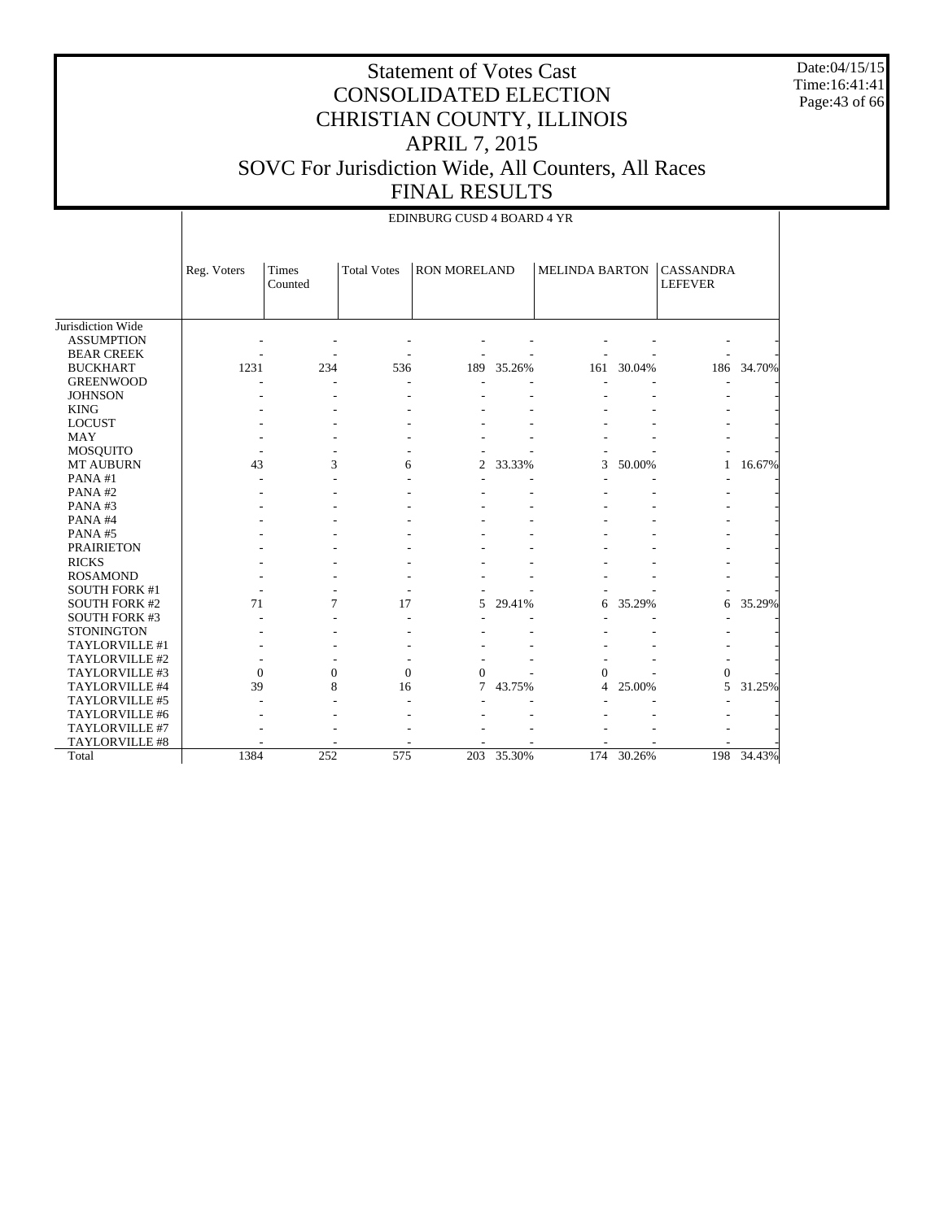# Statement of Votes Cast
# CONSOLIDATED ELECTION
# CHRISTIAN COUNTY, ILLINOIS
# APRIL 7, 2015
# SOVC For Jurisdiction Wide, All Counters, All Races
# FINAL RESULTS

Date:04/15/15
Time:16:41:41

EDINBURG CUSD 4 BOARD 4 YR

| | Reg. Voters | Times Counted | Total Votes | RON MORELAND | | MELINDA BARTON | | CASSANDRA LEFEVER | |
|---|---|---|---|---|---|---|---|---|---|
| Jurisdiction Wide | | | | | | | | | |
| ASSUMPTION | - | - | - | - | - | - | - | - | - |
| BEAR CREEK | - | - | - | - | - | - | - | - | - |
| BUCKHART | 1231 | 234 | 536 | 189 | 35.26% | 161 | 30.04% | 186 | 34.70% |
| GREENWOOD | - | - | - | - | - | - | - | - | - |
| JOHNSON | - | - | - | - | - | - | - | - | - |
| KING | - | - | - | - | - | - | - | - | - |
| LOCUST | - | - | - | - | - | - | - | - | - |
| MAY | - | - | - | - | - | - | - | - | - |
| MOSQUITO | - | - | - | - | - | - | - | - | - |
| MT AUBURN | 43 | 3 | 6 | 2 | 33.33% | 3 | 50.00% | 1 | 16.67% |
| PANA #1 | - | - | - | - | - | - | - | - | - |
| PANA #2 | - | - | - | - | - | - | - | - | - |
| PANA #3 | - | - | - | - | - | - | - | - | - |
| PANA #4 | - | - | - | - | - | - | - | - | - |
| PANA #5 | - | - | - | - | - | - | - | - | - |
| PRAIRIETON | - | - | - | - | - | - | - | - | - |
| RICKS | - | - | - | - | - | - | - | - | - |
| ROSAMOND | - | - | - | - | - | - | - | - | - |
| SOUTH FORK #1 | - | - | - | - | - | - | - | - | - |
| SOUTH FORK #2 | 71 | 7 | 17 | 5 | 29.41% | 6 | 35.29% | 6 | 35.29% |
| SOUTH FORK #3 | - | - | - | - | - | - | - | - | - |
| STONINGTON | - | - | - | - | - | - | - | - | - |
| TAYLORVILLE #1 | - | - | - | - | - | - | - | - | - |
| TAYLORVILLE #2 | - | - | - | - | - | - | - | - | - |
| TAYLORVILLE #3 | 0 | 0 | 0 | 0 | - | 0 | - | 0 | - |
| TAYLORVILLE #4 | 39 | 8 | 16 | 7 | 43.75% | 4 | 25.00% | 5 | 31.25% |
| TAYLORVILLE #5 | - | - | - | - | - | - | - | - | - |
| TAYLORVILLE #6 | - | - | - | - | - | - | - | - | - |
| TAYLORVILLE #7 | - | - | - | - | - | - | - | - | - |
| TAYLORVILLE #8 | - | - | - | - | - | - | - | - | - |
| Total | 1384 | 252 | 575 | 203 | 35.30% | 174 | 30.26% | 198 | 34.43% |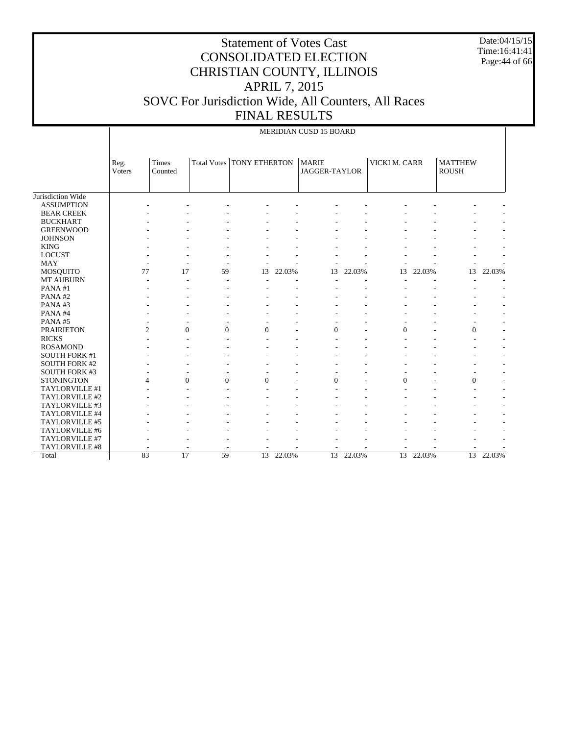# Statement of Votes Cast
# CONSOLIDATED ELECTION
# CHRISTIAN COUNTY, ILLINOIS
# APRIL 7, 2015
# SOVC For Jurisdiction Wide, All Counters, All Races
# FINAL RESULTS

Date:04/15/15
Time:16:41:41

## MERIDIAN CUSD 15 BOARD

| | Reg. Voters | Times Counted | Total Votes | TONY ETHERTON | | MARIE JAGGER-TAYLOR | | VICKI M. CARR | | MATTHEW ROUSH | |
|---|---|---|---|---|---|---|---|---|---|---|---|
| Jurisdiction Wide | | | | | | | | | | | |
| ASSUMPTION | - | - | - | - | - | - | - | - | - | - | - |
| BEAR CREEK | - | - | - | - | - | - | - | - | - | - | - |
| BUCKHART | - | - | - | - | - | - | - | - | - | - | - |
| GREENWOOD | - | - | - | - | - | - | - | - | - | - | - |
| JOHNSON | - | - | - | - | - | - | - | - | - | - | - |
| KING | - | - | - | - | - | - | - | - | - | - | - |
| LOCUST | - | - | - | - | - | - | - | - | - | - | - |
| MAY | - | - | - | - | - | - | - | - | - | - | - |
| MOSQUITO | 77 | 17 | 59 | 13 | 22.03% | 13 | 22.03% | 13 | 22.03% | 13 | 22.03% |
| MT AUBURN | - | - | - | - | - | - | - | - | - | - | - |
| PANA #1 | - | - | - | - | - | - | - | - | - | - | - |
| PANA #2 | - | - | - | - | - | - | - | - | - | - | - |
| PANA #3 | - | - | - | - | - | - | - | - | - | - | - |
| PANA #4 | - | - | - | - | - | - | - | - | - | - | - |
| PANA #5 | - | - | - | - | - | - | - | - | - | - | - |
| PRAIRIETON | 2 | 0 | 0 | 0 | - | 0 | - | 0 | - | 0 | - |
| RICKS | - | - | - | - | - | - | - | - | - | - | - |
| ROSAMOND | - | - | - | - | - | - | - | - | - | - | - |
| SOUTH FORK #1 | - | - | - | - | - | - | - | - | - | - | - |
| SOUTH FORK #2 | - | - | - | - | - | - | - | - | - | - | - |
| SOUTH FORK #3 | - | - | - | - | - | - | - | - | - | - | - |
| STONINGTON | 4 | 0 | 0 | 0 | - | 0 | - | 0 | - | 0 | - |
| TAYLORVILLE #1 | - | - | - | - | - | - | - | - | - | - | - |
| TAYLORVILLE #2 | - | - | - | - | - | - | - | - | - | - | - |
| TAYLORVILLE #3 | - | - | - | - | - | - | - | - | - | - | - |
| TAYLORVILLE #4 | - | - | - | - | - | - | - | - | - | - | - |
| TAYLORVILLE #5 | - | - | - | - | - | - | - | - | - | - | - |
| TAYLORVILLE #6 | - | - | - | - | - | - | - | - | - | - | - |
| TAYLORVILLE #7 | - | - | - | - | - | - | - | - | - | - | - |
| TAYLORVILLE #8 | - | - | - | - | - | - | - | - | - | - | - |
| Total | 83 | 17 | 59 | 13 | 22.03% | 13 | 22.03% | 13 | 22.03% | 13 | 22.03% |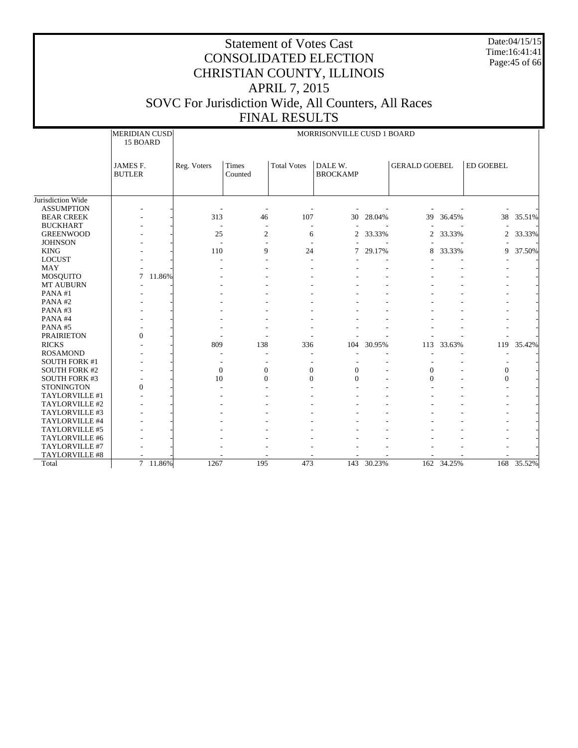# Statement of Votes Cast
# CONSOLIDATED ELECTION
# CHRISTIAN COUNTY, ILLINOIS
# APRIL 7, 2015
# SOVC For Jurisdiction Wide, All Counters, All Races
# FINAL RESULTS

Date:04/15/15
Time:16:41:41

| | MERIDIAN CUSD 15 BOARD | | MORRISONVILLE CUSD 1 BOARD | | | | | | | | |
|---|---|---|---|---|---|---|---|---|---|---|---|
| | JAMES F. BUTLER | | Reg. Voters | Times Counted | Total Votes | DALE W. BROCKAMP | | GERALD GOEBEL | | ED GOEBEL | |
| Jurisdiction Wide | | | | | | | | | | | |
| ASSUMPTION | - | - | - | - | - | - | - | - | - | - | - |
| BEAR CREEK | - | - | 313 | 46 | 107 | 30 | 28.04% | 39 | 36.45% | 38 | 35.51% |
| BUCKHART | - | - | - | - | - | - | - | - | - | - | - |
| GREENWOOD | - | - | 25 | 2 | 6 | 2 | 33.33% | 2 | 33.33% | 2 | 33.33% |
| JOHNSON | - | - | - | - | - | - | - | - | - | - | - |
| KING | - | - | 110 | 9 | 24 | 7 | 29.17% | 8 | 33.33% | 9 | 37.50% |
| LOCUST | - | - | - | - | - | - | - | - | - | - | - |
| MAY | - | - | - | - | - | - | - | - | - | - | - |
| MOSQUITO | 7 | 11.86% | - | - | - | - | - | - | - | - | - |
| MT AUBURN | - | - | - | - | - | - | - | - | - | - | - |
| PANA #1 | - | - | - | - | - | - | - | - | - | - | - |
| PANA #2 | - | - | - | - | - | - | - | - | - | - | - |
| PANA #3 | - | - | - | - | - | - | - | - | - | - | - |
| PANA #4 | - | - | - | - | - | - | - | - | - | - | - |
| PANA #5 | - | - | - | - | - | - | - | - | - | - | - |
| PRAIRIETON | 0 | - | - | - | - | - | - | - | - | - | - |
| RICKS | - | - | 809 | 138 | 336 | 104 | 30.95% | 113 | 33.63% | 119 | 35.42% |
| ROSAMOND | - | - | - | - | - | - | - | - | - | - | - |
| SOUTH FORK #1 | - | - | - | - | - | - | - | - | - | - | - |
| SOUTH FORK #2 | - | - | 0 | 0 | 0 | 0 | - | 0 | - | 0 | - |
| SOUTH FORK #3 | - | - | 10 | 0 | 0 | 0 | - | 0 | - | 0 | - |
| STONINGTON | 0 | - | - | - | - | - | - | - | - | - | - |
| TAYLORVILLE #1 | - | - | - | - | - | - | - | - | - | - | - |
| TAYLORVILLE #2 | - | - | - | - | - | - | - | - | - | - | - |
| TAYLORVILLE #3 | - | - | - | - | - | - | - | - | - | - | - |
| TAYLORVILLE #4 | - | - | - | - | - | - | - | - | - | - | - |
| TAYLORVILLE #5 | - | - | - | - | - | - | - | - | - | - | - |
| TAYLORVILLE #6 | - | - | - | - | - | - | - | - | - | - | - |
| TAYLORVILLE #7 | - | - | - | - | - | - | - | - | - | - | - |
| TAYLORVILLE #8 | - | - | - | - | - | - | - | - | - | - | - |
| Total | 7 | 11.86% | 1267 | 195 | 473 | 143 | 30.23% | 162 | 34.25% | 168 | 35.52% |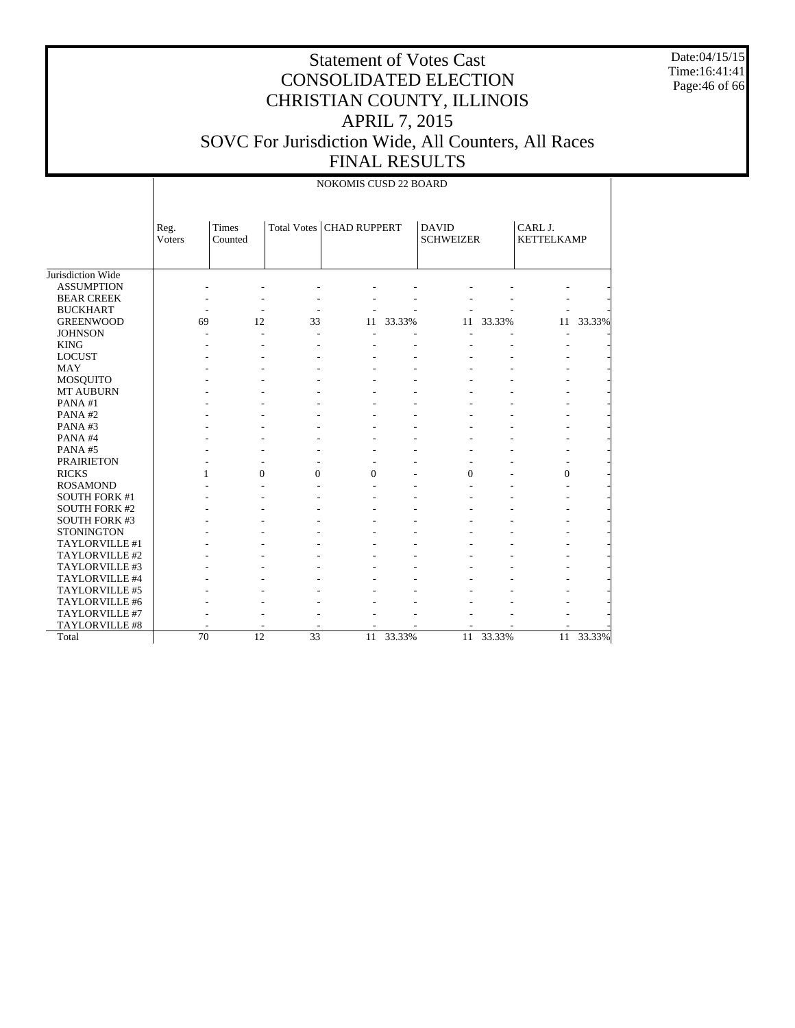# Statement of Votes Cast
# CONSOLIDATED ELECTION
# CHRISTIAN COUNTY, ILLINOIS
# APRIL 7, 2015
# SOVC For Jurisdiction Wide, All Counters, All Races
# FINAL RESULTS

Date:04/15/15
Time:16:41:41

## NOKOMIS CUSD 22 BOARD

| | Reg. Voters | Times Counted | Total Votes | CHAD RUPPERT | | DAVID SCHWEIZER | | CARL J. KETTELKAMP | |
|---|---|---|---|---|---|---|---|---|---|
| Jurisdiction Wide | | | | | | | | | |
| ASSUMPTION | - | - | - | - | - | - | - | - | - |
| BEAR CREEK | - | - | - | - | - | - | - | - | - |
| BUCKHART | - | - | - | - | - | - | - | - | - |
| GREENWOOD | 69 | 12 | 33 | 11 | 33.33% | 11 | 33.33% | 11 | 33.33% |
| JOHNSON | - | - | - | - | - | - | - | - | - |
| KING | - | - | - | - | - | - | - | - | - |
| LOCUST | - | - | - | - | - | - | - | - | - |
| MAY | - | - | - | - | - | - | - | - | - |
| MOSQUITO | - | - | - | - | - | - | - | - | - |
| MT AUBURN | - | - | - | - | - | - | - | - | - |
| PANA #1 | - | - | - | - | - | - | - | - | - |
| PANA #2 | - | - | - | - | - | - | - | - | - |
| PANA #3 | - | - | - | - | - | - | - | - | - |
| PANA #4 | - | - | - | - | - | - | - | - | - |
| PANA #5 | - | - | - | - | - | - | - | - | - |
| PRAIRIETON | - | - | - | - | - | - | - | - | - |
| RICKS | 1 | 0 | 0 | 0 | - | 0 | - | 0 | - |
| ROSAMOND | - | - | - | - | - | - | - | - | - |
| SOUTH FORK #1 | - | - | - | - | - | - | - | - | - |
| SOUTH FORK #2 | - | - | - | - | - | - | - | - | - |
| SOUTH FORK #3 | - | - | - | - | - | - | - | - | - |
| STONINGTON | - | - | - | - | - | - | - | - | - |
| TAYLORVILLE #1 | - | - | - | - | - | - | - | - | - |
| TAYLORVILLE #2 | - | - | - | - | - | - | - | - | - |
| TAYLORVILLE #3 | - | - | - | - | - | - | - | - | - |
| TAYLORVILLE #4 | - | - | - | - | - | - | - | - | - |
| TAYLORVILLE #5 | - | - | - | - | - | - | - | - | - |
| TAYLORVILLE #6 | - | - | - | - | - | - | - | - | - |
| TAYLORVILLE #7 | - | - | - | - | - | - | - | - | - |
| TAYLORVILLE #8 | - | - | - | - | - | - | - | - | - |
| Total | 70 | 12 | 33 | 11 | 33.33% | 11 | 33.33% | 11 | 33.33% |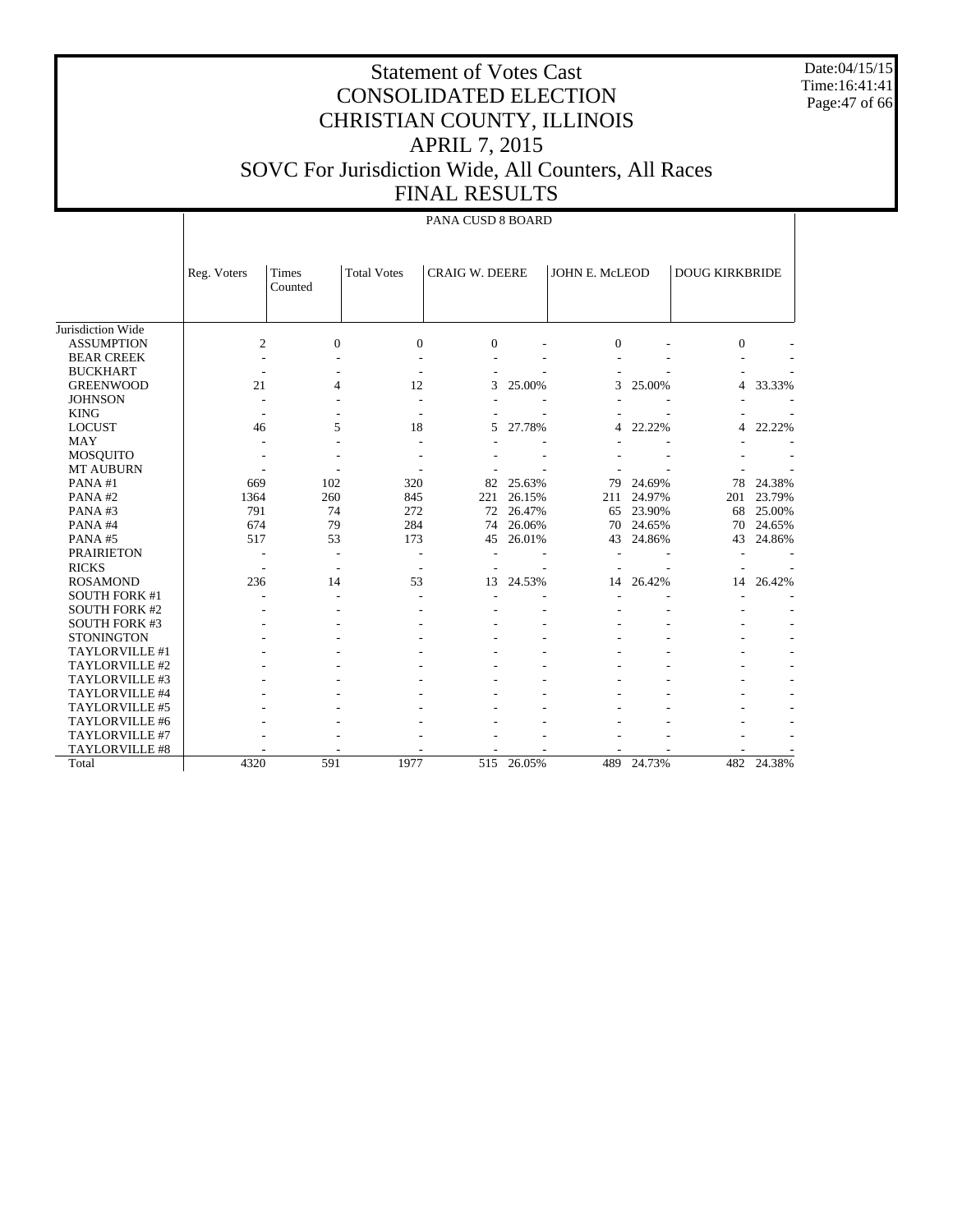# Statement of Votes Cast
# CONSOLIDATED ELECTION
# CHRISTIAN COUNTY, ILLINOIS
# APRIL 7, 2015
# SOVC For Jurisdiction Wide, All Counters, All Races
# FINAL RESULTS

Date:04/15/15
Time:16:41:41

## PANA CUSD 8 BOARD

| | Reg. Voters | Times Counted | Total Votes | CRAIG W. DEERE | | JOHN E. McLEOD | | DOUG KIRKBRIDE | |
|---|---|---|---|---|---|---|---|---|---|
| Jurisdiction Wide | | | | | | | | | |
| ASSUMPTION | 2 | 0 | 0 | 0 | - | 0 | - | 0 | - |
| BEAR CREEK | - | - | - | - | - | - | - | - | - |
| BUCKHART | - | - | - | - | - | - | - | - | - |
| GREENWOOD | 21 | 4 | 12 | 3 | 25.00% | 3 | 25.00% | 4 | 33.33% |
| JOHNSON | - | - | - | - | - | - | - | - | - |
| KING | - | - | - | - | - | - | - | - | - |
| LOCUST | 46 | 5 | 18 | 5 | 27.78% | 4 | 22.22% | 4 | 22.22% |
| MAY | - | - | - | - | - | - | - | - | - |
| MOSQUITO | - | - | - | - | - | - | - | - | - |
| MT AUBURN | - | - | - | - | - | - | - | - | - |
| PANA #1 | 669 | 102 | 320 | 82 | 25.63% | 79 | 24.69% | 78 | 24.38% |
| PANA #2 | 1364 | 260 | 845 | 221 | 26.15% | 211 | 24.97% | 201 | 23.79% |
| PANA #3 | 791 | 74 | 272 | 72 | 26.47% | 65 | 23.90% | 68 | 25.00% |
| PANA #4 | 674 | 79 | 284 | 74 | 26.06% | 70 | 24.65% | 70 | 24.65% |
| PANA #5 | 517 | 53 | 173 | 45 | 26.01% | 43 | 24.86% | 43 | 24.86% |
| PRAIRIETON | - | - | - | - | - | - | - | - | - |
| RICKS | - | - | - | - | - | - | - | - | - |
| ROSAMOND | 236 | 14 | 53 | 13 | 24.53% | 14 | 26.42% | 14 | 26.42% |
| SOUTH FORK #1 | - | - | - | - | - | - | - | - | - |
| SOUTH FORK #2 | - | - | - | - | - | - | - | - | - |
| SOUTH FORK #3 | - | - | - | - | - | - | - | - | - |
| STONINGTON | - | - | - | - | - | - | - | - | - |
| TAYLORVILLE #1 | - | - | - | - | - | - | - | - | - |
| TAYLORVILLE #2 | - | - | - | - | - | - | - | - | - |
| TAYLORVILLE #3 | - | - | - | - | - | - | - | - | - |
| TAYLORVILLE #4 | - | - | - | - | - | - | - | - | - |
| TAYLORVILLE #5 | - | - | - | - | - | - | - | - | - |
| TAYLORVILLE #6 | - | - | - | - | - | - | - | - | - |
| TAYLORVILLE #7 | - | - | - | - | - | - | - | - | - |
| TAYLORVILLE #8 | - | - | - | - | - | - | - | - | - |
| Total | 4320 | 591 | 1977 | 515 | 26.05% | 489 | 24.73% | 482 | 24.38% |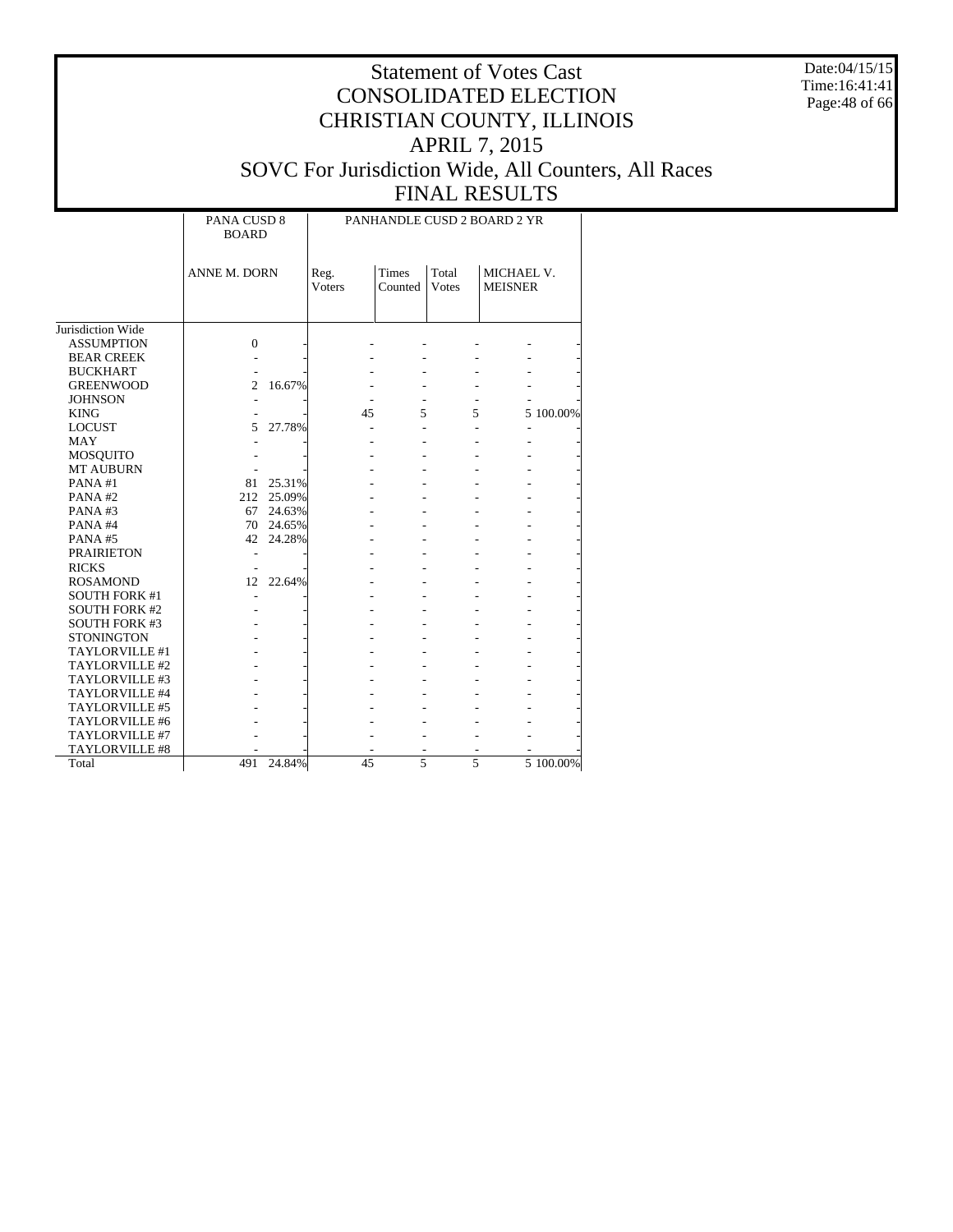# Statement of Votes Cast
# CONSOLIDATED ELECTION
# CHRISTIAN COUNTY, ILLINOIS
# APRIL 7, 2015
# SOVC For Jurisdiction Wide, All Counters, All Races
# FINAL RESULTS

Date:04/15/15
Time:16:41:41

| | PANA CUSD 8 BOARD | | PANHANDLE CUSD 2 BOARD 2 YR | | | | |
|---|---|---|---|---|---|---|---|
| | ANNE M. DORN | | Reg. Voters | Times Counted | Total Votes | MICHAEL V. MEISNER | |
| Jurisdiction Wide | | | | | | | |
| ASSUMPTION | 0 | - | - | - | - | - | - |
| BEAR CREEK | - | - | - | - | - | - | - |
| BUCKHART | - | - | - | - | - | - | - |
| GREENWOOD | 2 | 16.67% | - | - | - | - | - |
| JOHNSON | - | - | - | - | - | - | - |
| KING | - | - | 45 | 5 | 5 | 5 | 100.00% |
| LOCUST | 5 | 27.78% | - | - | - | - | - |
| MAY | - | - | - | - | - | - | - |
| MOSQUITO | - | - | - | - | - | - | - |
| MT AUBURN | - | - | - | - | - | - | - |
| PANA #1 | 81 | 25.31% | - | - | - | - | - |
| PANA #2 | 212 | 25.09% | - | - | - | - | - |
| PANA #3 | 67 | 24.63% | - | - | - | - | - |
| PANA #4 | 70 | 24.65% | - | - | - | - | - |
| PANA #5 | 42 | 24.28% | - | - | - | - | - |
| PRAIRIETON | - | - | - | - | - | - | - |
| RICKS | - | - | - | - | - | - | - |
| ROSAMOND | 12 | 22.64% | - | - | - | - | - |
| SOUTH FORK #1 | - | - | - | - | - | - | - |
| SOUTH FORK #2 | - | - | - | - | - | - | - |
| SOUTH FORK #3 | - | - | - | - | - | - | - |
| STONINGTON | - | - | - | - | - | - | - |
| TAYLORVILLE #1 | - | - | - | - | - | - | - |
| TAYLORVILLE #2 | - | - | - | - | - | - | - |
| TAYLORVILLE #3 | - | - | - | - | - | - | - |
| TAYLORVILLE #4 | - | - | - | - | - | - | - |
| TAYLORVILLE #5 | - | - | - | - | - | - | - |
| TAYLORVILLE #6 | - | - | - | - | - | - | - |
| TAYLORVILLE #7 | - | - | - | - | - | - | - |
| TAYLORVILLE #8 | - | - | - | - | - | - | - |
| Total | 491 | 24.84% | 45 | 5 | 5 | 5 | 100.00% |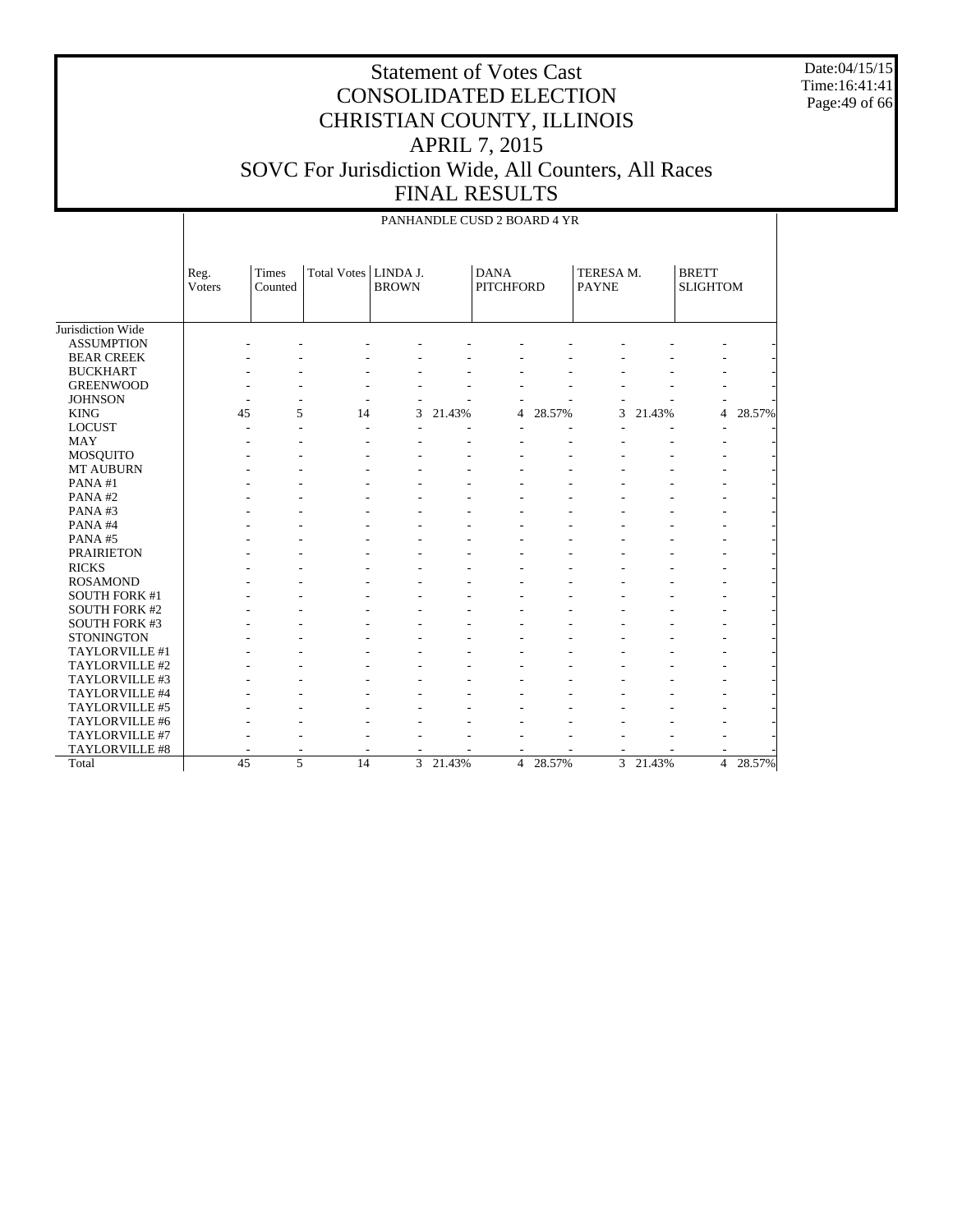# Statement of Votes Cast
# CONSOLIDATED ELECTION
# CHRISTIAN COUNTY, ILLINOIS
# APRIL 7, 2015
# SOVC For Jurisdiction Wide, All Counters, All Races
# FINAL RESULTS

Date:04/15/15
Time:16:41:41

## PANHANDLE CUSD 2 BOARD 4 YR

| | Reg. Voters | Times Counted | Total Votes | LINDA J. BROWN | | DANA PITCHFORD | | TERESA M. PAYNE | | BRETT SLIGHTOM | |
|---|---|---|---|---|---|---|---|---|---|---|---|
| Jurisdiction Wide | | | | | | | | | | | |
| ASSUMPTION | - | - | - | - | - | - | - | - | - | - | - |
| BEAR CREEK | - | - | - | - | - | - | - | - | - | - | - |
| BUCKHART | - | - | - | - | - | - | - | - | - | - | - |
| GREENWOOD | - | - | - | - | - | - | - | - | - | - | - |
| JOHNSON | - | - | - | - | - | - | - | - | - | - | - |
| KING | 45 | 5 | 14 | 3 | 21.43% | 4 | 28.57% | 3 | 21.43% | 4 | 28.57% |
| LOCUST | - | - | - | - | - | - | - | - | - | - | - |
| MAY | - | - | - | - | - | - | - | - | - | - | - |
| MOSQUITO | - | - | - | - | - | - | - | - | - | - | - |
| MT AUBURN | - | - | - | - | - | - | - | - | - | - | - |
| PANA #1 | - | - | - | - | - | - | - | - | - | - | - |
| PANA #2 | - | - | - | - | - | - | - | - | - | - | - |
| PANA #3 | - | - | - | - | - | - | - | - | - | - | - |
| PANA #4 | - | - | - | - | - | - | - | - | - | - | - |
| PANA #5 | - | - | - | - | - | - | - | - | - | - | - |
| PRAIRIETON | - | - | - | - | - | - | - | - | - | - | - |
| RICKS | - | - | - | - | - | - | - | - | - | - | - |
| ROSAMOND | - | - | - | - | - | - | - | - | - | - | - |
| SOUTH FORK #1 | - | - | - | - | - | - | - | - | - | - | - |
| SOUTH FORK #2 | - | - | - | - | - | - | - | - | - | - | - |
| SOUTH FORK #3 | - | - | - | - | - | - | - | - | - | - | - |
| STONINGTON | - | - | - | - | - | - | - | - | - | - | - |
| TAYLORVILLE #1 | - | - | - | - | - | - | - | - | - | - | - |
| TAYLORVILLE #2 | - | - | - | - | - | - | - | - | - | - | - |
| TAYLORVILLE #3 | - | - | - | - | - | - | - | - | - | - | - |
| TAYLORVILLE #4 | - | - | - | - | - | - | - | - | - | - | - |
| TAYLORVILLE #5 | - | - | - | - | - | - | - | - | - | - | - |
| TAYLORVILLE #6 | - | - | - | - | - | - | - | - | - | - | - |
| TAYLORVILLE #7 | - | - | - | - | - | - | - | - | - | - | - |
| TAYLORVILLE #8 | - | - | - | - | - | - | - | - | - | - | - |
| Total | 45 | 5 | 14 | 3 | 21.43% | 4 | 28.57% | 3 | 21.43% | 4 | 28.57% |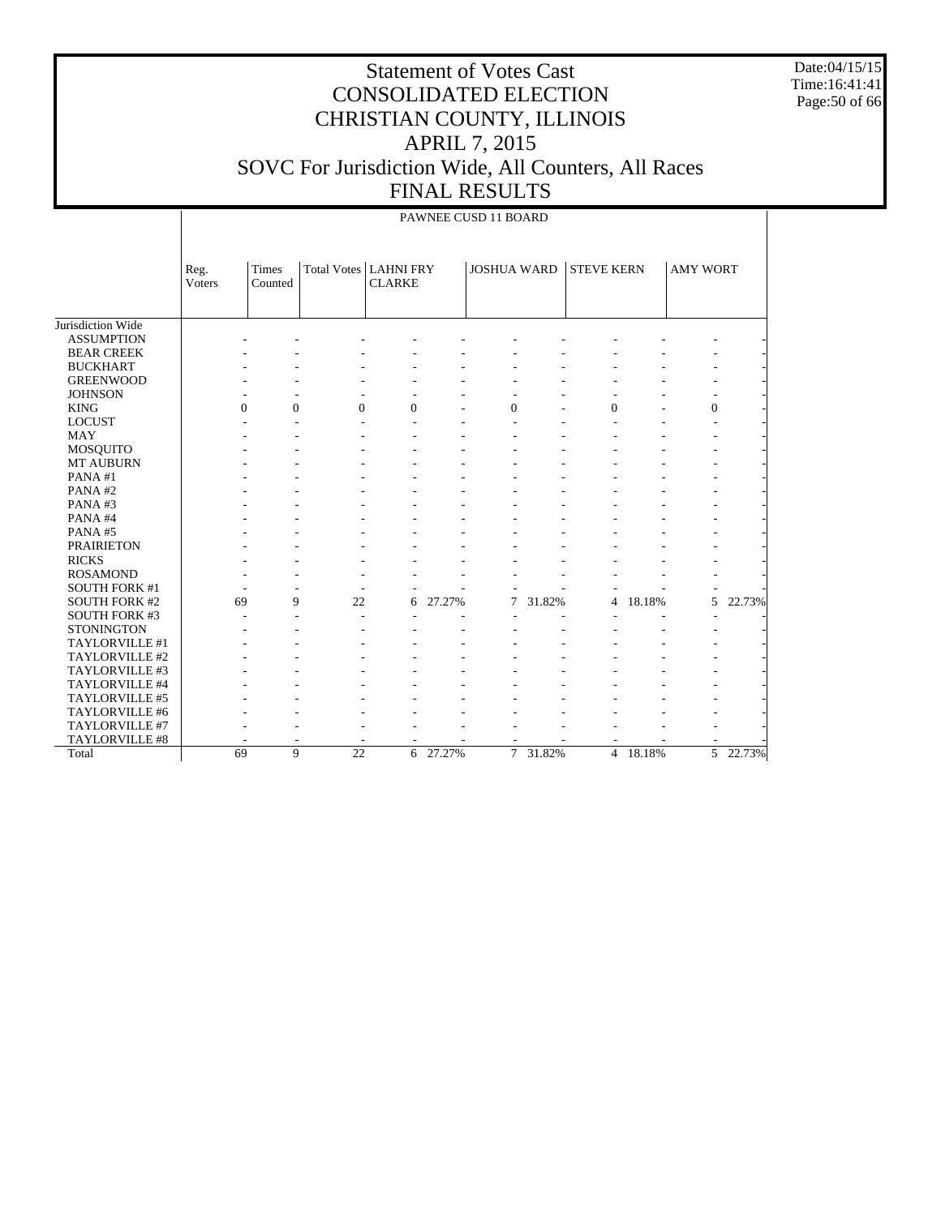# Statement of Votes Cast
# CONSOLIDATED ELECTION
# CHRISTIAN COUNTY, ILLINOIS
# APRIL 7, 2015
# SOVC For Jurisdiction Wide, All Counters, All Races
# FINAL RESULTS

Date:04/15/15
Time:16:41:41

PAWNEE CUSD 11 BOARD

| | Reg. Voters | Times Counted | Total Votes | LAHNI FRY CLARKE | | JOSHUA WARD | | STEVE KERN | | AMY WORT | |
|---|---|---|---|---|---|---|---|---|---|---|---|
| Jurisdiction Wide | | | | | | | | | | | |
| ASSUMPTION | - | - | - | - | - | - | - | - | - | - | - |
| BEAR CREEK | - | - | - | - | - | - | - | - | - | - | - |
| BUCKHART | - | - | - | - | - | - | - | - | - | - | - |
| GREENWOOD | - | - | - | - | - | - | - | - | - | - | - |
| JOHNSON | - | - | - | - | - | - | - | - | - | - | - |
| KING | 0 | 0 | 0 | 0 | - | 0 | - | 0 | - | 0 | - |
| LOCUST | - | - | - | - | - | - | - | - | - | - | - |
| MAY | - | - | - | - | - | - | - | - | - | - | - |
| MOSQUITO | - | - | - | - | - | - | - | - | - | - | - |
| MT AUBURN | - | - | - | - | - | - | - | - | - | - | - |
| PANA #1 | - | - | - | - | - | - | - | - | - | - | - |
| PANA #2 | - | - | - | - | - | - | - | - | - | - | - |
| PANA #3 | - | - | - | - | - | - | - | - | - | - | - |
| PANA #4 | - | - | - | - | - | - | - | - | - | - | - |
| PANA #5 | - | - | - | - | - | - | - | - | - | - | - |
| PRAIRIETON | - | - | - | - | - | - | - | - | - | - | - |
| RICKS | - | - | - | - | - | - | - | - | - | - | - |
| ROSAMOND | - | - | - | - | - | - | - | - | - | - | - |
| SOUTH FORK #1 | - | - | - | - | - | - | - | - | - | - | - |
| SOUTH FORK #2 | 69 | 9 | 22 | 6 | 27.27% | 7 | 31.82% | 4 | 18.18% | 5 | 22.73% |
| SOUTH FORK #3 | - | - | - | - | - | - | - | - | - | - | - |
| STONINGTON | - | - | - | - | - | - | - | - | - | - | - |
| TAYLORVILLE #1 | - | - | - | - | - | - | - | - | - | - | - |
| TAYLORVILLE #2 | - | - | - | - | - | - | - | - | - | - | - |
| TAYLORVILLE #3 | - | - | - | - | - | - | - | - | - | - | - |
| TAYLORVILLE #4 | - | - | - | - | - | - | - | - | - | - | - |
| TAYLORVILLE #5 | - | - | - | - | - | - | - | - | - | - | - |
| TAYLORVILLE #6 | - | - | - | - | - | - | - | - | - | - | - |
| TAYLORVILLE #7 | - | - | - | - | - | - | - | - | - | - | - |
| TAYLORVILLE #8 | - | - | - | - | - | - | - | - | - | - | - |
| Total | 69 | 9 | 22 | 6 | 27.27% | 7 | 31.82% | 4 | 18.18% | 5 | 22.73% |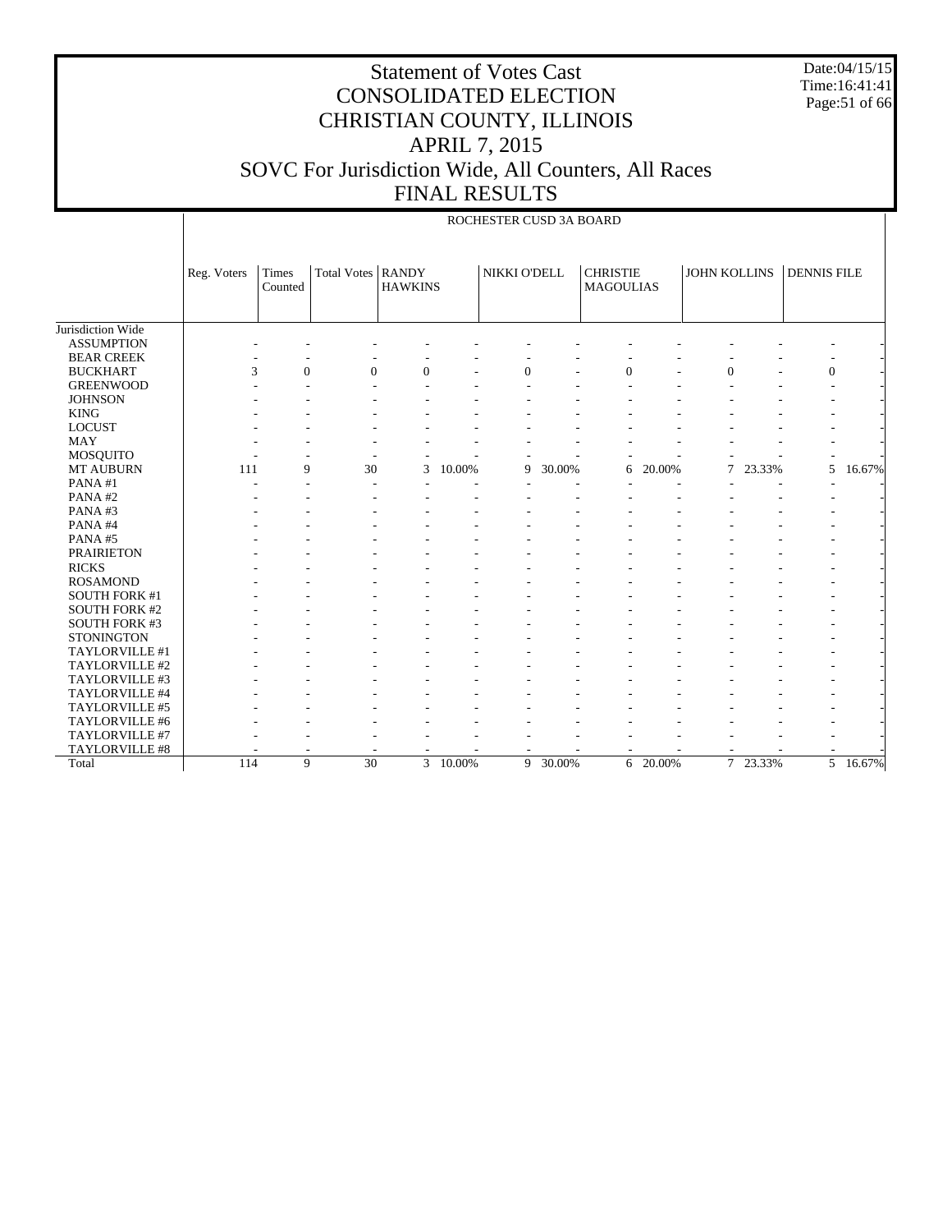# Statement of Votes Cast
# CONSOLIDATED ELECTION
# CHRISTIAN COUNTY, ILLINOIS
# APRIL 7, 2015
# SOVC For Jurisdiction Wide, All Counters, All Races
# FINAL RESULTS

Date:04/15/15
Time:16:41:41

ROCHESTER CUSD 3A BOARD

| | Reg. Voters | Times Counted | Total Votes | RANDY HAWKINS | | NIKKI O'DELL | | CHRISTIE MAGOULIAS | | JOHN KOLLINS | | DENNIS FILE | |
|---|---|---|---|---|---|---|---|---|---|---|---|---|---|
| Jurisdiction Wide | | | | | | | | | | | | | |
| ASSUMPTION | - | - | - | - | - | - | - | - | - | - | - | - | - |
| BEAR CREEK | - | - | - | - | - | - | - | - | - | - | - | - | - |
| BUCKHART | 3 | 0 | 0 | 0 | - | 0 | - | 0 | - | 0 | - | 0 | - |
| GREENWOOD | - | - | - | - | - | - | - | - | - | - | - | - | - |
| JOHNSON | - | - | - | - | - | - | - | - | - | - | - | - | - |
| KING | - | - | - | - | - | - | - | - | - | - | - | - | - |
| LOCUST | - | - | - | - | - | - | - | - | - | - | - | - | - |
| MAY | - | - | - | - | - | - | - | - | - | - | - | - | - |
| MOSQUITO | - | - | - | - | - | - | - | - | - | - | - | - | - |
| MT AUBURN | 111 | 9 | 30 | 3 | 10.00% | 9 | 30.00% | 6 | 20.00% | 7 | 23.33% | 5 | 16.67% |
| PANA #1 | - | - | - | - | - | - | - | - | - | - | - | - | - |
| PANA #2 | - | - | - | - | - | - | - | - | - | - | - | - | - |
| PANA #3 | - | - | - | - | - | - | - | - | - | - | - | - | - |
| PANA #4 | - | - | - | - | - | - | - | - | - | - | - | - | - |
| PANA #5 | - | - | - | - | - | - | - | - | - | - | - | - | - |
| PRAIRIETON | - | - | - | - | - | - | - | - | - | - | - | - | - |
| RICKS | - | - | - | - | - | - | - | - | - | - | - | - | - |
| ROSAMOND | - | - | - | - | - | - | - | - | - | - | - | - | - |
| SOUTH FORK #1 | - | - | - | - | - | - | - | - | - | - | - | - | - |
| SOUTH FORK #2 | - | - | - | - | - | - | - | - | - | - | - | - | - |
| SOUTH FORK #3 | - | - | - | - | - | - | - | - | - | - | - | - | - |
| STONINGTON | - | - | - | - | - | - | - | - | - | - | - | - | - |
| TAYLORVILLE #1 | - | - | - | - | - | - | - | - | - | - | - | - | - |
| TAYLORVILLE #2 | - | - | - | - | - | - | - | - | - | - | - | - | - |
| TAYLORVILLE #3 | - | - | - | - | - | - | - | - | - | - | - | - | - |
| TAYLORVILLE #4 | - | - | - | - | - | - | - | - | - | - | - | - | - |
| TAYLORVILLE #5 | - | - | - | - | - | - | - | - | - | - | - | - | - |
| TAYLORVILLE #6 | - | - | - | - | - | - | - | - | - | - | - | - | - |
| TAYLORVILLE #7 | - | - | - | - | - | - | - | - | - | - | - | - | - |
| TAYLORVILLE #8 | - | - | - | - | - | - | - | - | - | - | - | - | - |
| Total | 114 | 9 | 30 | 3 | 10.00% | 9 | 30.00% | 6 | 20.00% | 7 | 23.33% | 5 | 16.67% |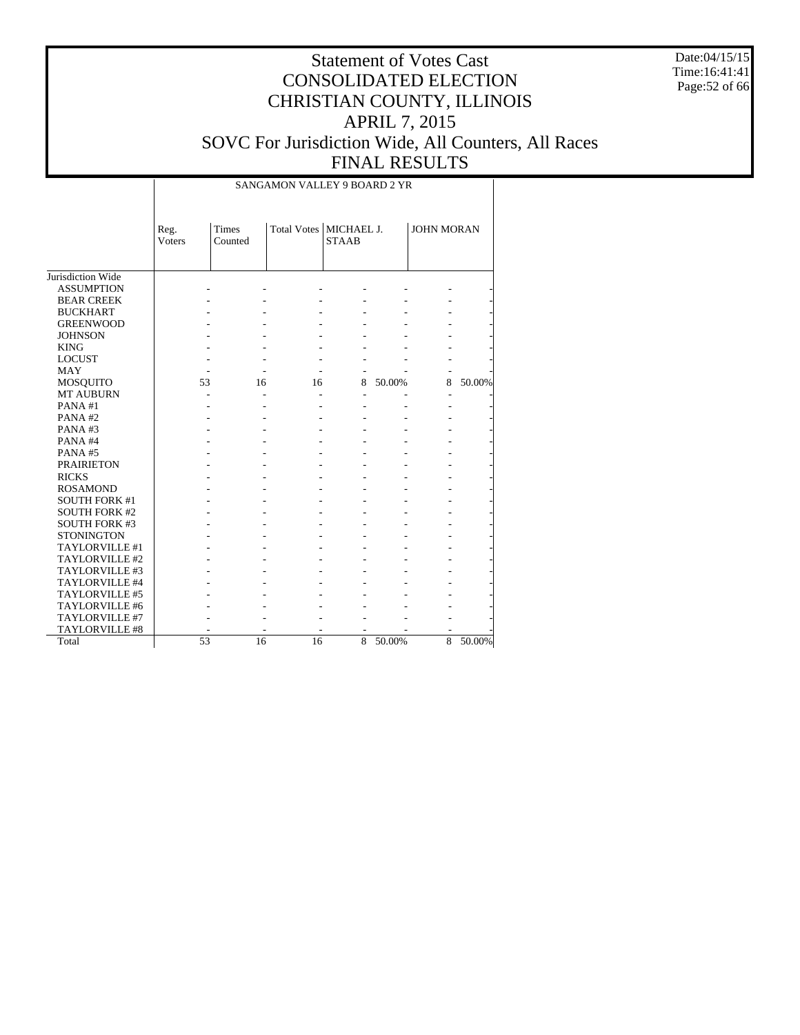# Statement of Votes Cast
# CONSOLIDATED ELECTION
# CHRISTIAN COUNTY, ILLINOIS
# APRIL 7, 2015
# SOVC For Jurisdiction Wide, All Counters, All Races
# FINAL RESULTS

Date:04/15/15
Time:16:41:41

| | SANGAMON VALLEY 9 BOARD 2 YR | | | | | | |
|---|---|---|---|---|---|---|---|
| | Reg. Voters | Times Counted | Total Votes | MICHAEL J. STAAB | | JOHN MORAN | |
| Jurisdiction Wide | | | | | | | |
| ASSUMPTION | - | - | - | - | - | - | - |
| BEAR CREEK | - | - | - | - | - | - | - |
| BUCKHART | - | - | - | - | - | - | - |
| GREENWOOD | - | - | - | - | - | - | - |
| JOHNSON | - | - | - | - | - | - | - |
| KING | - | - | - | - | - | - | - |
| LOCUST | - | - | - | - | - | - | - |
| MAY | - | - | - | - | - | - | - |
| MOSQUITO | 53 | 16 | 16 | 8 | 50.00% | 8 | 50.00% |
| MT AUBURN | - | - | - | - | - | - | - |
| PANA #1 | - | - | - | - | - | - | - |
| PANA #2 | - | - | - | - | - | - | - |
| PANA #3 | - | - | - | - | - | - | - |
| PANA #4 | - | - | - | - | - | - | - |
| PANA #5 | - | - | - | - | - | - | - |
| PRAIRIETON | - | - | - | - | - | - | - |
| RICKS | - | - | - | - | - | - | - |
| ROSAMOND | - | - | - | - | - | - | - |
| SOUTH FORK #1 | - | - | - | - | - | - | - |
| SOUTH FORK #2 | - | - | - | - | - | - | - |
| SOUTH FORK #3 | - | - | - | - | - | - | - |
| STONINGTON | - | - | - | - | - | - | - |
| TAYLORVILLE #1 | - | - | - | - | - | - | - |
| TAYLORVILLE #2 | - | - | - | - | - | - | - |
| TAYLORVILLE #3 | - | - | - | - | - | - | - |
| TAYLORVILLE #4 | - | - | - | - | - | - | - |
| TAYLORVILLE #5 | - | - | - | - | - | - | - |
| TAYLORVILLE #6 | - | - | - | - | - | - | - |
| TAYLORVILLE #7 | - | - | - | - | - | - | - |
| TAYLORVILLE #8 | - | - | - | - | - | - | - |
| Total | 53 | 16 | 16 | 8 | 50.00% | 8 | 50.00% |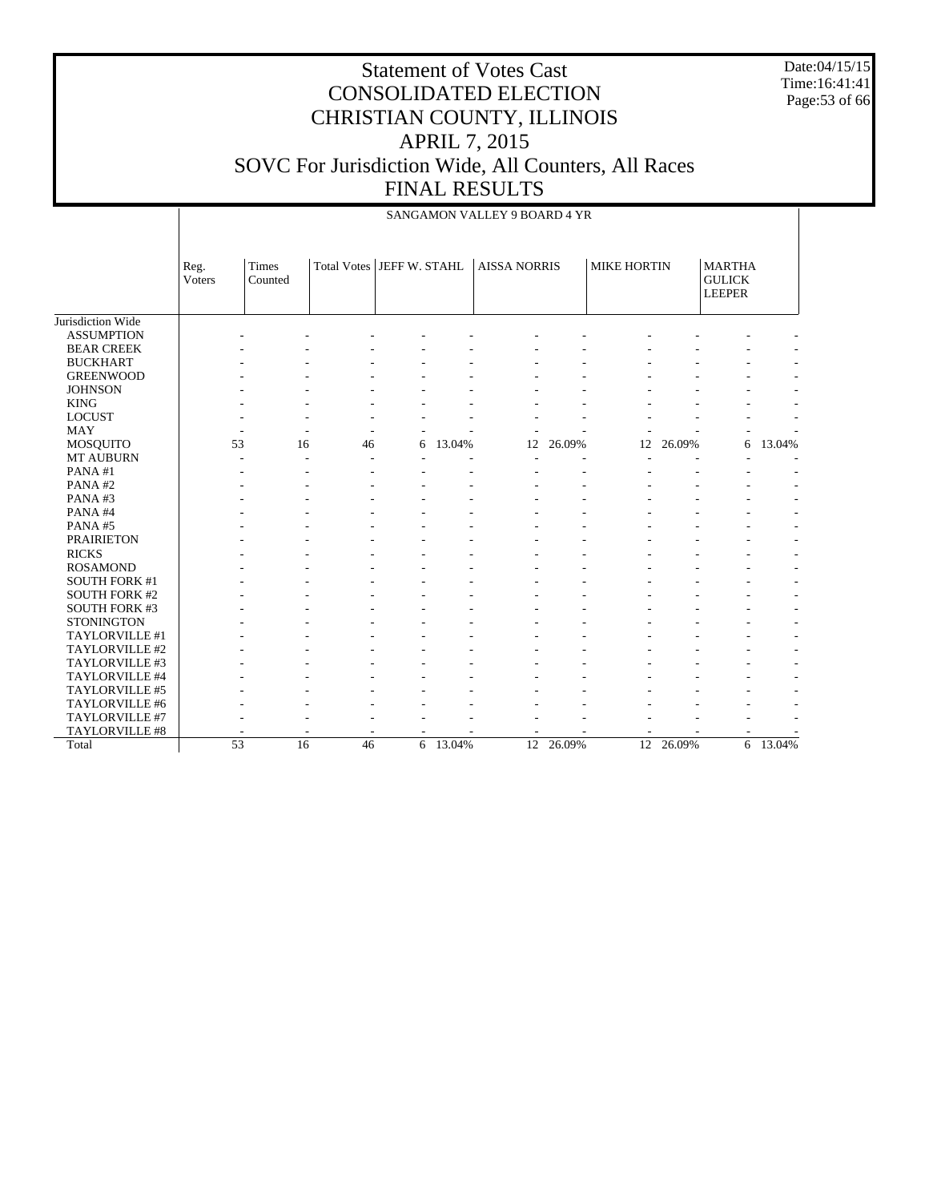# Statement of Votes Cast
# CONSOLIDATED ELECTION
# CHRISTIAN COUNTY, ILLINOIS
# APRIL 7, 2015
# SOVC For Jurisdiction Wide, All Counters, All Races
# FINAL RESULTS

Date:04/15/15
Time:16:41:41

## SANGAMON VALLEY 9 BOARD 4 YR

| | Reg. Voters | Times Counted | Total Votes | JEFF W. STAHL | | AISSA NORRIS | | MIKE HORTIN | | MARTHA GULICK LEEPER | |
|---|---|---|---|---|---|---|---|---|---|---|---|
| Jurisdiction Wide | | | | | | | | | | | |
| ASSUMPTION | - | - | - | - | - | - | - | - | - | - | - |
| BEAR CREEK | - | - | - | - | - | - | - | - | - | - | - |
| BUCKHART | - | - | - | - | - | - | - | - | - | - | - |
| GREENWOOD | - | - | - | - | - | - | - | - | - | - | - |
| JOHNSON | - | - | - | - | - | - | - | - | - | - | - |
| KING | - | - | - | - | - | - | - | - | - | - | - |
| LOCUST | - | - | - | - | - | - | - | - | - | - | - |
| MAY | - | - | - | - | - | - | - | - | - | - | - |
| MOSQUITO | 53 | 16 | 46 | 6 | 13.04% | 12 | 26.09% | 12 | 26.09% | 6 | 13.04% |
| MT AUBURN | - | - | - | - | - | - | - | - | - | - | - |
| PANA #1 | - | - | - | - | - | - | - | - | - | - | - |
| PANA #2 | - | - | - | - | - | - | - | - | - | - | - |
| PANA #3 | - | - | - | - | - | - | - | - | - | - | - |
| PANA #4 | - | - | - | - | - | - | - | - | - | - | - |
| PANA #5 | - | - | - | - | - | - | - | - | - | - | - |
| PRAIRIETON | - | - | - | - | - | - | - | - | - | - | - |
| RICKS | - | - | - | - | - | - | - | - | - | - | - |
| ROSAMOND | - | - | - | - | - | - | - | - | - | - | - |
| SOUTH FORK #1 | - | - | - | - | - | - | - | - | - | - | - |
| SOUTH FORK #2 | - | - | - | - | - | - | - | - | - | - | - |
| SOUTH FORK #3 | - | - | - | - | - | - | - | - | - | - | - |
| STONINGTON | - | - | - | - | - | - | - | - | - | - | - |
| TAYLORVILLE #1 | - | - | - | - | - | - | - | - | - | - | - |
| TAYLORVILLE #2 | - | - | - | - | - | - | - | - | - | - | - |
| TAYLORVILLE #3 | - | - | - | - | - | - | - | - | - | - | - |
| TAYLORVILLE #4 | - | - | - | - | - | - | - | - | - | - | - |
| TAYLORVILLE #5 | - | - | - | - | - | - | - | - | - | - | - |
| TAYLORVILLE #6 | - | - | - | - | - | - | - | - | - | - | - |
| TAYLORVILLE #7 | - | - | - | - | - | - | - | - | - | - | - |
| TAYLORVILLE #8 | - | - | - | - | - | - | - | - | - | - | - |
| Total | 53 | 16 | 46 | 6 | 13.04% | 12 | 26.09% | 12 | 26.09% | 6 | 13.04% |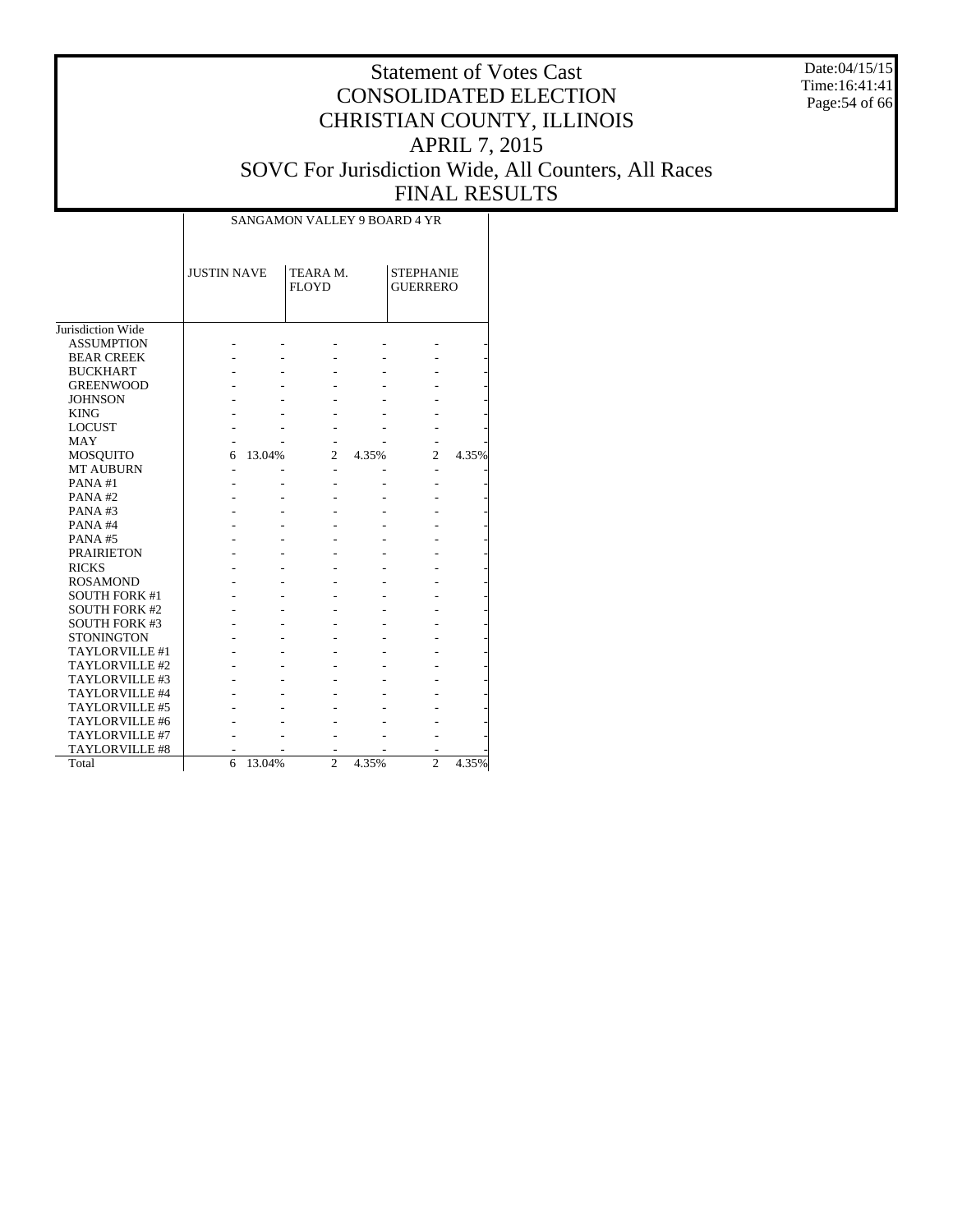# Statement of Votes Cast
## CONSOLIDATED ELECTION
## CHRISTIAN COUNTY, ILLINOIS
## APRIL 7, 2015
## SOVC For Jurisdiction Wide, All Counters, All Races
## FINAL RESULTS

Date:04/15/15
Time:16:41:41

| | SANGAMON VALLEY 9 BOARD 4 YR | | | | | |
|---|---|---|---|---|---|---|
| | JUSTIN NAVE | | TEARA M. FLOYD | | STEPHANIE GUERRERO | |
| Jurisdiction Wide | | | | | | |
| ASSUMPTION | - | - | - | - | - | - |
| BEAR CREEK | - | - | - | - | - | - |
| BUCKHART | - | - | - | - | - | - |
| GREENWOOD | - | - | - | - | - | - |
| JOHNSON | - | - | - | - | - | - |
| KING | - | - | - | - | - | - |
| LOCUST | - | - | - | - | - | - |
| MAY | - | - | - | - | - | - |
| MOSQUITO | 6 | 13.04% | 2 | 4.35% | 2 | 4.35% |
| MT AUBURN | - | - | - | - | - | - |
| PANA #1 | - | - | - | - | - | - |
| PANA #2 | - | - | - | - | - | - |
| PANA #3 | - | - | - | - | - | - |
| PANA #4 | - | - | - | - | - | - |
| PANA #5 | - | - | - | - | - | - |
| PRAIRIETON | - | - | - | - | - | - |
| RICKS | - | - | - | - | - | - |
| ROSAMOND | - | - | - | - | - | - |
| SOUTH FORK #1 | - | - | - | - | - | - |
| SOUTH FORK #2 | - | - | - | - | - | - |
| SOUTH FORK #3 | - | - | - | - | - | - |
| STONINGTON | - | - | - | - | - | - |
| TAYLORVILLE #1 | - | - | - | - | - | - |
| TAYLORVILLE #2 | - | - | - | - | - | - |
| TAYLORVILLE #3 | - | - | - | - | - | - |
| TAYLORVILLE #4 | - | - | - | - | - | - |
| TAYLORVILLE #5 | - | - | - | - | - | - |
| TAYLORVILLE #6 | - | - | - | - | - | - |
| TAYLORVILLE #7 | - | - | - | - | - | - |
| TAYLORVILLE #8 | - | - | - | - | - | - |
| Total | 6 | 13.04% | 2 | 4.35% | 2 | 4.35% |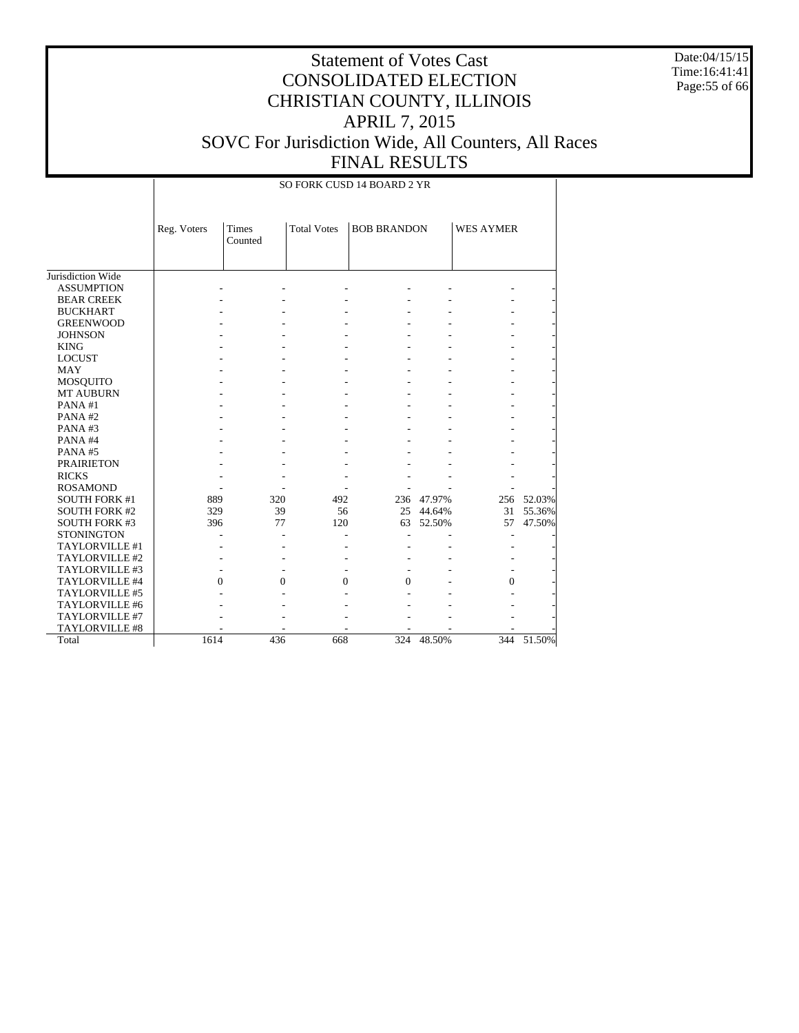# Statement of Votes Cast
# CONSOLIDATED ELECTION
# CHRISTIAN COUNTY, ILLINOIS
# APRIL 7, 2015
# SOVC For Jurisdiction Wide, All Counters, All Races
# FINAL RESULTS

Date:04/15/15
Time:16:41:41

| | SO FORK CUSD 14 BOARD 2 YR | | | | | | |
|---|---|---|---|---|---|---|---|
| | Reg. Voters | Times Counted | Total Votes | BOB BRANDON | | WES AYMER | |
| Jurisdiction Wide | | | | | | | |
| ASSUMPTION | - | - | - | - | - | - | - |
| BEAR CREEK | - | - | - | - | - | - | - |
| BUCKHART | - | - | - | - | - | - | - |
| GREENWOOD | - | - | - | - | - | - | - |
| JOHNSON | - | - | - | - | - | - | - |
| KING | - | - | - | - | - | - | - |
| LOCUST | - | - | - | - | - | - | - |
| MAY | - | - | - | - | - | - | - |
| MOSQUITO | - | - | - | - | - | - | - |
| MT AUBURN | - | - | - | - | - | - | - |
| PANA #1 | - | - | - | - | - | - | - |
| PANA #2 | - | - | - | - | - | - | - |
| PANA #3 | - | - | - | - | - | - | - |
| PANA #4 | - | - | - | - | - | - | - |
| PANA #5 | - | - | - | - | - | - | - |
| PRAIRIETON | - | - | - | - | - | - | - |
| RICKS | - | - | - | - | - | - | - |
| ROSAMOND | - | - | - | - | - | - | - |
| SOUTH FORK #1 | 889 | 320 | 492 | 236 | 47.97% | 256 | 52.03% |
| SOUTH FORK #2 | 329 | 39 | 56 | 25 | 44.64% | 31 | 55.36% |
| SOUTH FORK #3 | 396 | 77 | 120 | 63 | 52.50% | 57 | 47.50% |
| STONINGTON | - | - | - | - | - | - | - |
| TAYLORVILLE #1 | - | - | - | - | - | - | - |
| TAYLORVILLE #2 | - | - | - | - | - | - | - |
| TAYLORVILLE #3 | - | - | - | - | - | - | - |
| TAYLORVILLE #4 | 0 | 0 | 0 | 0 | - | 0 | - |
| TAYLORVILLE #5 | - | - | - | - | - | - | - |
| TAYLORVILLE #6 | - | - | - | - | - | - | - |
| TAYLORVILLE #7 | - | - | - | - | - | - | - |
| TAYLORVILLE #8 | - | - | - | - | - | - | - |
| Total | 1614 | 436 | 668 | 324 | 48.50% | 344 | 51.50% |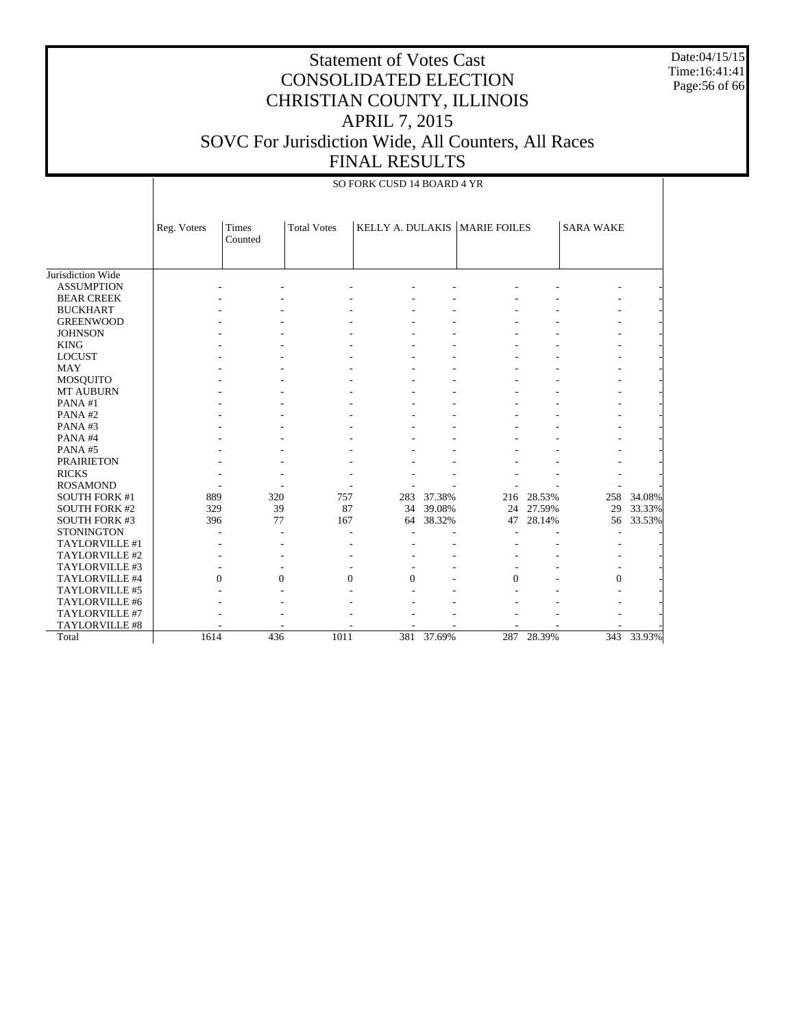# Statement of Votes Cast
# CONSOLIDATED ELECTION
# CHRISTIAN COUNTY, ILLINOIS
# APRIL 7, 2015
# SOVC For Jurisdiction Wide, All Counters, All Races
# FINAL RESULTS

Date:04/15/15
Time:16:41:41

SO FORK CUSD 14 BOARD 4 YR

| | Reg. Voters | Times Counted | Total Votes | KELLY A. DULAKIS | | MARIE FOILES | | SARA WAKE | |
|---|---|---|---|---|---|---|---|---|---|
| Jurisdiction Wide | | | | | | | | | |
| ASSUMPTION | - | - | - | - | - | - | - | - | - |
| BEAR CREEK | - | - | - | - | - | - | - | - | - |
| BUCKHART | - | - | - | - | - | - | - | - | - |
| GREENWOOD | - | - | - | - | - | - | - | - | - |
| JOHNSON | - | - | - | - | - | - | - | - | - |
| KING | - | - | - | - | - | - | - | - | - |
| LOCUST | - | - | - | - | - | - | - | - | - |
| MAY | - | - | - | - | - | - | - | - | - |
| MOSQUITO | - | - | - | - | - | - | - | - | - |
| MT AUBURN | - | - | - | - | - | - | - | - | - |
| PANA #1 | - | - | - | - | - | - | - | - | - |
| PANA #2 | - | - | - | - | - | - | - | - | - |
| PANA #3 | - | - | - | - | - | - | - | - | - |
| PANA #4 | - | - | - | - | - | - | - | - | - |
| PANA #5 | - | - | - | - | - | - | - | - | - |
| PRAIRIETON | - | - | - | - | - | - | - | - | - |
| RICKS | - | - | - | - | - | - | - | - | - |
| ROSAMOND | - | - | - | - | - | - | - | - | - |
| SOUTH FORK #1 | 889 | 320 | 757 | 283 | 37.38% | 216 | 28.53% | 258 | 34.08% |
| SOUTH FORK #2 | 329 | 39 | 87 | 34 | 39.08% | 24 | 27.59% | 29 | 33.33% |
| SOUTH FORK #3 | 396 | 77 | 167 | 64 | 38.32% | 47 | 28.14% | 56 | 33.53% |
| STONINGTON | - | - | - | - | - | - | - | - | - |
| TAYLORVILLE #1 | - | - | - | - | - | - | - | - | - |
| TAYLORVILLE #2 | - | - | - | - | - | - | - | - | - |
| TAYLORVILLE #3 | - | - | - | - | - | - | - | - | - |
| TAYLORVILLE #4 | 0 | 0 | 0 | 0 | - | 0 | - | 0 | - |
| TAYLORVILLE #5 | - | - | - | - | - | - | - | - | - |
| TAYLORVILLE #6 | - | - | - | - | - | - | - | - | - |
| TAYLORVILLE #7 | - | - | - | - | - | - | - | - | - |
| TAYLORVILLE #8 | - | - | - | - | - | - | - | - | - |
| Total | 1614 | 436 | 1011 | 381 | 37.69% | 287 | 28.39% | 343 | 33.93% |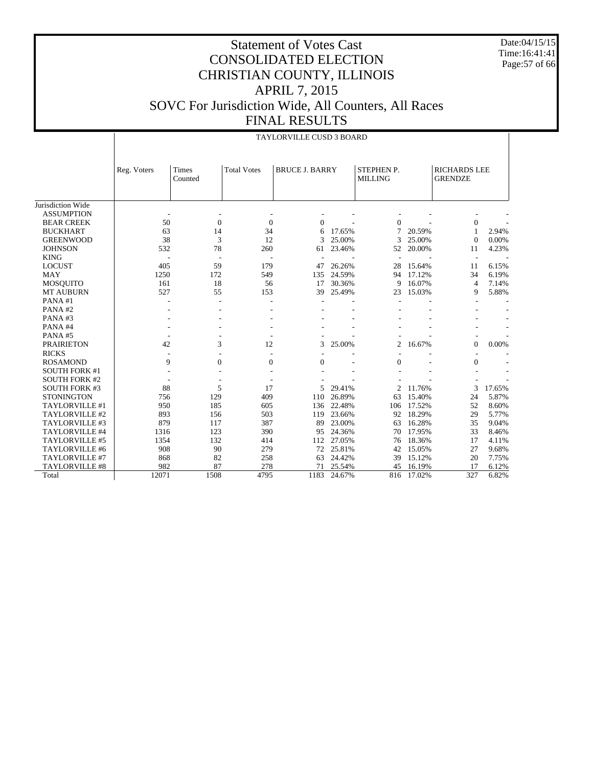# Statement of Votes Cast
# CONSOLIDATED ELECTION
# CHRISTIAN COUNTY, ILLINOIS
# APRIL 7, 2015
# SOVC For Jurisdiction Wide, All Counters, All Races
# FINAL RESULTS

Date:04/15/15
Time:16:41:41

TAYLORVILLE CUSD 3 BOARD

| | Reg. Voters | Times Counted | Total Votes | BRUCE J. BARRY | | STEPHEN P. MILLING | | RICHARDS LEE GRENDZE | |
|---|---|---|---|---|---|---|---|---|---|
| Jurisdiction Wide | | | | | | | | | |
| ASSUMPTION | - | - | - | - | - | - | - | - | - |
| BEAR CREEK | 50 | 0 | 0 | 0 | - | 0 | - | 0 | - |
| BUCKHART | 63 | 14 | 34 | 6 | 17.65% | 7 | 20.59% | 1 | 2.94% |
| GREENWOOD | 38 | 3 | 12 | 3 | 25.00% | 3 | 25.00% | 0 | 0.00% |
| JOHNSON | 532 | 78 | 260 | 61 | 23.46% | 52 | 20.00% | 11 | 4.23% |
| KING | - | - | - | - | - | - | - | - | - |
| LOCUST | 405 | 59 | 179 | 47 | 26.26% | 28 | 15.64% | 11 | 6.15% |
| MAY | 1250 | 172 | 549 | 135 | 24.59% | 94 | 17.12% | 34 | 6.19% |
| MOSQUITO | 161 | 18 | 56 | 17 | 30.36% | 9 | 16.07% | 4 | 7.14% |
| MT AUBURN | 527 | 55 | 153 | 39 | 25.49% | 23 | 15.03% | 9 | 5.88% |
| PANA #1 | - | - | - | - | - | - | - | - | - |
| PANA #2 | - | - | - | - | - | - | - | - | - |
| PANA #3 | - | - | - | - | - | - | - | - | - |
| PANA #4 | - | - | - | - | - | - | - | - | - |
| PANA #5 | - | - | - | - | - | - | - | - | - |
| PRAIRIETON | 42 | 3 | 12 | 3 | 25.00% | 2 | 16.67% | 0 | 0.00% |
| RICKS | - | - | - | - | - | - | - | - | - |
| ROSAMOND | 9 | 0 | 0 | 0 | - | 0 | - | 0 | - |
| SOUTH FORK #1 | - | - | - | - | - | - | - | - | - |
| SOUTH FORK #2 | - | - | - | - | - | - | - | - | - |
| SOUTH FORK #3 | 88 | 5 | 17 | 5 | 29.41% | 2 | 11.76% | 3 | 17.65% |
| STONINGTON | 756 | 129 | 409 | 110 | 26.89% | 63 | 15.40% | 24 | 5.87% |
| TAYLORVILLE #1 | 950 | 185 | 605 | 136 | 22.48% | 106 | 17.52% | 52 | 8.60% |
| TAYLORVILLE #2 | 893 | 156 | 503 | 119 | 23.66% | 92 | 18.29% | 29 | 5.77% |
| TAYLORVILLE #3 | 879 | 117 | 387 | 89 | 23.00% | 63 | 16.28% | 35 | 9.04% |
| TAYLORVILLE #4 | 1316 | 123 | 390 | 95 | 24.36% | 70 | 17.95% | 33 | 8.46% |
| TAYLORVILLE #5 | 1354 | 132 | 414 | 112 | 27.05% | 76 | 18.36% | 17 | 4.11% |
| TAYLORVILLE #6 | 908 | 90 | 279 | 72 | 25.81% | 42 | 15.05% | 27 | 9.68% |
| TAYLORVILLE #7 | 868 | 82 | 258 | 63 | 24.42% | 39 | 15.12% | 20 | 7.75% |
| TAYLORVILLE #8 | 982 | 87 | 278 | 71 | 25.54% | 45 | 16.19% | 17 | 6.12% |
| Total | 12071 | 1508 | 4795 | 1183 | 24.67% | 816 | 17.02% | 327 | 6.82% |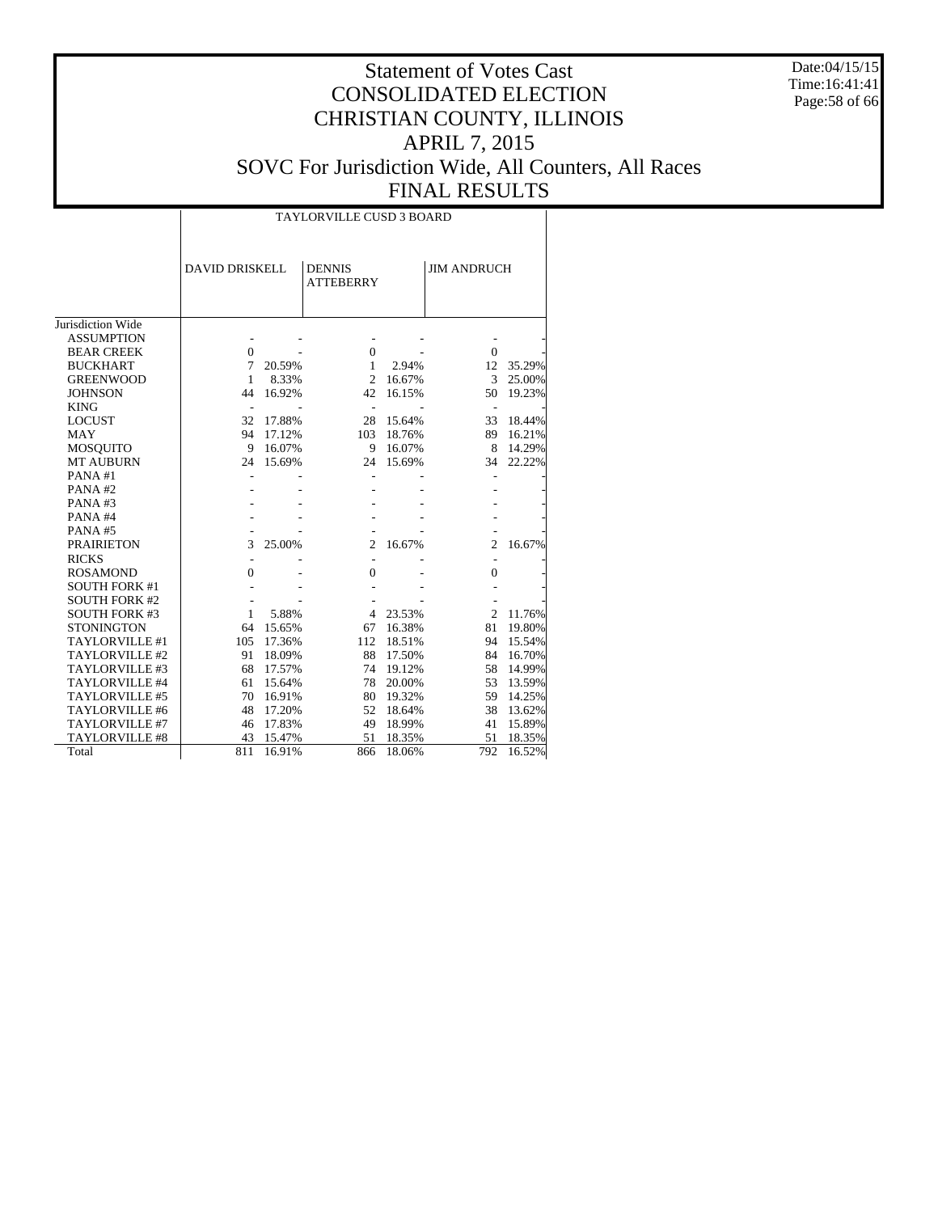# Statement of Votes Cast
# CONSOLIDATED ELECTION
# CHRISTIAN COUNTY, ILLINOIS
# APRIL 7, 2015
# SOVC For Jurisdiction Wide, All Counters, All Races
# FINAL RESULTS

Date:04/15/15
Time:16:41:41

| | TAYLORVILLE CUSD 3 BOARD | | | | | |
|---|---|---|---|---|---|---|
| | DAVID DRISKELL | | DENNIS ATTEBERRY | | JIM ANDRUCH | |
| Jurisdiction Wide | | | | | | |
| ASSUMPTION | - | - | - | - | - | - |
| BEAR CREEK | 0 | - | 0 | - | 0 | - |
| BUCKHART | 7 | 20.59% | 1 | 2.94% | 12 | 35.29% |
| GREENWOOD | 1 | 8.33% | 2 | 16.67% | 3 | 25.00% |
| JOHNSON | 44 | 16.92% | 42 | 16.15% | 50 | 19.23% |
| KING | - | - | - | - | - | - |
| LOCUST | 32 | 17.88% | 28 | 15.64% | 33 | 18.44% |
| MAY | 94 | 17.12% | 103 | 18.76% | 89 | 16.21% |
| MOSQUITO | 9 | 16.07% | 9 | 16.07% | 8 | 14.29% |
| MT AUBURN | 24 | 15.69% | 24 | 15.69% | 34 | 22.22% |
| PANA #1 | - | - | - | - | - | - |
| PANA #2 | - | - | - | - | - | - |
| PANA #3 | - | - | - | - | - | - |
| PANA #4 | - | - | - | - | - | - |
| PANA #5 | - | - | - | - | - | - |
| PRAIRIETON | 3 | 25.00% | 2 | 16.67% | 2 | 16.67% |
| RICKS | - | - | - | - | - | - |
| ROSAMOND | 0 | - | 0 | - | 0 | - |
| SOUTH FORK #1 | - | - | - | - | - | - |
| SOUTH FORK #2 | - | - | - | - | - | - |
| SOUTH FORK #3 | 1 | 5.88% | 4 | 23.53% | 2 | 11.76% |
| STONINGTON | 64 | 15.65% | 67 | 16.38% | 81 | 19.80% |
| TAYLORVILLE #1 | 105 | 17.36% | 112 | 18.51% | 94 | 15.54% |
| TAYLORVILLE #2 | 91 | 18.09% | 88 | 17.50% | 84 | 16.70% |
| TAYLORVILLE #3 | 68 | 17.57% | 74 | 19.12% | 58 | 14.99% |
| TAYLORVILLE #4 | 61 | 15.64% | 78 | 20.00% | 53 | 13.59% |
| TAYLORVILLE #5 | 70 | 16.91% | 80 | 19.32% | 59 | 14.25% |
| TAYLORVILLE #6 | 48 | 17.20% | 52 | 18.64% | 38 | 13.62% |
| TAYLORVILLE #7 | 46 | 17.83% | 49 | 18.99% | 41 | 15.89% |
| TAYLORVILLE #8 | 43 | 15.47% | 51 | 18.35% | 51 | 18.35% |
| Total | 811 | 16.91% | 866 | 18.06% | 792 | 16.52% |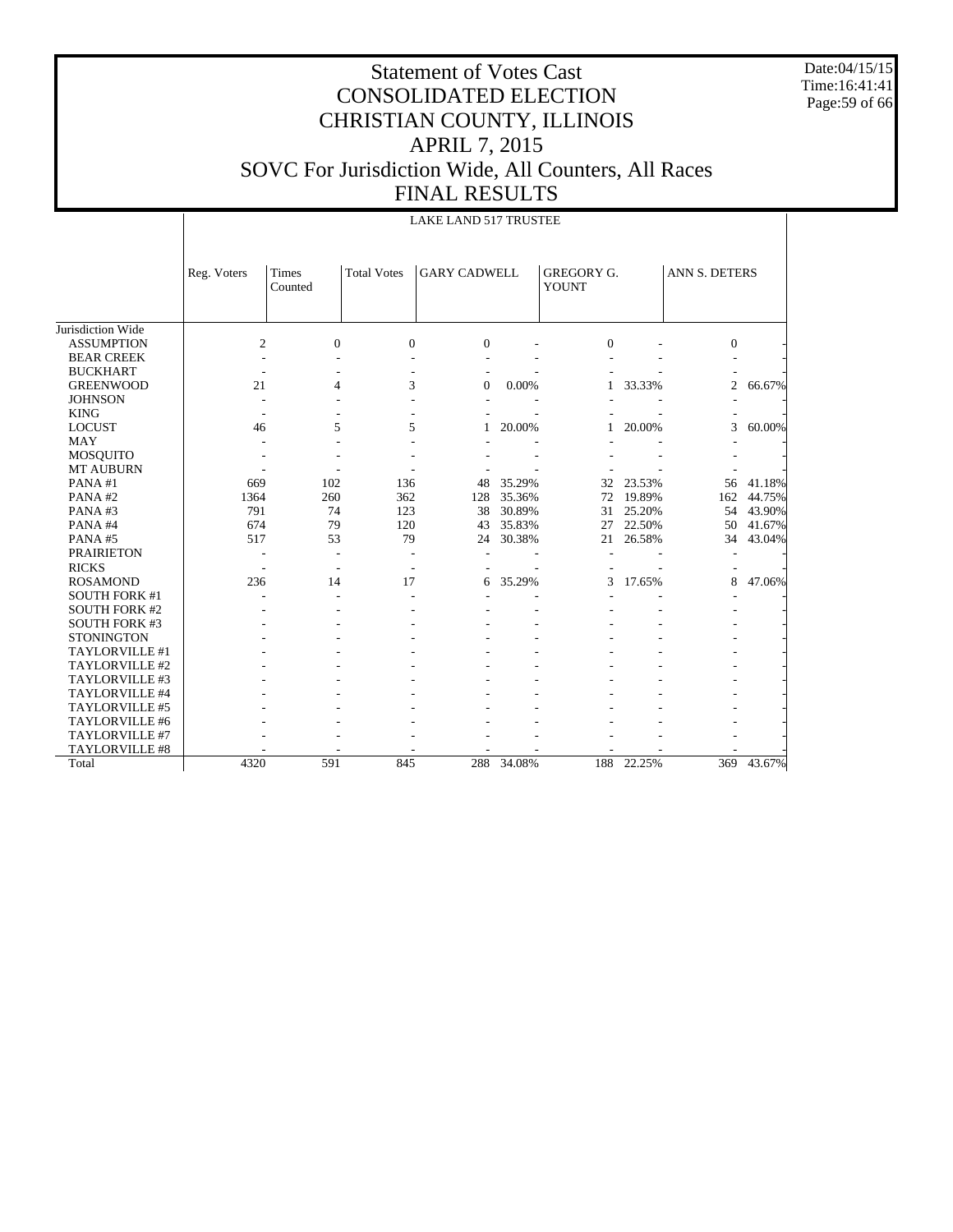# Statement of Votes Cast
# CONSOLIDATED ELECTION
# CHRISTIAN COUNTY, ILLINOIS
# APRIL 7, 2015
# SOVC For Jurisdiction Wide, All Counters, All Races
# FINAL RESULTS

Date:04/15/15
Time:16:41:41

LAKE LAND 517 TRUSTEE

| | Reg. Voters | Times Counted | Total Votes | GARY CADWELL | | GREGORY G. YOUNT | | ANN S. DETERS | |
|---|---|---|---|---|---|---|---|---|---|
| Jurisdiction Wide | | | | | | | | | |
| ASSUMPTION | 2 | 0 | 0 | 0 | - | 0 | - | 0 | - |
| BEAR CREEK | - | - | - | - | - | - | - | - | - |
| BUCKHART | - | - | - | - | - | - | - | - | - |
| GREENWOOD | 21 | 4 | 3 | 0 | 0.00% | 1 | 33.33% | 2 | 66.67% |
| JOHNSON | - | - | - | - | - | - | - | - | - |
| KING | - | - | - | - | - | - | - | - | - |
| LOCUST | 46 | 5 | 5 | 1 | 20.00% | 1 | 20.00% | 3 | 60.00% |
| MAY | - | - | - | - | - | - | - | - | - |
| MOSQUITO | - | - | - | - | - | - | - | - | - |
| MT AUBURN | - | - | - | - | - | - | - | - | - |
| PANA #1 | 669 | 102 | 136 | 48 | 35.29% | 32 | 23.53% | 56 | 41.18% |
| PANA #2 | 1364 | 260 | 362 | 128 | 35.36% | 72 | 19.89% | 162 | 44.75% |
| PANA #3 | 791 | 74 | 123 | 38 | 30.89% | 31 | 25.20% | 54 | 43.90% |
| PANA #4 | 674 | 79 | 120 | 43 | 35.83% | 27 | 22.50% | 50 | 41.67% |
| PANA #5 | 517 | 53 | 79 | 24 | 30.38% | 21 | 26.58% | 34 | 43.04% |
| PRAIRIETON | - | - | - | - | - | - | - | - | - |
| RICKS | - | - | - | - | - | - | - | - | - |
| ROSAMOND | 236 | 14 | 17 | 6 | 35.29% | 3 | 17.65% | 8 | 47.06% |
| SOUTH FORK #1 | - | - | - | - | - | - | - | - | - |
| SOUTH FORK #2 | - | - | - | - | - | - | - | - | - |
| SOUTH FORK #3 | - | - | - | - | - | - | - | - | - |
| STONINGTON | - | - | - | - | - | - | - | - | - |
| TAYLORVILLE #1 | - | - | - | - | - | - | - | - | - |
| TAYLORVILLE #2 | - | - | - | - | - | - | - | - | - |
| TAYLORVILLE #3 | - | - | - | - | - | - | - | - | - |
| TAYLORVILLE #4 | - | - | - | - | - | - | - | - | - |
| TAYLORVILLE #5 | - | - | - | - | - | - | - | - | - |
| TAYLORVILLE #6 | - | - | - | - | - | - | - | - | - |
| TAYLORVILLE #7 | - | - | - | - | - | - | - | - | - |
| TAYLORVILLE #8 | - | - | - | - | - | - | - | - | - |
| Total | 4320 | 591 | 845 | 288 | 34.08% | 188 | 22.25% | 369 | 43.67% |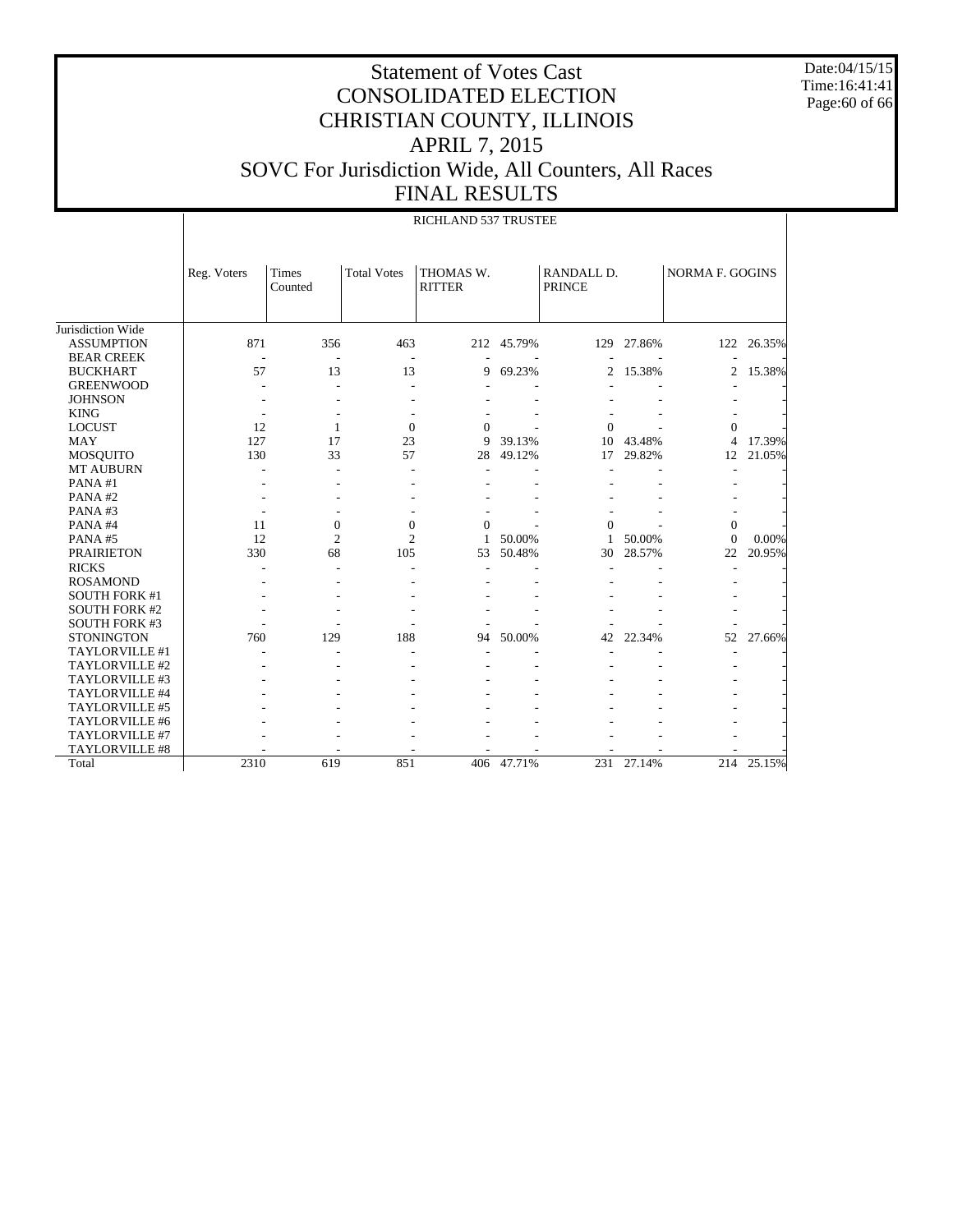# Statement of Votes Cast
# CONSOLIDATED ELECTION
# CHRISTIAN COUNTY, ILLINOIS
# APRIL 7, 2015
# SOVC For Jurisdiction Wide, All Counters, All Races
# FINAL RESULTS

Date:04/15/15
Time:16:41:41

RICHLAND 537 TRUSTEE

| | Reg. Voters | Times Counted | Total Votes | THOMAS W. RITTER | | RANDALL D. PRINCE | | NORMA F. GOGINS | |
|---|---|---|---|---|---|---|---|---|---|
| Jurisdiction Wide | | | | | | | | | |
| ASSUMPTION | 871 | 356 | 463 | 212 | 45.79% | 129 | 27.86% | 122 | 26.35% |
| BEAR CREEK | - | - | - | - | - | - | - | - | - |
| BUCKHART | 57 | 13 | 13 | 9 | 69.23% | 2 | 15.38% | 2 | 15.38% |
| GREENWOOD | - | - | - | - | - | - | - | - | - |
| JOHNSON | - | - | - | - | - | - | - | - | - |
| KING | - | - | - | - | - | - | - | - | - |
| LOCUST | 12 | 1 | 0 | 0 | - | 0 | - | 0 | - |
| MAY | 127 | 17 | 23 | 9 | 39.13% | 10 | 43.48% | 4 | 17.39% |
| MOSQUITO | 130 | 33 | 57 | 28 | 49.12% | 17 | 29.82% | 12 | 21.05% |
| MT AUBURN | - | - | - | - | - | - | - | - | - |
| PANA #1 | - | - | - | - | - | - | - | - | - |
| PANA #2 | - | - | - | - | - | - | - | - | - |
| PANA #3 | - | - | - | - | - | - | - | - | - |
| PANA #4 | 11 | 0 | 0 | 0 | - | 0 | - | 0 | - |
| PANA #5 | 12 | 2 | 2 | 1 | 50.00% | 1 | 50.00% | 0 | 0.00% |
| PRAIRIETON | 330 | 68 | 105 | 53 | 50.48% | 30 | 28.57% | 22 | 20.95% |
| RICKS | - | - | - | - | - | - | - | - | - |
| ROSAMOND | - | - | - | - | - | - | - | - | - |
| SOUTH FORK #1 | - | - | - | - | - | - | - | - | - |
| SOUTH FORK #2 | - | - | - | - | - | - | - | - | - |
| SOUTH FORK #3 | - | - | - | - | - | - | - | - | - |
| STONINGTON | 760 | 129 | 188 | 94 | 50.00% | 42 | 22.34% | 52 | 27.66% |
| TAYLORVILLE #1 | - | - | - | - | - | - | - | - | - |
| TAYLORVILLE #2 | - | - | - | - | - | - | - | - | - |
| TAYLORVILLE #3 | - | - | - | - | - | - | - | - | - |
| TAYLORVILLE #4 | - | - | - | - | - | - | - | - | - |
| TAYLORVILLE #5 | - | - | - | - | - | - | - | - | - |
| TAYLORVILLE #6 | - | - | - | - | - | - | - | - | - |
| TAYLORVILLE #7 | - | - | - | - | - | - | - | - | - |
| TAYLORVILLE #8 | - | - | - | - | - | - | - | - | - |
| Total | 2310 | 619 | 851 | 406 | 47.71% | 231 | 27.14% | 214 | 25.15% |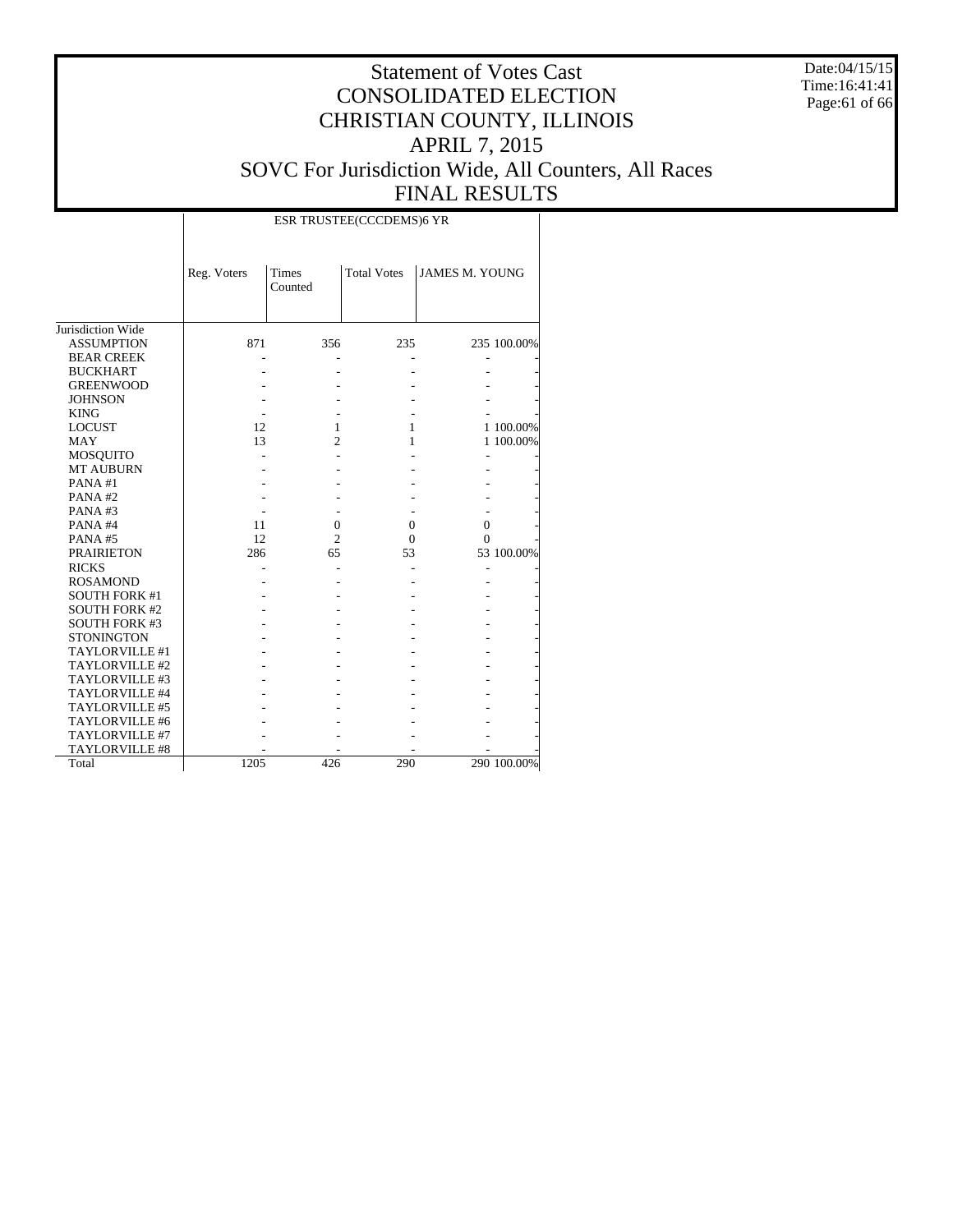# Statement of Votes Cast
# CONSOLIDATED ELECTION
# CHRISTIAN COUNTY, ILLINOIS
# APRIL 7, 2015
# SOVC For Jurisdiction Wide, All Counters, All Races
# FINAL RESULTS

Date:04/15/15
Time:16:41:41

| | ESR TRUSTEE(CCCDEMS)6 YR | | | | |
|---|---|---|---|---|---|
| | Reg. Voters | Times Counted | Total Votes | JAMES M. YOUNG | |
| Jurisdiction Wide | | | | | |
| ASSUMPTION | 871 | 356 | 235 | 235 | 100.00% |
| BEAR CREEK | - | - | - | - | - |
| BUCKHART | - | - | - | - | - |
| GREENWOOD | - | - | - | - | - |
| JOHNSON | - | - | - | - | - |
| KING | - | - | - | - | - |
| LOCUST | 12 | 1 | 1 | 1 | 100.00% |
| MAY | 13 | 2 | 1 | 1 | 100.00% |
| MOSQUITO | - | - | - | - | - |
| MT AUBURN | - | - | - | - | - |
| PANA #1 | - | - | - | - | - |
| PANA #2 | - | - | - | - | - |
| PANA #3 | - | - | - | - | - |
| PANA #4 | 11 | 0 | 0 | 0 | - |
| PANA #5 | 12 | 2 | 0 | 0 | - |
| PRAIRIETON | 286 | 65 | 53 | 53 | 100.00% |
| RICKS | - | - | - | - | - |
| ROSAMOND | - | - | - | - | - |
| SOUTH FORK #1 | - | - | - | - | - |
| SOUTH FORK #2 | - | - | - | - | - |
| SOUTH FORK #3 | - | - | - | - | - |
| STONINGTON | - | - | - | - | - |
| TAYLORVILLE #1 | - | - | - | - | - |
| TAYLORVILLE #2 | - | - | - | - | - |
| TAYLORVILLE #3 | - | - | - | - | - |
| TAYLORVILLE #4 | - | - | - | - | - |
| TAYLORVILLE #5 | - | - | - | - | - |
| TAYLORVILLE #6 | - | - | - | - | - |
| TAYLORVILLE #7 | - | - | - | - | - |
| TAYLORVILLE #8 | - | - | - | - | - |
| Total | 1205 | 426 | 290 | 290 | 100.00% |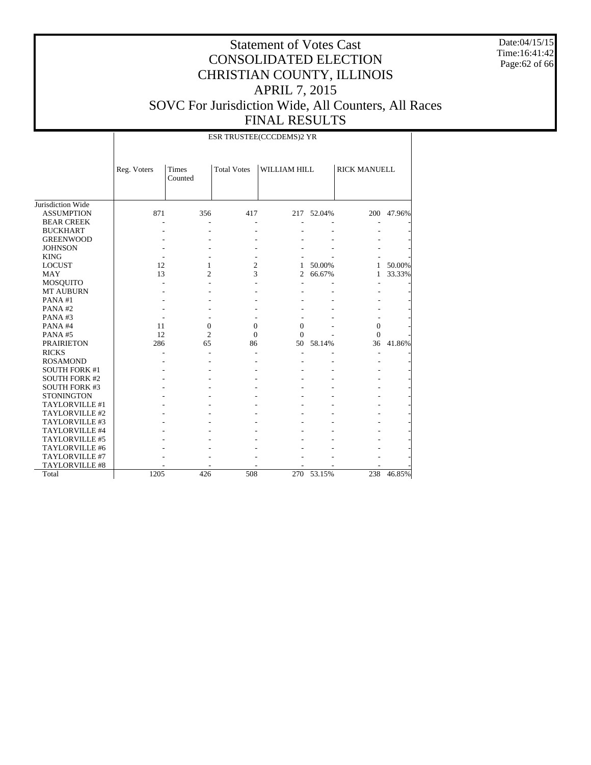# Statement of Votes Cast
# CONSOLIDATED ELECTION
# CHRISTIAN COUNTY, ILLINOIS
# APRIL 7, 2015
# SOVC For Jurisdiction Wide, All Counters, All Races
# FINAL RESULTS

Date:04/15/15
Time:16:41:42

| | ESR TRUSTEE(CCCDEMS)2 YR | | | | | | |
|---|---|---|---|---|---|---|---|
| | Reg. Voters | Times Counted | Total Votes | WILLIAM HILL | | RICK MANUELL | |
| Jurisdiction Wide | | | | | | | |
| ASSUMPTION | 871 | 356 | 417 | 217 | 52.04% | 200 | 47.96% |
| BEAR CREEK | - | - | - | - | - | - | - |
| BUCKHART | - | - | - | - | - | - | - |
| GREENWOOD | - | - | - | - | - | - | - |
| JOHNSON | - | - | - | - | - | - | - |
| KING | - | - | - | - | - | - | - |
| LOCUST | 12 | 1 | 2 | 1 | 50.00% | 1 | 50.00% |
| MAY | 13 | 2 | 3 | 2 | 66.67% | 1 | 33.33% |
| MOSQUITO | - | - | - | - | - | - | - |
| MT AUBURN | - | - | - | - | - | - | - |
| PANA #1 | - | - | - | - | - | - | - |
| PANA #2 | - | - | - | - | - | - | - |
| PANA #3 | - | - | - | - | - | - | - |
| PANA #4 | 11 | 0 | 0 | 0 | - | 0 | - |
| PANA #5 | 12 | 2 | 0 | 0 | - | 0 | - |
| PRAIRIETON | 286 | 65 | 86 | 50 | 58.14% | 36 | 41.86% |
| RICKS | - | - | - | - | - | - | - |
| ROSAMOND | - | - | - | - | - | - | - |
| SOUTH FORK #1 | - | - | - | - | - | - | - |
| SOUTH FORK #2 | - | - | - | - | - | - | - |
| SOUTH FORK #3 | - | - | - | - | - | - | - |
| STONINGTON | - | - | - | - | - | - | - |
| TAYLORVILLE #1 | - | - | - | - | - | - | - |
| TAYLORVILLE #2 | - | - | - | - | - | - | - |
| TAYLORVILLE #3 | - | - | - | - | - | - | - |
| TAYLORVILLE #4 | - | - | - | - | - | - | - |
| TAYLORVILLE #5 | - | - | - | - | - | - | - |
| TAYLORVILLE #6 | - | - | - | - | - | - | - |
| TAYLORVILLE #7 | - | - | - | - | - | - | - |
| TAYLORVILLE #8 | - | - | - | - | - | - | - |
| Total | 1205 | 426 | 508 | 270 | 53.15% | 238 | 46.85% |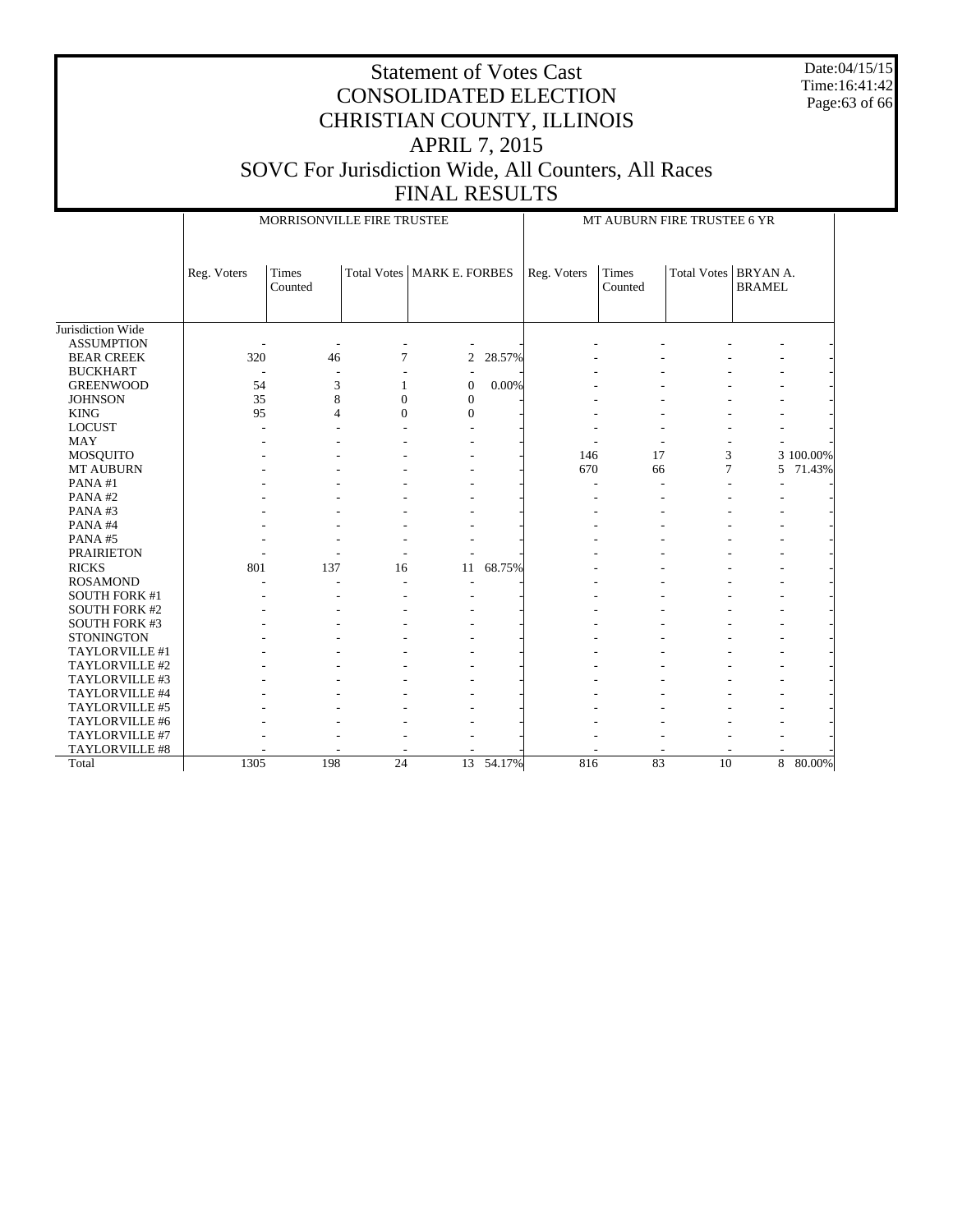# Statement of Votes Cast
# CONSOLIDATED ELECTION
# CHRISTIAN COUNTY, ILLINOIS
# APRIL 7, 2015
# SOVC For Jurisdiction Wide, All Counters, All Races
# FINAL RESULTS

Date:04/15/15
Time:16:41:42

| | MORRISONVILLE FIRE TRUSTEE | | | | | MT AUBURN FIRE TRUSTEE 6 YR | | | | |
|---|---|---|---|---|---|---|---|---|---|---|
| | Reg. Voters | Times Counted | Total Votes | MARK E. FORBES | | Reg. Voters | Times Counted | Total Votes | BRYAN A. BRAMEL | |
| Jurisdiction Wide | | | | | | | | | | |
| ASSUMPTION | - | - | - | - | - | - | - | - | - | - |
| BEAR CREEK | 320 | 46 | 7 | 2 | 28.57% | - | - | - | - | - |
| BUCKHART | - | - | - | - | - | - | - | - | - | - |
| GREENWOOD | 54 | 3 | 1 | 0 | 0.00% | - | - | - | - | - |
| JOHNSON | 35 | 8 | 0 | 0 | - | - | - | - | - | - |
| KING | 95 | 4 | 0 | 0 | - | - | - | - | - | - |
| LOCUST | - | - | - | - | - | - | - | - | - | - |
| MAY | - | - | - | - | - | - | - | - | - | - |
| MOSQUITO | - | - | - | - | - | 146 | 17 | 3 | 3 | 100.00% |
| MT AUBURN | - | - | - | - | - | 670 | 66 | 7 | 5 | 71.43% |
| PANA #1 | - | - | - | - | - | - | - | - | - | - |
| PANA #2 | - | - | - | - | - | - | - | - | - | - |
| PANA #3 | - | - | - | - | - | - | - | - | - | - |
| PANA #4 | - | - | - | - | - | - | - | - | - | - |
| PANA #5 | - | - | - | - | - | - | - | - | - | - |
| PRAIRIETON | - | - | - | - | - | - | - | - | - | - |
| RICKS | 801 | 137 | 16 | 11 | 68.75% | - | - | - | - | - |
| ROSAMOND | - | - | - | - | - | - | - | - | - | - |
| SOUTH FORK #1 | - | - | - | - | - | - | - | - | - | - |
| SOUTH FORK #2 | - | - | - | - | - | - | - | - | - | - |
| SOUTH FORK #3 | - | - | - | - | - | - | - | - | - | - |
| STONINGTON | - | - | - | - | - | - | - | - | - | - |
| TAYLORVILLE #1 | - | - | - | - | - | - | - | - | - | - |
| TAYLORVILLE #2 | - | - | - | - | - | - | - | - | - | - |
| TAYLORVILLE #3 | - | - | - | - | - | - | - | - | - | - |
| TAYLORVILLE #4 | - | - | - | - | - | - | - | - | - | - |
| TAYLORVILLE #5 | - | - | - | - | - | - | - | - | - | - |
| TAYLORVILLE #6 | - | - | - | - | - | - | - | - | - | - |
| TAYLORVILLE #7 | - | - | - | - | - | - | - | - | - | - |
| TAYLORVILLE #8 | - | - | - | - | - | - | - | - | - | - |
| Total | 1305 | 198 | 24 | 13 | 54.17% | 816 | 83 | 10 | 8 | 80.00% |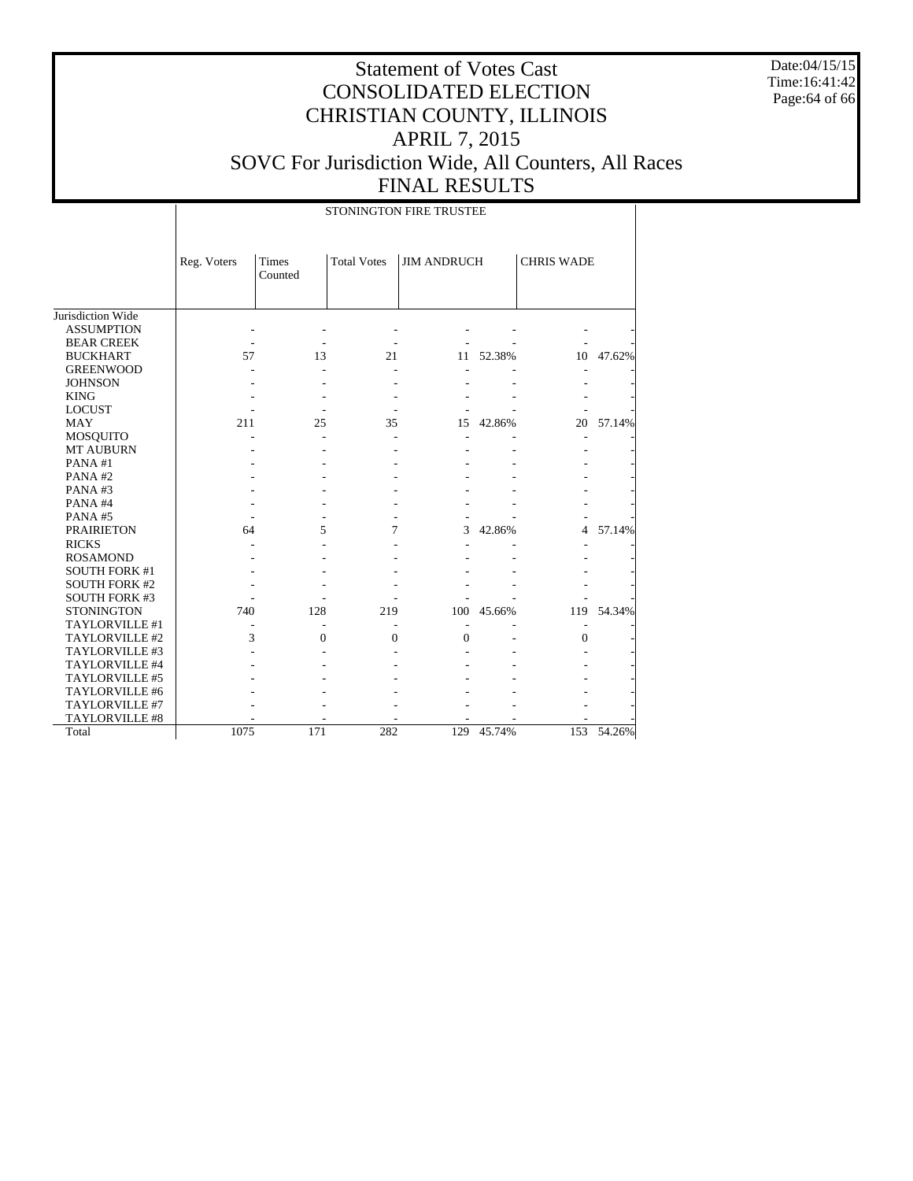# Statement of Votes Cast
# CONSOLIDATED ELECTION
# CHRISTIAN COUNTY, ILLINOIS
# APRIL 7, 2015
# SOVC For Jurisdiction Wide, All Counters, All Races
# FINAL RESULTS

Date:04/15/15
Time:16:41:42

| | STONINGTON FIRE TRUSTEE | | | | | | |
|---|---|---|---|---|---|---|---|
| | Reg. Voters | Times Counted | Total Votes | JIM ANDRUCH | | CHRIS WADE | |
| Jurisdiction Wide | | | | | | | |
| ASSUMPTION | - | - | - | - | - | - | - |
| BEAR CREEK | - | - | - | - | - | - | - |
| BUCKHART | 57 | 13 | 21 | 11 | 52.38% | 10 | 47.62% |
| GREENWOOD | - | - | - | - | - | - | - |
| JOHNSON | - | - | - | - | - | - | - |
| KING | - | - | - | - | - | - | - |
| LOCUST | - | - | - | - | - | - | - |
| MAY | 211 | 25 | 35 | 15 | 42.86% | 20 | 57.14% |
| MOSQUITO | - | - | - | - | - | - | - |
| MT AUBURN | - | - | - | - | - | - | - |
| PANA #1 | - | - | - | - | - | - | - |
| PANA #2 | - | - | - | - | - | - | - |
| PANA #3 | - | - | - | - | - | - | - |
| PANA #4 | - | - | - | - | - | - | - |
| PANA #5 | - | - | - | - | - | - | - |
| PRAIRIETON | 64 | 5 | 7 | 3 | 42.86% | 4 | 57.14% |
| RICKS | - | - | - | - | - | - | - |
| ROSAMOND | - | - | - | - | - | - | - |
| SOUTH FORK #1 | - | - | - | - | - | - | - |
| SOUTH FORK #2 | - | - | - | - | - | - | - |
| SOUTH FORK #3 | - | - | - | - | - | - | - |
| STONINGTON | 740 | 128 | 219 | 100 | 45.66% | 119 | 54.34% |
| TAYLORVILLE #1 | - | - | - | - | - | - | - |
| TAYLORVILLE #2 | 3 | 0 | 0 | 0 | - | 0 | - |
| TAYLORVILLE #3 | - | - | - | - | - | - | - |
| TAYLORVILLE #4 | - | - | - | - | - | - | - |
| TAYLORVILLE #5 | - | - | - | - | - | - | - |
| TAYLORVILLE #6 | - | - | - | - | - | - | - |
| TAYLORVILLE #7 | - | - | - | - | - | - | - |
| TAYLORVILLE #8 | - | - | - | - | - | - | - |
| Total | 1075 | 171 | 282 | 129 | 45.74% | 153 | 54.26% |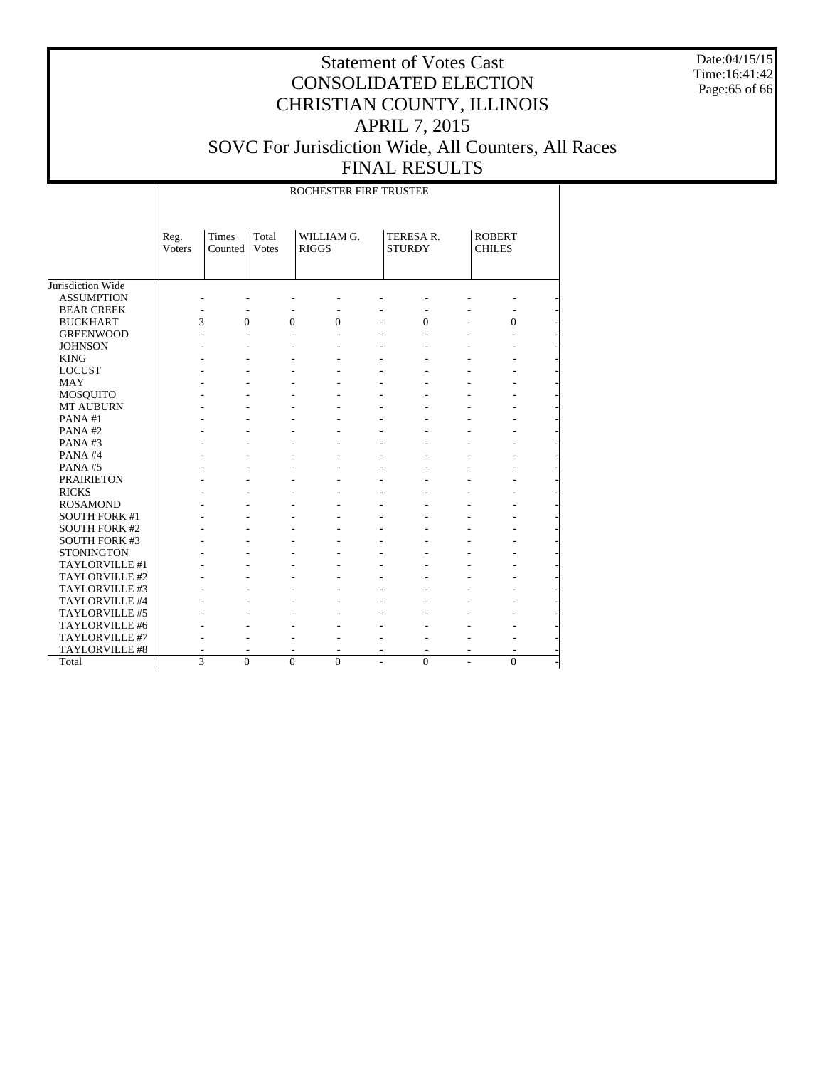# Statement of Votes Cast
# CONSOLIDATED ELECTION
# CHRISTIAN COUNTY, ILLINOIS
# APRIL 7, 2015
# SOVC For Jurisdiction Wide, All Counters, All Races
# FINAL RESULTS

Date:04/15/15
Time:16:41:42

| | ROCHESTER FIRE TRUSTEE | | | | | | | | |
|---|---|---|---|---|---|---|---|---|---|
| | Reg. Voters | Times Counted | Total Votes | WILLIAM G. RIGGS | | TERESA R. STURDY | | ROBERT CHILES | |
| Jurisdiction Wide | | | | | | | | | |
| ASSUMPTION | - | - | - | - | - | - | - | - | - |
| BEAR CREEK | - | - | - | - | - | - | - | - | - |
| BUCKHART | 3 | 0 | 0 | 0 | - | 0 | - | 0 | - |
| GREENWOOD | - | - | - | - | - | - | - | - | - |
| JOHNSON | - | - | - | - | - | - | - | - | - |
| KING | - | - | - | - | - | - | - | - | - |
| LOCUST | - | - | - | - | - | - | - | - | - |
| MAY | - | - | - | - | - | - | - | - | - |
| MOSQUITO | - | - | - | - | - | - | - | - | - |
| MT AUBURN | - | - | - | - | - | - | - | - | - |
| PANA #1 | - | - | - | - | - | - | - | - | - |
| PANA #2 | - | - | - | - | - | - | - | - | - |
| PANA #3 | - | - | - | - | - | - | - | - | - |
| PANA #4 | - | - | - | - | - | - | - | - | - |
| PANA #5 | - | - | - | - | - | - | - | - | - |
| PRAIRIETON | - | - | - | - | - | - | - | - | - |
| RICKS | - | - | - | - | - | - | - | - | - |
| ROSAMOND | - | - | - | - | - | - | - | - | - |
| SOUTH FORK #1 | - | - | - | - | - | - | - | - | - |
| SOUTH FORK #2 | - | - | - | - | - | - | - | - | - |
| SOUTH FORK #3 | - | - | - | - | - | - | - | - | - |
| STONINGTON | - | - | - | - | - | - | - | - | - |
| TAYLORVILLE #1 | - | - | - | - | - | - | - | - | - |
| TAYLORVILLE #2 | - | - | - | - | - | - | - | - | - |
| TAYLORVILLE #3 | - | - | - | - | - | - | - | - | - |
| TAYLORVILLE #4 | - | - | - | - | - | - | - | - | - |
| TAYLORVILLE #5 | - | - | - | - | - | - | - | - | - |
| TAYLORVILLE #6 | - | - | - | - | - | - | - | - | - |
| TAYLORVILLE #7 | - | - | - | - | - | - | - | - | - |
| TAYLORVILLE #8 | - | - | - | - | - | - | - | - | - |
| Total | 3 | 0 | 0 | 0 | - | 0 | - | 0 | - |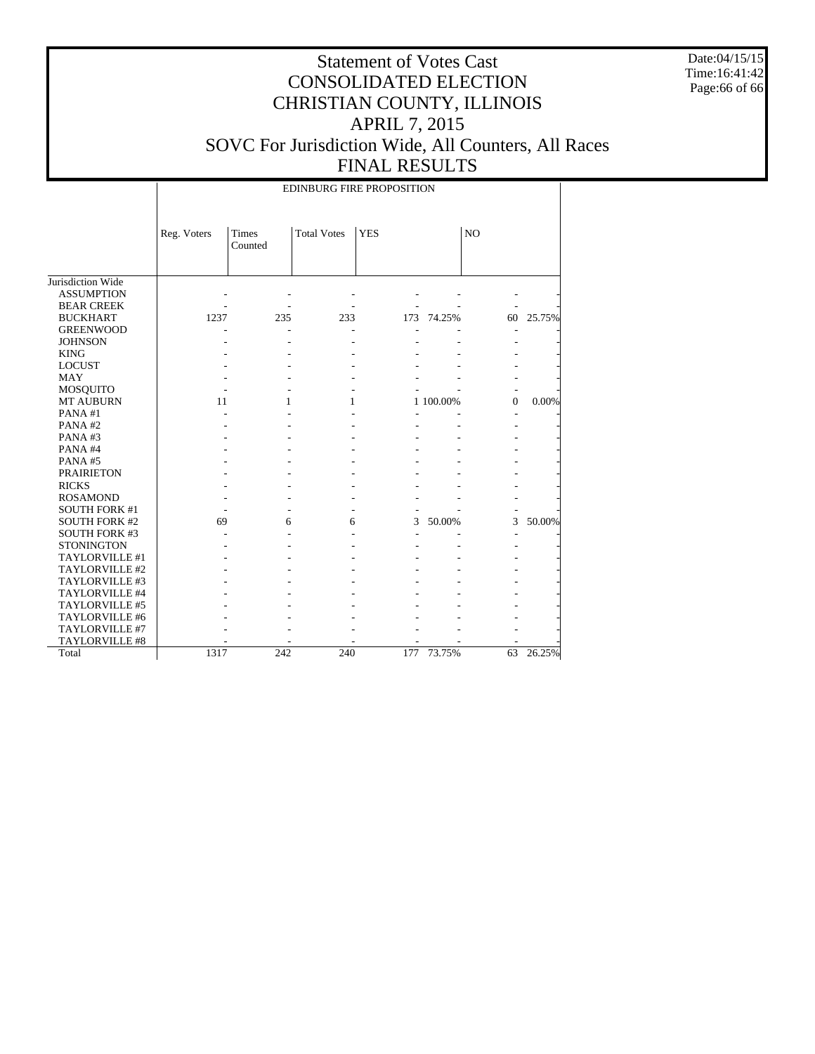# Statement of Votes Cast
# CONSOLIDATED ELECTION
# CHRISTIAN COUNTY, ILLINOIS
# APRIL 7, 2015
# SOVC For Jurisdiction Wide, All Counters, All Races
# FINAL RESULTS

Date:04/15/15
Time:16:41:42

| | EDINBURG FIRE PROPOSITION | | | | | | |
|---|---|---|---|---|---|---|---|
| | Reg. Voters | Times Counted | Total Votes | YES | | NO | |
| Jurisdiction Wide | | | | | | | |
| ASSUMPTION | - | - | - | - | - | - | - |
| BEAR CREEK | - | - | - | - | - | - | - |
| BUCKHART | 1237 | 235 | 233 | 173 | 74.25% | 60 | 25.75% |
| GREENWOOD | - | - | - | - | - | - | - |
| JOHNSON | - | - | - | - | - | - | - |
| KING | - | - | - | - | - | - | - |
| LOCUST | - | - | - | - | - | - | - |
| MAY | - | - | - | - | - | - | - |
| MOSQUITO | - | - | - | - | - | - | - |
| MT AUBURN | 11 | 1 | 1 | 1 | 100.00% | 0 | 0.00% |
| PANA #1 | - | - | - | - | - | - | - |
| PANA #2 | - | - | - | - | - | - | - |
| PANA #3 | - | - | - | - | - | - | - |
| PANA #4 | - | - | - | - | - | - | - |
| PANA #5 | - | - | - | - | - | - | - |
| PRAIRIETON | - | - | - | - | - | - | - |
| RICKS | - | - | - | - | - | - | - |
| ROSAMOND | - | - | - | - | - | - | - |
| SOUTH FORK #1 | - | - | - | - | - | - | - |
| SOUTH FORK #2 | 69 | 6 | 6 | 3 | 50.00% | 3 | 50.00% |
| SOUTH FORK #3 | - | - | - | - | - | - | - |
| STONINGTON | - | - | - | - | - | - | - |
| TAYLORVILLE #1 | - | - | - | - | - | - | - |
| TAYLORVILLE #2 | - | - | - | - | - | - | - |
| TAYLORVILLE #3 | - | - | - | - | - | - | - |
| TAYLORVILLE #4 | - | - | - | - | - | - | - |
| TAYLORVILLE #5 | - | - | - | - | - | - | - |
| TAYLORVILLE #6 | - | - | - | - | - | - | - |
| TAYLORVILLE #7 | - | - | - | - | - | - | - |
| TAYLORVILLE #8 | - | - | - | - | - | - | - |
| Total | 1317 | 242 | 240 | 177 | 73.75% | 63 | 26.25% |